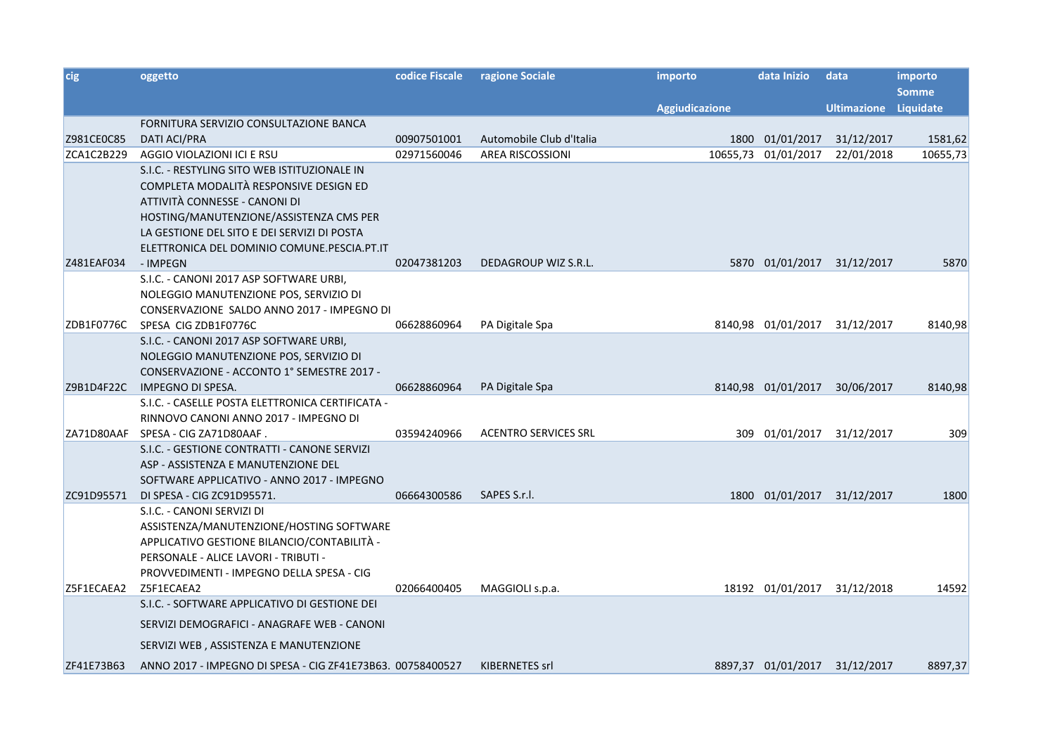| cig | oggetto | codice Fiscale | ragione Sociale | importo Aggiudicazione | data Inizio | data Ultimazione | importo Somme Liquidate |
|---|---|---|---|---|---|---|---|
| Z981CE0C85 | FORNITURA SERVIZIO CONSULTAZIONE BANCA DATI ACI/PRA | 00907501001 | Automobile Club d'Italia | 1800 | 01/01/2017 | 31/12/2017 | 1581,62 |
| ZCA1C2B229 | AGGIO VIOLAZIONI ICI E RSU | 02971560046 | AREA RISCOSSIONI | 10655,73 | 01/01/2017 | 22/01/2018 | 10655,73 |
| Z481EAF034 | S.I.C. - RESTYLING SITO WEB ISTITUZIONALE IN COMPLETA MODALITÀ RESPONSIVE DESIGN ED ATTIVITÀ CONNESSE - CANONI DI HOSTING/MANUTENZIONE/ASSISTENZA CMS PER LA GESTIONE DEL SITO E DEI SERVIZI DI POSTA ELETTRONICA DEL DOMINIO COMUNE.PESCIA.PT.IT - IMPEGN | 02047381203 | DEDAGROUP WIZ S.R.L. | 5870 | 01/01/2017 | 31/12/2017 | 5870 |
| ZDB1F0776C | S.I.C. - CANONI 2017 ASP SOFTWARE URBI, NOLEGGIO MANUTENZIONE POS, SERVIZIO DI CONSERVAZIONE SALDO ANNO 2017 - IMPEGNO DI SPESA CIG ZDB1F0776C | 06628860964 | PA Digitale Spa | 8140,98 | 01/01/2017 | 31/12/2017 | 8140,98 |
| Z9B1D4F22C | S.I.C. - CANONI 2017 ASP SOFTWARE URBI, NOLEGGIO MANUTENZIONE POS, SERVIZIO DI CONSERVAZIONE - ACCONTO 1° SEMESTRE 2017 - IMPEGNO DI SPESA. | 06628860964 | PA Digitale Spa | 8140,98 | 01/01/2017 | 30/06/2017 | 8140,98 |
| ZA71D80AAF | S.I.C. - CASELLE POSTA ELETTRONICA CERTIFICATA - RINNOVO CANONI ANNO 2017 - IMPEGNO DI SPESA - CIG ZA71D80AAF . | 03594240966 | ACENTRO SERVICES SRL | 309 | 01/01/2017 | 31/12/2017 | 309 |
| ZC91D95571 | S.I.C. - GESTIONE CONTRATTI - CANONE SERVIZI ASP - ASSISTENZA E MANUTENZIONE DEL SOFTWARE APPLICATIVO - ANNO 2017 - IMPEGNO DI SPESA - CIG ZC91D95571. | 06664300586 | SAPES S.r.l. | 1800 | 01/01/2017 | 31/12/2017 | 1800 |
| Z5F1ECAEA2 | S.I.C. - CANONI SERVIZI DI ASSISTENZA/MANUTENZIONE/HOSTING SOFTWARE APPLICATIVO GESTIONE BILANCIO/CONTABILITÀ - PERSONALE - ALICE LAVORI - TRIBUTI - PROVVEDIMENTI - IMPEGNO DELLA SPESA - CIG Z5F1ECAEA2 | 02066400405 | MAGGIOLI s.p.a. | 18192 | 01/01/2017 | 31/12/2018 | 14592 |
| ZF41E73B63 | S.I.C. - SOFTWARE APPLICATIVO DI GESTIONE DEI SERVIZI DEMOGRAFICI - ANAGRAFE WEB - CANONI SERVIZI WEB , ASSISTENZA E MANUTENZIONE ANNO 2017 - IMPEGNO DI SPESA - CIG ZF41E73B63. | 00758400527 | KIBERNETES srl | 8897,37 | 01/01/2017 | 31/12/2017 | 8897,37 |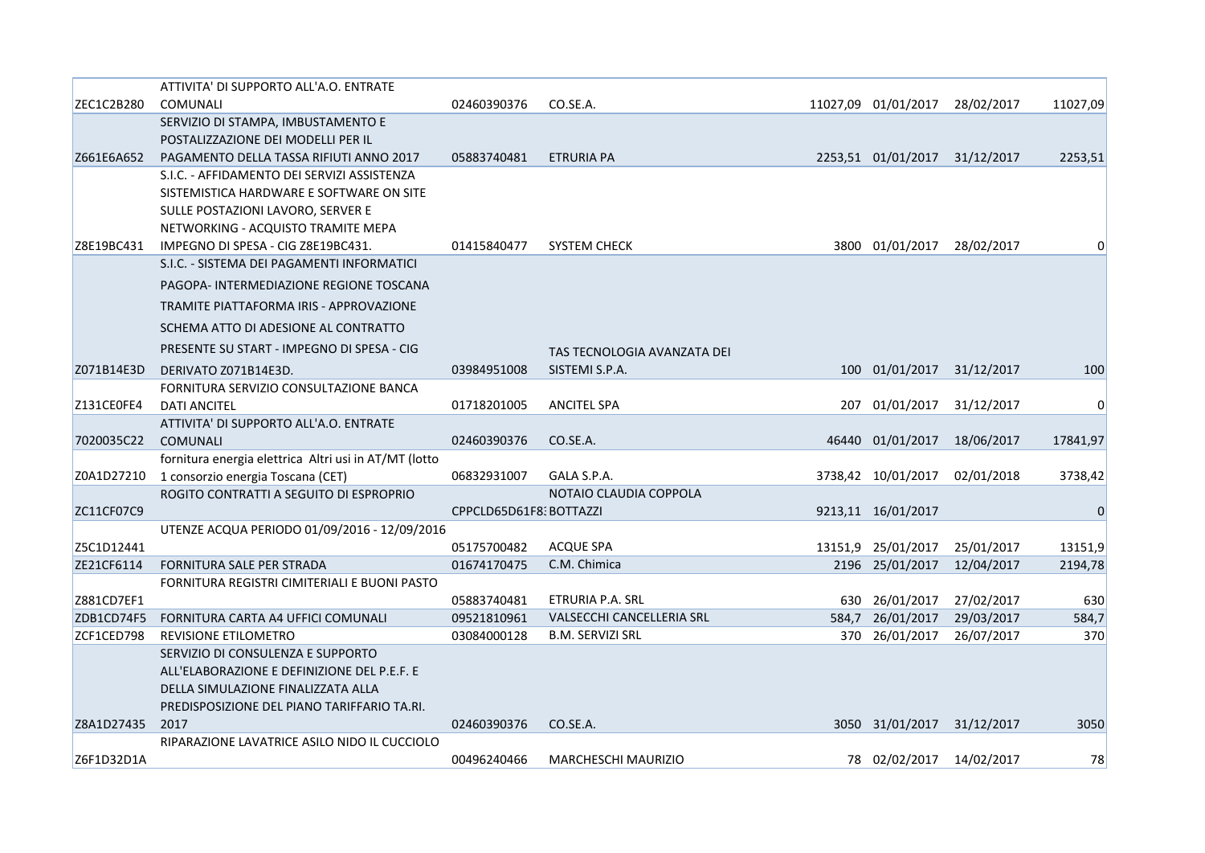| | | | | | | | |
|---|---|---|---|---|---|---|---|
| ZEC1C2B280 | ATTIVITA' DI SUPPORTO ALL'A.O. ENTRATE COMUNALI | 02460390376 | CO.SE.A. | 11027,09 | 01/01/2017 | 28/02/2017 | 11027,09 |
| Z661E6A652 | SERVIZIO DI STAMPA, IMBUSTAMENTO E POSTALIZZAZIONE DEI MODELLI PER IL PAGAMENTO DELLA TASSA RIFIUTI ANNO 2017 | 05883740481 | ETRURIA PA | 2253,51 | 01/01/2017 | 31/12/2017 | 2253,51 |
| Z8E19BC431 | S.I.C. - AFFIDAMENTO DEI SERVIZI ASSISTENZA SISTEMISTICA HARDWARE E SOFTWARE ON SITE SULLE POSTAZIONI LAVORO, SERVER E NETWORKING - ACQUISTO TRAMITE MEPA IMPEGNO DI SPESA - CIG Z8E19BC431. | 01415840477 | SYSTEM CHECK | 3800 | 01/01/2017 | 28/02/2017 | 0 |
| Z071B14E3D | S.I.C. - SISTEMA DEI PAGAMENTI INFORMATICI PAGOPA- INTERMEDIAZIONE REGIONE TOSCANA TRAMITE PIATTAFORMA IRIS - APPROVAZIONE SCHEMA ATTO DI ADESIONE AL CONTRATTO PRESENTE SU START - IMPEGNO DI SPESA - CIG DERIVATO Z071B14E3D. | 03984951008 | TAS TECNOLOGIA AVANZATA DEI SISTEMI S.P.A. | 100 | 01/01/2017 | 31/12/2017 | 100 |
| Z131CE0FE4 | FORNITURA SERVIZIO CONSULTAZIONE BANCA DATI ANCITEL | 01718201005 | ANCITEL SPA | 207 | 01/01/2017 | 31/12/2017 | 0 |
| 7020035C22 | ATTIVITA' DI SUPPORTO ALL'A.O. ENTRATE COMUNALI | 02460390376 | CO.SE.A. | 46440 | 01/01/2017 | 18/06/2017 | 17841,97 |
| Z0A1D27210 | fornitura energia elettrica Altri usi in AT/MT (lotto 1 consorzio energia Toscana (CET) | 06832931007 | GALA S.P.A. | 3738,42 | 10/01/2017 | 02/01/2018 | 3738,42 |
| ZC11CF07C9 | ROGITO CONTRATTI A SEGUITO DI ESPROPRIO | CPPCLD65D61F8: | NOTAIO CLAUDIA COPPOLA BOTTAZZI | 9213,11 | 16/01/2017 | | 0 |
| Z5C1D12441 | UTENZE ACQUA PERIODO 01/09/2016 - 12/09/2016 | 05175700482 | ACQUE SPA | 13151,9 | 25/01/2017 | 25/01/2017 | 13151,9 |
| ZE21CF6114 | FORNITURA SALE PER STRADA | 01674170475 | C.M. Chimica | 2196 | 25/01/2017 | 12/04/2017 | 2194,78 |
| Z881CD7EF1 | FORNITURA REGISTRI CIMITERIALI E BUONI PASTO | 05883740481 | ETRURIA P.A. SRL | 630 | 26/01/2017 | 27/02/2017 | 630 |
| ZDB1CD74F5 | FORNITURA CARTA A4 UFFICI COMUNALI | 09521810961 | VALSECCHI CANCELLERIA SRL | 584,7 | 26/01/2017 | 29/03/2017 | 584,7 |
| ZCF1CED798 | REVISIONE ETILOMETRO | 03084000128 | B.M. SERVIZI SRL | 370 | 26/01/2017 | 26/07/2017 | 370 |
| Z8A1D27435 | SERVIZIO DI CONSULENZA E SUPPORTO ALL'ELABORAZIONE E DEFINIZIONE DEL P.E.F. E DELLA SIMULAZIONE FINALIZZATA ALLA PREDISPOSIZIONE DEL PIANO TARIFFARIO TA.RI. 2017 | 02460390376 | CO.SE.A. | 3050 | 31/01/2017 | 31/12/2017 | 3050 |
| Z6F1D32D1A | RIPARAZIONE LAVATRICE ASILO NIDO IL CUCCIOLO | 00496240466 | MARCHESCHI MAURIZIO | 78 | 02/02/2017 | 14/02/2017 | 78 |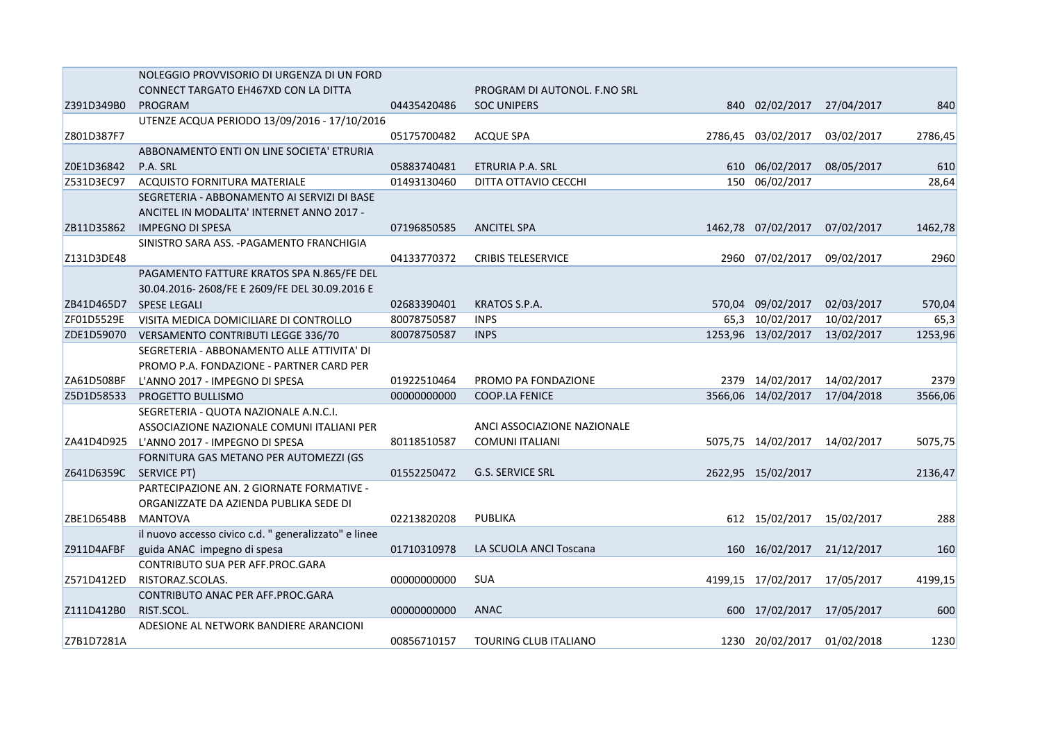| | | | | | | | |
|---|---|---|---|---|---|---|---|
| Z391D349B0 | NOLEGGIO PROVVISORIO DI URGENZA DI UN FORD CONNECT TARGATO EH467XD CON LA DITTA PROGRAM | 04435420486 | PROGRAM DI AUTONOL. F.NO SRL SOC UNIPERS | 840 | 02/02/2017 | 27/04/2017 | 840 |
| Z801D387F7 | UTENZE ACQUA PERIODO 13/09/2016 - 17/10/2016 | 05175700482 | ACQUE SPA | 2786,45 | 03/02/2017 | 03/02/2017 | 2786,45 |
| Z0E1D36842 | ABBONAMENTO ENTI ON LINE SOCIETA' ETRURIA P.A. SRL | 05883740481 | ETRURIA P.A. SRL | 610 | 06/02/2017 | 08/05/2017 | 610 |
| Z531D3EC97 | ACQUISTO FORNITURA MATERIALE | 01493130460 | DITTA OTTAVIO CECCHI | 150 | 06/02/2017 | | 28,64 |
| ZB11D35862 | SEGRETERIA - ABBONAMENTO AI SERVIZI DI BASE ANCITEL IN MODALITA' INTERNET ANNO 2017 - IMPEGNO DI SPESA | 07196850585 | ANCITEL SPA | 1462,78 | 07/02/2017 | 07/02/2017 | 1462,78 |
| Z131D3DE48 | SINISTRO SARA ASS. -PAGAMENTO FRANCHIGIA | 04133770372 | CRIBIS TELESERVICE | 2960 | 07/02/2017 | 09/02/2017 | 2960 |
| ZB41D465D7 | PAGAMENTO FATTURE KRATOS SPA N.865/FE DEL 30.04.2016- 2608/FE E 2609/FE DEL 30.09.2016 E SPESE LEGALI | 02683390401 | KRATOS S.P.A. | 570,04 | 09/02/2017 | 02/03/2017 | 570,04 |
| ZF01D5529E | VISITA MEDICA DOMICILIARE DI CONTROLLO | 80078750587 | INPS | 65,3 | 10/02/2017 | 10/02/2017 | 65,3 |
| ZDE1D59070 | VERSAMENTO CONTRIBUTI LEGGE 336/70 | 80078750587 | INPS | 1253,96 | 13/02/2017 | 13/02/2017 | 1253,96 |
| ZA61D508BF | SEGRETERIA - ABBONAMENTO ALLE ATTIVITA' DI PROMO P.A. FONDAZIONE - PARTNER CARD PER L'ANNO 2017 - IMPEGNO DI SPESA | 01922510464 | PROMO PA FONDAZIONE | 2379 | 14/02/2017 | 14/02/2017 | 2379 |
| Z5D1D58533 | PROGETTO BULLISMO | 00000000000 | COOP.LA FENICE | 3566,06 | 14/02/2017 | 17/04/2018 | 3566,06 |
| ZA41D4D925 | SEGRETERIA - QUOTA NAZIONALE A.N.C.I. ASSOCIAZIONE NAZIONALE COMUNI ITALIANI PER L'ANNO 2017 - IMPEGNO DI SPESA | 80118510587 | ANCI ASSOCIAZIONE NAZIONALE COMUNI ITALIANI | 5075,75 | 14/02/2017 | 14/02/2017 | 5075,75 |
| Z641D6359C | FORNITURA GAS METANO PER AUTOMEZZI (GS SERVICE PT) | 01552250472 | G.S. SERVICE SRL | 2622,95 | 15/02/2017 | | 2136,47 |
| ZBE1D654BB | PARTECIPAZIONE AN. 2 GIORNATE FORMATIVE - ORGANIZZATE DA AZIENDA PUBLIKA SEDE DI MANTOVA | 02213820208 | PUBLIKA | 612 | 15/02/2017 | 15/02/2017 | 288 |
| Z911D4AFBF | il nuovo accesso civico c.d. " generalizzato" e linee guida ANAC impegno di spesa | 01710310978 | LA SCUOLA ANCI Toscana | 160 | 16/02/2017 | 21/12/2017 | 160 |
| Z571D412ED | CONTRIBUTO SUA PER AFF.PROC.GARA RISTORAZ.SCOLAS. | 00000000000 | SUA | 4199,15 | 17/02/2017 | 17/05/2017 | 4199,15 |
| Z111D412B0 | CONTRIBUTO ANAC PER AFF.PROC.GARA RIST.SCOL. | 00000000000 | ANAC | 600 | 17/02/2017 | 17/05/2017 | 600 |
| Z7B1D7281A | ADESIONE AL NETWORK BANDIERE ARANCIONI | 00856710157 | TOURING CLUB ITALIANO | 1230 | 20/02/2017 | 01/02/2018 | 1230 |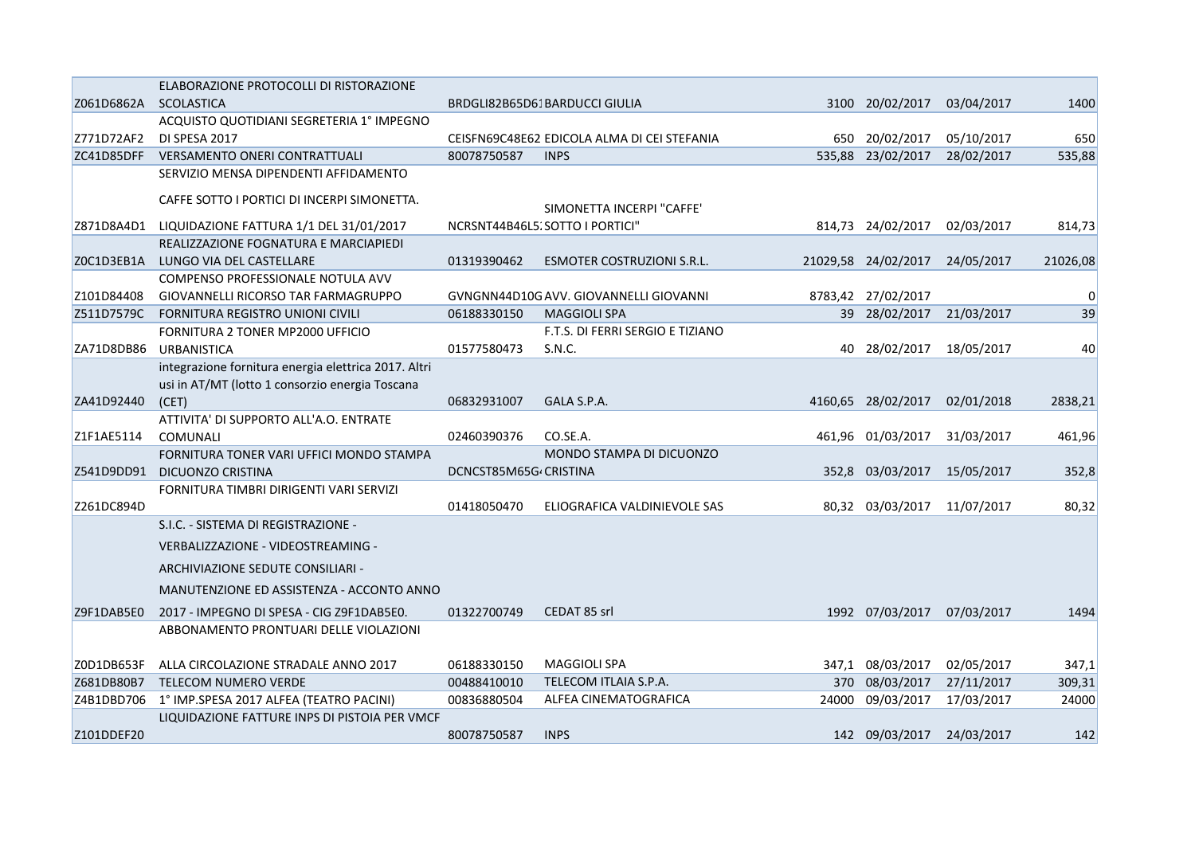| | | | | | | | |
|---|---|---|---|---|---|---|---|
| Z061D6862A | ELABORAZIONE PROTOCOLLI DI RISTORAZIONE SCOLASTICA | BRDGLI82B65D61 | BARDUCCI GIULIA | 3100 | 20/02/2017 | 03/04/2017 | 1400 |
| Z771D72AF2 | ACQUISTO QUOTIDIANI SEGRETERIA 1° IMPEGNO DI SPESA 2017 | CEISFN69C48E62 | EDICOLA ALMA DI CEI STEFANIA | 650 | 20/02/2017 | 05/10/2017 | 650 |
| ZC41D85DFF | VERSAMENTO ONERI CONTRATTUALI | 80078750587 | INPS | 535,88 | 23/02/2017 | 28/02/2017 | 535,88 |
| Z871D8A4D1 | SERVIZIO MENSA DIPENDENTI AFFIDAMENTO CAFFE SOTTO I PORTICI DI INCERPI SIMONETTA. LIQUIDAZIONE FATTURA 1/1 DEL 31/01/2017 | NCRSNT44B46L5 | SIMONETTA INCERPI "CAFFE' SOTTO I PORTICI" | 814,73 | 24/02/2017 | 02/03/2017 | 814,73 |
| Z0C1D3EB1A | REALIZZAZIONE FOGNATURA E MARCIAPIEDI LUNGO VIA DEL CASTELLARE | 01319390462 | ESMOTER COSTRUZIONI S.R.L. | 21029,58 | 24/02/2017 | 24/05/2017 | 21026,08 |
| Z101D84408 | COMPENSO PROFESSIONALE NOTULA AVV GIOVANNELLI RICORSO TAR FARMAGRUPPO | GVNGNN44D10G | AVV. GIOVANNELLI GIOVANNI | 8783,42 | 27/02/2017 | | 0 |
| Z511D7579C | FORNITURA REGISTRO UNIONI CIVILI | 06188330150 | MAGGIOLI SPA | 39 | 28/02/2017 | 21/03/2017 | 39 |
| ZA71D8DB86 | FORNITURA 2 TONER MP2000 UFFICIO URBANISTICA | 01577580473 | F.T.S. DI FERRI SERGIO E TIZIANO S.N.C. | 40 | 28/02/2017 | 18/05/2017 | 40 |
| ZA41D92440 | integrazione fornitura energia elettrica 2017. Altri usi in AT/MT (lotto 1 consorzio energia Toscana (CET) | 06832931007 | GALA S.P.A. | 4160,65 | 28/02/2017 | 02/01/2018 | 2838,21 |
| Z1F1AE5114 | ATTIVITA' DI SUPPORTO ALL'A.O. ENTRATE COMUNALI | 02460390376 | CO.SE.A. | 461,96 | 01/03/2017 | 31/03/2017 | 461,96 |
| Z541D9DD91 | FORNITURA TONER VARI UFFICI MONDO STAMPA DICUONZO CRISTINA | DCNCST85M65G | MONDO STAMPA DI DICUONZO CRISTINA | 352,8 | 03/03/2017 | 15/05/2017 | 352,8 |
| Z261DC894D | FORNITURA TIMBRI DIRIGENTI VARI SERVIZI | 01418050470 | ELIOGRAFICA VALDINIEVOLE SAS | 80,32 | 03/03/2017 | 11/07/2017 | 80,32 |
| Z9F1DAB5E0 | S.I.C. - SISTEMA DI REGISTRAZIONE - VERBALIZZAZIONE - VIDEOSTREAMING - ARCHIVIAZIONE SEDUTE CONSILIARI - MANUTENZIONE ED ASSISTENZA - ACCONTO ANNO 2017 - IMPEGNO DI SPESA - CIG Z9F1DAB5E0. | 01322700749 | CEDAT 85 srl | 1992 | 07/03/2017 | 07/03/2017 | 1494 |
| Z0D1DB653F | ABBONAMENTO PRONTUARI DELLE VIOLAZIONI ALLA CIRCOLAZIONE STRADALE ANNO 2017 | 06188330150 | MAGGIOLI SPA | 347,1 | 08/03/2017 | 02/05/2017 | 347,1 |
| Z681DB80B7 | TELECOM NUMERO VERDE | 00488410010 | TELECOM ITLAIA S.P.A. | 370 | 08/03/2017 | 27/11/2017 | 309,31 |
| Z4B1DBD706 | 1° IMP.SPESA 2017 ALFEA (TEATRO PACINI) | 00836880504 | ALFEA CINEMATOGRAFICA | 24000 | 09/03/2017 | 17/03/2017 | 24000 |
| Z101DDEF20 | LIQUIDAZIONE FATTURE INPS DI PISTOIA PER VMCF | 80078750587 | INPS | 142 | 09/03/2017 | 24/03/2017 | 142 |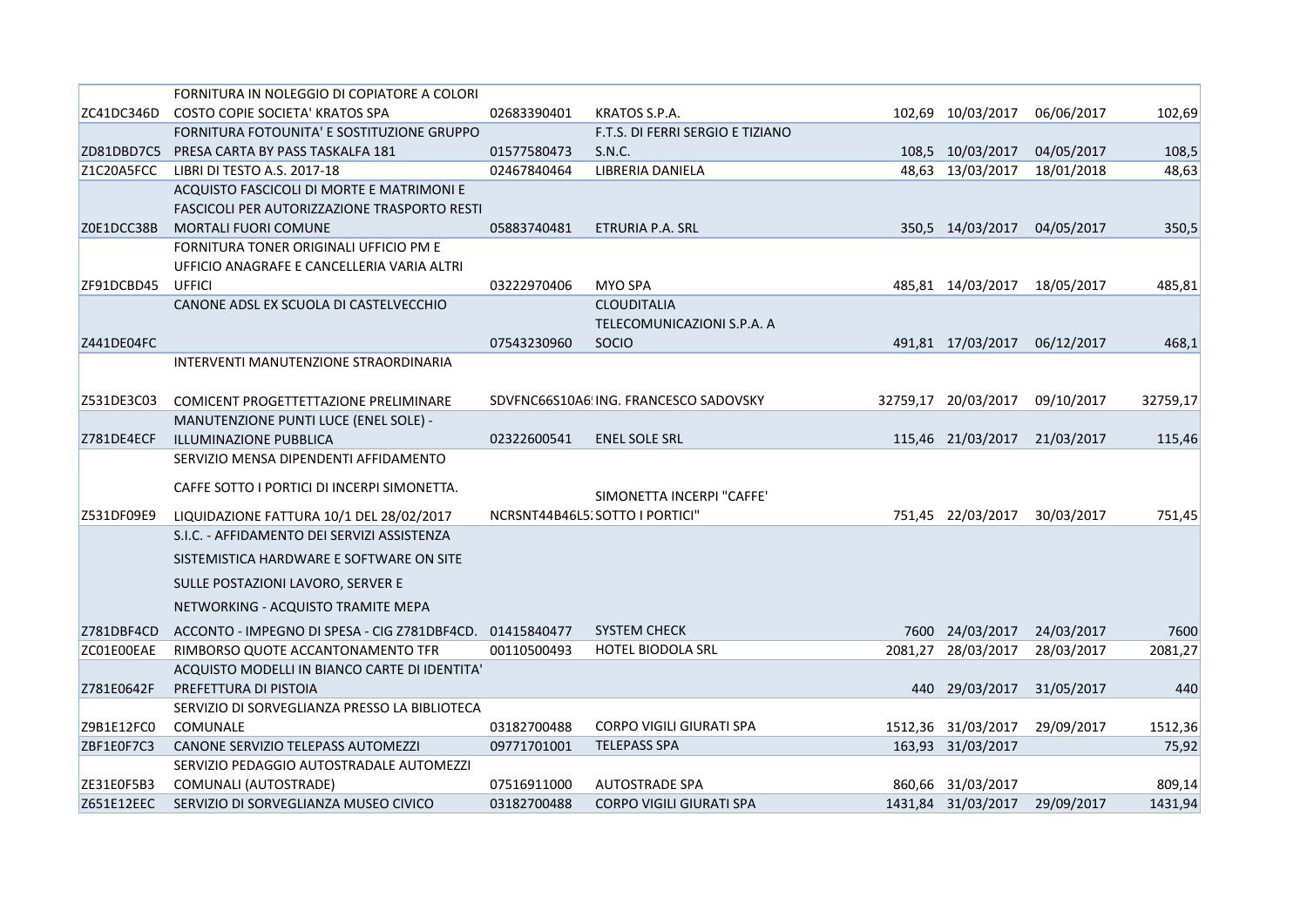| | | | | | | | |
|---|---|---|---|---|---|---|---|
| ZC41DC346D | FORNITURA IN NOLEGGIO DI COPIATORE A COLORI COSTO COPIE SOCIETA' KRATOS SPA | 02683390401 | KRATOS S.P.A. | 102,69 | 10/03/2017 | 06/06/2017 | 102,69 |
| ZD81DBD7C5 | FORNITURA FOTOUNITA' E SOSTITUZIONE GRUPPO PRESA CARTA BY PASS TASKALFA 181 | 01577580473 | F.T.S. DI FERRI SERGIO E TIZIANO S.N.C. | 108,5 | 10/03/2017 | 04/05/2017 | 108,5 |
| Z1C20A5FCC | LIBRI DI TESTO A.S. 2017-18 | 02467840464 | LIBRERIA DANIELA | 48,63 | 13/03/2017 | 18/01/2018 | 48,63 |
| Z0E1DCC38B | ACQUISTO FASCICOLI DI MORTE E MATRIMONI E FASCICOLI PER AUTORIZZAZIONE TRASPORTO RESTI MORTALI FUORI COMUNE | 05883740481 | ETRURIA P.A. SRL | 350,5 | 14/03/2017 | 04/05/2017 | 350,5 |
| ZF91DCBD45 | FORNITURA TONER ORIGINALI UFFICIO PM E UFFICIO ANAGRAFE E CANCELLERIA VARIA ALTRI UFFICI | 03222970406 | MYO SPA | 485,81 | 14/03/2017 | 18/05/2017 | 485,81 |
| Z441DE04FC | CANONE ADSL EX SCUOLA DI CASTELVECCHIO | 07543230960 | CLOUDITALIA TELECOMUNICAZIONI S.P.A. A SOCIO | 491,81 | 17/03/2017 | 06/12/2017 | 468,1 |
| Z531DE3C03 | INTERVENTI MANUTENZIONE STRAORDINARIA COMICENT PROGETTETTAZIONE PRELIMINARE | SDVFNC66S10A6 | ING. FRANCESCO SADOVSKY | 32759,17 | 20/03/2017 | 09/10/2017 | 32759,17 |
| Z781DE4ECF | MANUTENZIONE PUNTI LUCE (ENEL SOLE) - ILLUMINAZIONE PUBBLICA | 02322600541 | ENEL SOLE SRL | 115,46 | 21/03/2017 | 21/03/2017 | 115,46 |
| Z531DF09E9 | SERVIZIO MENSA DIPENDENTI AFFIDAMENTO CAFFE SOTTO I PORTICI DI INCERPI SIMONETTA. LIQUIDAZIONE FATTURA 10/1 DEL 28/02/2017 | NCRSNT44B46L5 | SIMONETTA INCERPI "CAFFE' SOTTO I PORTICI" | 751,45 | 22/03/2017 | 30/03/2017 | 751,45 |
| Z781DBF4CD | S.I.C. - AFFIDAMENTO DEI SERVIZI ASSISTENZA SISTEMISTICA HARDWARE E SOFTWARE ON SITE SULLE POSTAZIONI LAVORO, SERVER E NETWORKING - ACQUISTO TRAMITE MEPA ACCONTO - IMPEGNO DI SPESA - CIG Z781DBF4CD. | 01415840477 | SYSTEM CHECK | 7600 | 24/03/2017 | 24/03/2017 | 7600 |
| ZC01E00EAE | RIMBORSO QUOTE ACCANTONAMENTO TFR | 00110500493 | HOTEL BIODOLA SRL | 2081,27 | 28/03/2017 | 28/03/2017 | 2081,27 |
| Z781E0642F | ACQUISTO MODELLI IN BIANCO CARTE DI IDENTITA' PREFETTURA DI PISTOIA | | | 440 | 29/03/2017 | 31/05/2017 | 440 |
| Z9B1E12FC0 | SERVIZIO DI SORVEGLIANZA PRESSO LA BIBLIOTECA COMUNALE | 03182700488 | CORPO VIGILI GIURATI SPA | 1512,36 | 31/03/2017 | 29/09/2017 | 1512,36 |
| ZBF1E0F7C3 | CANONE SERVIZIO TELEPASS AUTOMEZZI | 09771701001 | TELEPASS SPA | 163,93 | 31/03/2017 | | 75,92 |
| ZE31E0F5B3 | SERVIZIO PEDAGGIO AUTOSTRADALE AUTOMEZZI COMUNALI (AUTOSTRADE) | 07516911000 | AUTOSTRADE SPA | 860,66 | 31/03/2017 | | 809,14 |
| Z651E12EEC | SERVIZIO DI SORVEGLIANZA MUSEO CIVICO | 03182700488 | CORPO VIGILI GIURATI SPA | 1431,84 | 31/03/2017 | 29/09/2017 | 1431,94 |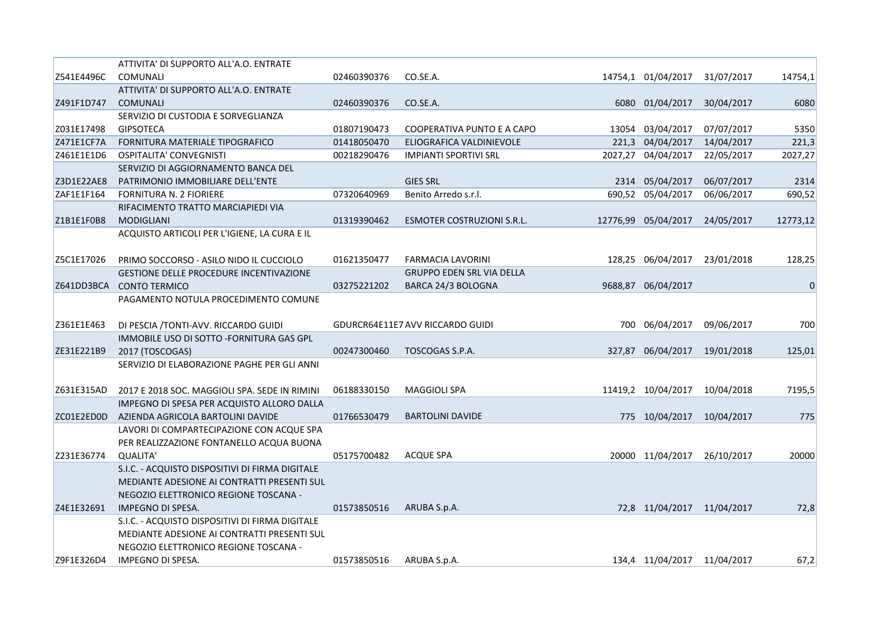| | | | | | | | |
|---|---|---|---|---|---|---|---|
| Z541E4496C | ATTIVITA' DI SUPPORTO ALL'A.O. ENTRATE COMUNALI | 02460390376 | CO.SE.A. | 14754,1 | 01/04/2017 | 31/07/2017 | 14754,1 |
| Z491F1D747 | ATTIVITA' DI SUPPORTO ALL'A.O. ENTRATE COMUNALI | 02460390376 | CO.SE.A. | 6080 | 01/04/2017 | 30/04/2017 | 6080 |
| Z031E17498 | SERVIZIO DI CUSTODIA E SORVEGLIANZA GIPSOTECA | 01807190473 | COOPERATIVA PUNTO E A CAPO | 13054 | 03/04/2017 | 07/07/2017 | 5350 |
| Z471E1CF7A | FORNITURA MATERIALE TIPOGRAFICO | 01418050470 | ELIOGRAFICA VALDINIEVOLE | 221,3 | 04/04/2017 | 14/04/2017 | 221,3 |
| Z461E1E1D6 | OSPITALITA' CONVEGNISTI | 00218290476 | IMPIANTI SPORTIVI SRL | 2027,27 | 04/04/2017 | 22/05/2017 | 2027,27 |
| Z3D1E22AE8 | SERVIZIO DI AGGIORNAMENTO BANCA DEL PATRIMONIO IMMOBILIARE DELL'ENTE | | GIES SRL | 2314 | 05/04/2017 | 06/07/2017 | 2314 |
| ZAF1E1F164 | FORNITURA N. 2 FIORIERE | 07320640969 | Benito Arredo s.r.l. | 690,52 | 05/04/2017 | 06/06/2017 | 690,52 |
| Z1B1E1F0B8 | RIFACIMENTO TRATTO MARCIAPIEDI VIA MODIGLIANI | 01319390462 | ESMOTER COSTRUZIONI S.R.L. | 12776,99 | 05/04/2017 | 24/05/2017 | 12773,12 |
| Z5C1E17026 | ACQUISTO ARTICOLI PER L'IGIENE, LA CURA E IL PRIMO SOCCORSO - ASILO NIDO IL CUCCIOLO | 01621350477 | FARMACIA LAVORINI | 128,25 | 06/04/2017 | 23/01/2018 | 128,25 |
| Z641DD3BCA | GESTIONE DELLE PROCEDURE INCENTIVAZIONE CONTO TERMICO | 03275221202 | GRUPPO EDEN SRL VIA DELLA BARCA 24/3 BOLOGNA | 9688,87 | 06/04/2017 | | 0 |
| Z361E1E463 | PAGAMENTO NOTULA PROCEDIMENTO COMUNE DI PESCIA /TONTI-AVV. RICCARDO GUIDI | GDURCR64E11E7 | AVV RICCARDO GUIDI | 700 | 06/04/2017 | 09/06/2017 | 700 |
| ZE31E221B9 | IMMOBILE USO DI SOTTO -FORNITURA GAS GPL 2017 (TOSCOGAS) | 00247300460 | TOSCOGAS S.P.A. | 327,87 | 06/04/2017 | 19/01/2018 | 125,01 |
| Z631E315AD | SERVIZIO DI ELABORAZIONE PAGHE PER GLI ANNI 2017 E 2018 SOC. MAGGIOLI SPA. SEDE IN RIMINI | 06188330150 | MAGGIOLI SPA | 11419,2 | 10/04/2017 | 10/04/2018 | 7195,5 |
| ZC01E2ED0D | IMPEGNO DI SPESA PER ACQUISTO ALLORO DALLA AZIENDA AGRICOLA BARTOLINI DAVIDE | 01766530479 | BARTOLINI DAVIDE | 775 | 10/04/2017 | 10/04/2017 | 775 |
| Z231E36774 | LAVORI DI COMPARTECIPAZIONE CON ACQUE SPA PER REALIZZAZIONE FONTANELLO ACQUA BUONA QUALITA' | 05175700482 | ACQUE SPA | 20000 | 11/04/2017 | 26/10/2017 | 20000 |
| Z4E1E32691 | S.I.C. - ACQUISTO DISPOSITIVI DI FIRMA DIGITALE MEDIANTE ADESIONE AI CONTRATTI PRESENTI SUL NEGOZIO ELETTRONICO REGIONE TOSCANA - IMPEGNO DI SPESA. | 01573850516 | ARUBA S.p.A. | 72,8 | 11/04/2017 | 11/04/2017 | 72,8 |
| Z9F1E326D4 | S.I.C. - ACQUISTO DISPOSITIVI DI FIRMA DIGITALE MEDIANTE ADESIONE AI CONTRATTI PRESENTI SUL NEGOZIO ELETTRONICO REGIONE TOSCANA - IMPEGNO DI SPESA. | 01573850516 | ARUBA S.p.A. | 134,4 | 11/04/2017 | 11/04/2017 | 67,2 |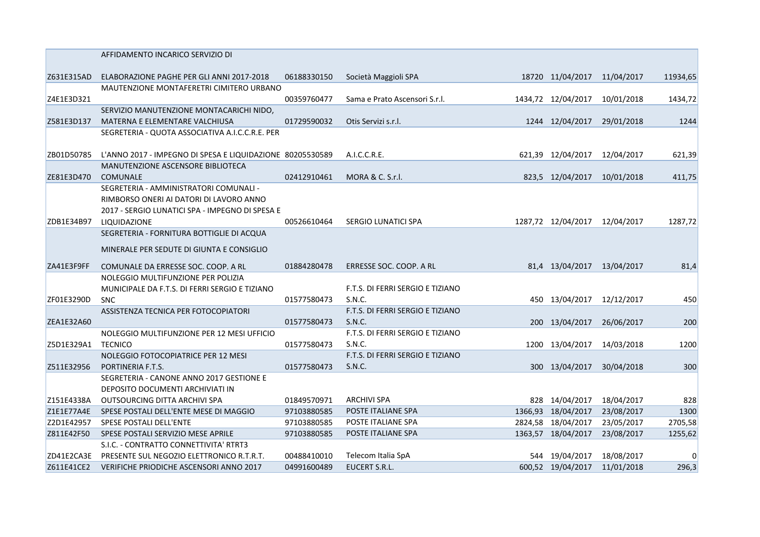| | | | | | | | |
|---|---|---|---|---|---|---|---|
| Z631E315AD | AFFIDAMENTO INCARICO SERVIZIO DI ELABORAZIONE PAGHE PER GLI ANNI 2017-2018 | 06188330150 | Società Maggioli SPA | 18720 | 11/04/2017 | 11/04/2017 | 11934,65 |
| Z4E1E3D321 | MAUTENZIONE MONTAFERETRI CIMITERO URBANO | 00359760477 | Sama e Prato Ascensori S.r.l. | 1434,72 | 12/04/2017 | 10/01/2018 | 1434,72 |
| Z581E3D137 | SERVIZIO MANUTENZIONE MONTACARICHI NIDO, MATERNA E ELEMENTARE VALCHIUSA | 01729590032 | Otis Servizi s.r.l. | 1244 | 12/04/2017 | 29/01/2018 | 1244 |
| ZB01D50785 | SEGRETERIA - QUOTA ASSOCIATIVA A.I.C.C.R.E. PER L'ANNO 2017 - IMPEGNO DI SPESA E LIQUIDAZIONE | 80205530589 | A.I.C.C.R.E. | 621,39 | 12/04/2017 | 12/04/2017 | 621,39 |
| ZE81E3D470 | MANUTENZIONE ASCENSORE BIBLIOTECA COMUNALE | 02412910461 | MORA & C. S.r.l. | 823,5 | 12/04/2017 | 10/01/2018 | 411,75 |
| ZDB1E34B97 | SEGRETERIA - AMMINISTRATORI COMUNALI - RIMBORSO ONERI AI DATORI DI LAVORO ANNO 2017 - SERGIO LUNATICI SPA - IMPEGNO DI SPESA E LIQUIDAZIONE | 00526610464 | SERGIO LUNATICI SPA | 1287,72 | 12/04/2017 | 12/04/2017 | 1287,72 |
| ZA41E3F9FF | SEGRETERIA - FORNITURA BOTTIGLIE DI ACQUA MINERALE PER SEDUTE DI GIUNTA E CONSIGLIO COMUNALE DA ERRESSE SOC. COOP. A RL | 01884280478 | ERRESSE SOC. COOP. A RL | 81,4 | 13/04/2017 | 13/04/2017 | 81,4 |
| ZF01E3290D | NOLEGGIO MULTIFUNZIONE PER POLIZIA MUNICIPALE DA F.T.S. DI FERRI SERGIO E TIZIANO SNC | 01577580473 | F.T.S. DI FERRI SERGIO E TIZIANO S.N.C. | 450 | 13/04/2017 | 12/12/2017 | 450 |
| ZEA1E32A60 | ASSISTENZA TECNICA PER FOTOCOPIATORI | 01577580473 | F.T.S. DI FERRI SERGIO E TIZIANO S.N.C. | 200 | 13/04/2017 | 26/06/2017 | 200 |
| Z5D1E329A1 | NOLEGGIO MULTIFUNZIONE PER 12 MESI UFFICIO TECNICO | 01577580473 | F.T.S. DI FERRI SERGIO E TIZIANO S.N.C. | 1200 | 13/04/2017 | 14/03/2018 | 1200 |
| Z511E32956 | NOLEGGIO FOTOCOPIATRICE PER 12 MESI PORTINERIA F.T.S. | 01577580473 | F.T.S. DI FERRI SERGIO E TIZIANO S.N.C. | 300 | 13/04/2017 | 30/04/2018 | 300 |
| Z151E4338A | SEGRETERIA - CANONE ANNO 2017 GESTIONE E DEPOSITO DOCUMENTI ARCHIVIATI IN OUTSOURCING DITTA ARCHIVI SPA | 01849570971 | ARCHIVI SPA | 828 | 14/04/2017 | 18/04/2017 | 828 |
| Z1E1E77A4E | SPESE POSTALI DELL'ENTE MESE DI MAGGIO | 97103880585 | POSTE ITALIANE SPA | 1366,93 | 18/04/2017 | 23/08/2017 | 1300 |
| Z2D1E42957 | SPESE POSTALI DELL'ENTE | 97103880585 | POSTE ITALIANE SPA | 2824,58 | 18/04/2017 | 23/05/2017 | 2705,58 |
| Z811E42F50 | SPESE POSTALI SERVIZIO MESE APRILE | 97103880585 | POSTE ITALIANE SPA | 1363,57 | 18/04/2017 | 23/08/2017 | 1255,62 |
| ZD41E2CA3E | S.I.C. - CONTRATTO CONNETTIVITA' RTRT3 PRESENTE SUL NEGOZIO ELETTRONICO R.T.R.T. | 00488410010 | Telecom Italia SpA | 544 | 19/04/2017 | 18/08/2017 | 0 |
| Z611E41CE2 | VERIFICHE PRIODICHE ASCENSORI ANNO 2017 | 04991600489 | EUCERT S.R.L. | 600,52 | 19/04/2017 | 11/01/2018 | 296,3 |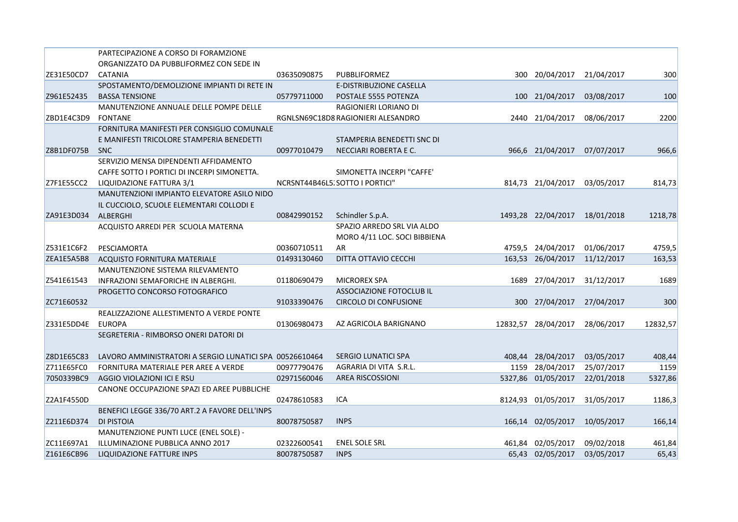| | | | | | | | |
|---|---|---|---|---|---|---|---|
| ZE31E50CD7 | PARTECIPAZIONE A CORSO DI FORAMZIONE ORGANIZZATO DA PUBBLIFORMEZ CON SEDE IN CATANIA | 03635090875 | PUBBLIFORMEZ | 300 | 20/04/2017 | 21/04/2017 | 300 |
| Z961E52435 | SPOSTAMENTO/DEMOLIZIONE IMPIANTI DI RETE IN BASSA TENSIONE | 05779711000 | E-DISTRIBUZIONE CASELLA POSTALE 5555 POTENZA | 100 | 21/04/2017 | 03/08/2017 | 100 |
| ZBD1E4C3D9 | MANUTENZIONE ANNUALE DELLE POMPE DELLE FONTANE | RGNLSN69C18D8 | RAGIONIERI LORIANO DI RAGIONIERI ALESANDRO | 2440 | 21/04/2017 | 08/06/2017 | 2200 |
| Z8B1DF075B | FORNITURA MANIFESTI PER CONSIGLIO COMUNALE E MANIFESTI TRICOLORE STAMPERIA BENEDETTI SNC | 00977010479 | STAMPERIA BENEDETTI SNC DI NECCIARI ROBERTA E C. | 966,6 | 21/04/2017 | 07/07/2017 | 966,6 |
| Z7F1E55CC2 | SERVIZIO MENSA DIPENDENTI AFFIDAMENTO CAFFE SOTTO I PORTICI DI INCERPI SIMONETTA. LIQUIDAZIONE FATTURA 3/1 | NCRSNT44B46L5: | SIMONETTA INCERPI "CAFFE' SOTTO I PORTICI" | 814,73 | 21/04/2017 | 03/05/2017 | 814,73 |
| ZA91E3D034 | MANUTENZIONI IMPIANTO ELEVATORE ASILO NIDO IL CUCCIOLO, SCUOLE ELEMENTARI COLLODI E ALBERGHI | 00842990152 | Schindler S.p.A. | 1493,28 | 22/04/2017 | 18/01/2018 | 1218,78 |
| Z531E1C6F2 | ACQUISTO ARREDI PER SCUOLA MATERNA PESCIAMORTA | 00360710511 | SPAZIO ARREDO SRL VIA ALDO MORO 4/11 LOC. SOCI BIBBIENA AR | 4759,5 | 24/04/2017 | 01/06/2017 | 4759,5 |
| ZEA1E5A5B8 | ACQUISTO FORNITURA MATERIALE | 01493130460 | DITTA OTTAVIO CECCHI | 163,53 | 26/04/2017 | 11/12/2017 | 163,53 |
| Z541E61543 | MANUTENZIONE SISTEMA RILEVAMENTO INFRAZIONI SEMAFORICHE IN ALBERGHI. | 01180690479 | MICROREX SPA | 1689 | 27/04/2017 | 31/12/2017 | 1689 |
| ZC71E60532 | PROGETTO CONCORSO FOTOGRAFICO | 91033390476 | ASSOCIAZIONE FOTOCLUB IL CIRCOLO DI CONFUSIONE | 300 | 27/04/2017 | 27/04/2017 | 300 |
| Z331E5DD4E | REALIZZAZIONE ALLESTIMENTO A VERDE PONTE EUROPA | 01306980473 | AZ AGRICOLA BARIGNANO | 12832,57 | 28/04/2017 | 28/06/2017 | 12832,57 |
| Z8D1E65C83 | SEGRETERIA - RIMBORSO ONERI DATORI DI LAVORO AMMINISTRATORI A SERGIO LUNATICI SPA | 00526610464 | SERGIO LUNATICI SPA | 408,44 | 28/04/2017 | 03/05/2017 | 408,44 |
| Z711E65FC0 | FORNITURA MATERIALE PER AREE A VERDE | 00977790476 | AGRARIA DI VITA S.R.L. | 1159 | 28/04/2017 | 25/07/2017 | 1159 |
| 7050339BC9 | AGGIO VIOLAZIONI ICI E RSU | 02971560046 | AREA RISCOSSIONI | 5327,86 | 01/05/2017 | 22/01/2018 | 5327,86 |
| Z2A1F4550D | CANONE OCCUPAZIONE SPAZI ED AREE PUBBLICHE | 02478610583 | ICA | 8124,93 | 01/05/2017 | 31/05/2017 | 1186,3 |
| Z211E6D374 | BENEFICI LEGGE 336/70 ART.2 A FAVORE DELL'INPS DI PISTOIA | 80078750587 | INPS | 166,14 | 02/05/2017 | 10/05/2017 | 166,14 |
| ZC11E697A1 | MANUTENZIONE PUNTI LUCE (ENEL SOLE) - ILLUMINAZIONE PUBBLICA ANNO 2017 | 02322600541 | ENEL SOLE SRL | 461,84 | 02/05/2017 | 09/02/2018 | 461,84 |
| Z161E6CB96 | LIQUIDAZIONE FATTURE INPS | 80078750587 | INPS | 65,43 | 02/05/2017 | 03/05/2017 | 65,43 |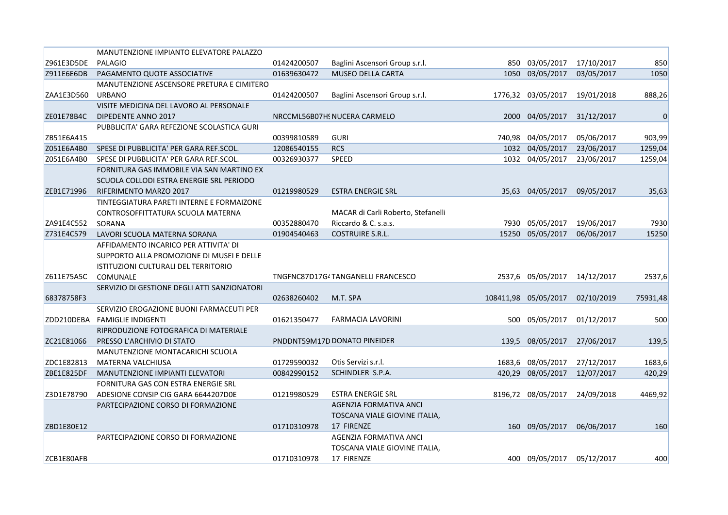|  |  |  |  |  |  |  |  |
|---|---|---|---|---|---|---|---|
| Z961E3D5DE | MANUTENZIONE IMPIANTO ELEVATORE PALAZZO PALAGIO | 01424200507 | Baglini Ascensori Group s.r.l. | 850 | 03/05/2017 | 17/10/2017 | 850 |
| Z911E6E6DB | PAGAMENTO QUOTE ASSOCIATIVE | 01639630472 | MUSEO DELLA CARTA | 1050 | 03/05/2017 | 03/05/2017 | 1050 |
| ZAA1E3D560 | MANUTENZIONE ASCENSORE PRETURA E CIMITERO URBANO | 01424200507 | Baglini Ascensori Group s.r.l. | 1776,32 | 03/05/2017 | 19/01/2018 | 888,26 |
| ZE01E78B4C | VISITE MEDICINA DEL LAVORO AL PERSONALE DIPEDENTE ANNO 2017 | NRCCML56B07H | NUCERA CARMELO | 2000 | 04/05/2017 | 31/12/2017 | 0 |
| ZB51E6A415 | PUBBLICITA' GARA REFEZIONE SCOLASTICA GURI | 00399810589 | GURI | 740,98 | 04/05/2017 | 05/06/2017 | 903,99 |
| Z051E6A4B0 | SPESE DI PUBBLICITA' PER GARA REF.SCOL. | 12086540155 | RCS | 1032 | 04/05/2017 | 23/06/2017 | 1259,04 |
| Z051E6A4B0 | SPESE DI PUBBLICITA' PER GARA REF.SCOL. | 00326930377 | SPEED | 1032 | 04/05/2017 | 23/06/2017 | 1259,04 |
| ZEB1E71996 | FORNITURA GAS IMMOBILE VIA SAN MARTINO EX SCUOLA COLLODI ESTRA ENERGIE SRL PERIODO RIFERIMENTO MARZO 2017 | 01219980529 | ESTRA ENERGIE SRL | 35,63 | 04/05/2017 | 09/05/2017 | 35,63 |
| ZA91E4C552 | TINTEGGIATURA PARETI INTERNE E FORMAIZONE CONTROSOFFITTATURA SCUOLA MATERNA SORANA | 00352880470 | MACAR di Carli Roberto, Stefanelli Riccardo & C. s.a.s. | 7930 | 05/05/2017 | 19/06/2017 | 7930 |
| Z731E4C579 | LAVORI SCUOLA MATERNA SORANA | 01904540463 | COSTRUIRE S.R.L. | 15250 | 05/05/2017 | 06/06/2017 | 15250 |
| Z611E75A5C | AFFIDAMENTO INCARICO PER ATTIVITA' DI SUPPORTO ALLA PROMOZIONE DI MUSEI E DELLE ISTITUZIONI CULTURALI DEL TERRITORIO COMUNALE | TNGFNC87D17G | TANGANELLI FRANCESCO | 2537,6 | 05/05/2017 | 14/12/2017 | 2537,6 |
| 68378758F3 | SERVIZIO DI GESTIONE DEGLI ATTI SANZIONATORI | 02638260402 | M.T. SPA | 108411,98 | 05/05/2017 | 02/10/2019 | 75931,48 |
| ZDD210DEBA | SERVIZIO EROGAZIONE BUONI FARMACEUTI PER FAMIGLIE INDIGENTI | 01621350477 | FARMACIA LAVORINI | 500 | 05/05/2017 | 01/12/2017 | 500 |
| ZC21E81066 | RIPRODUZIONE FOTOGRAFICA DI MATERIALE PRESSO L'ARCHIVIO DI STATO | PNDDNT59M17D | DONATO PINEIDER | 139,5 | 08/05/2017 | 27/06/2017 | 139,5 |
| ZDC1E82813 | MANUTENZIONE MONTACARICHI SCUOLA MATERNA VALCHIUSA | 01729590032 | Otis Servizi s.r.l. | 1683,6 | 08/05/2017 | 27/12/2017 | 1683,6 |
| ZBE1E825DF | MANUTENZIONE IMPIANTI ELEVATORI | 00842990152 | SCHINDLER S.P.A. | 420,29 | 08/05/2017 | 12/07/2017 | 420,29 |
| Z3D1E78790 | FORNITURA GAS CON ESTRA ENERGIE SRL ADESIONE CONSIP CIG GARA 6644207D0E | 01219980529 | ESTRA ENERGIE SRL | 8196,72 | 08/05/2017 | 24/09/2018 | 4469,92 |
| ZBD1E80E12 | PARTECIPAZIONE CORSO DI FORMAZIONE | 01710310978 | AGENZIA FORMATIVA ANCI TOSCANA VIALE GIOVINE ITALIA, 17 FIRENZE | 160 | 09/05/2017 | 06/06/2017 | 160 |
| ZCB1E80AFB | PARTECIPAZIONE CORSO DI FORMAZIONE | 01710310978 | AGENZIA FORMATIVA ANCI TOSCANA VIALE GIOVINE ITALIA, 17 FIRENZE | 400 | 09/05/2017 | 05/12/2017 | 400 |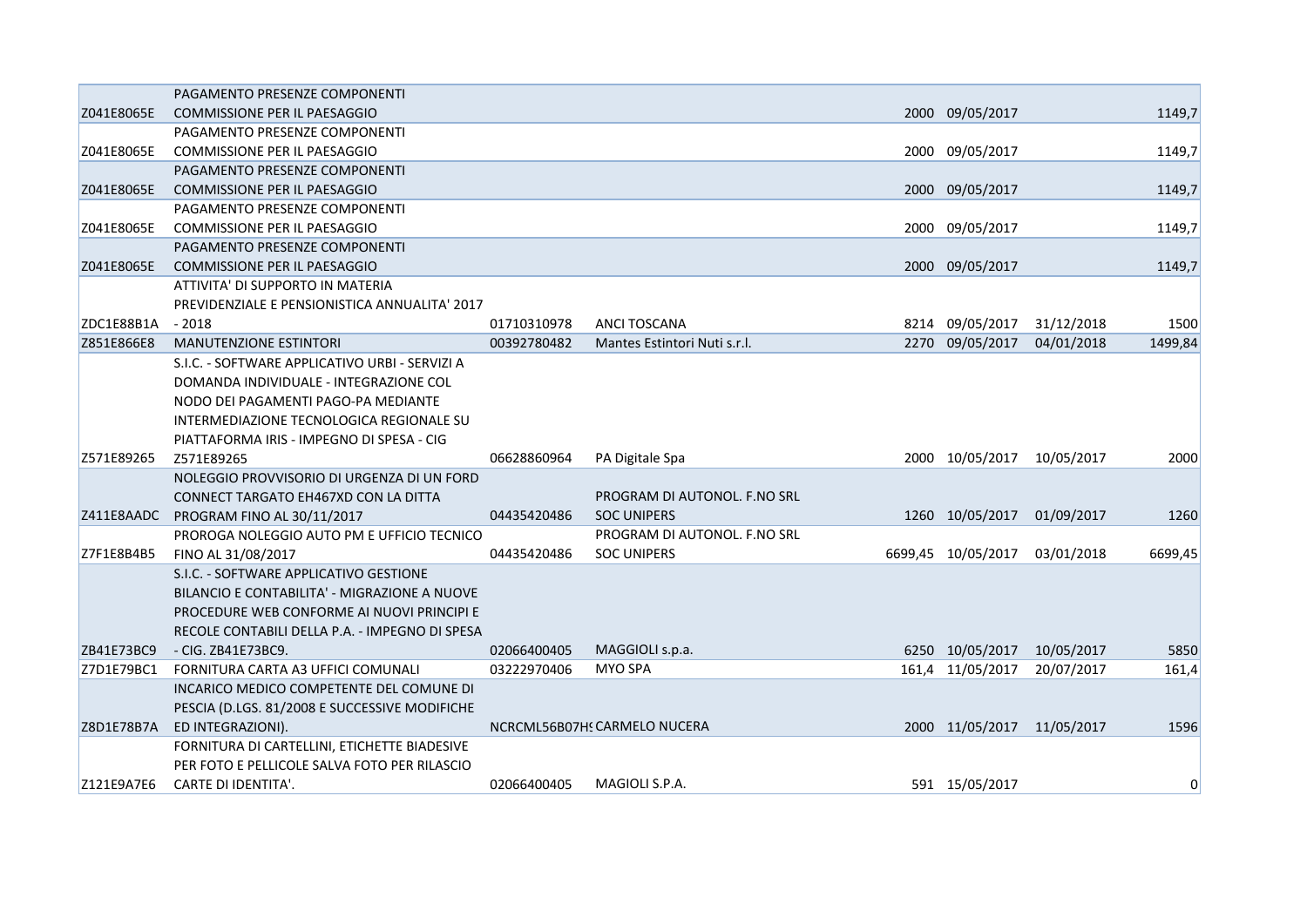| | | | | | | | |
|---|---|---|---|---|---|---|---|
| Z041E8065E | PAGAMENTO PRESENZE COMPONENTI COMMISSIONE PER IL PAESAGGIO | | | 2000 | 09/05/2017 | | 1149,7 |
| Z041E8065E | PAGAMENTO PRESENZE COMPONENTI COMMISSIONE PER IL PAESAGGIO | | | 2000 | 09/05/2017 | | 1149,7 |
| Z041E8065E | PAGAMENTO PRESENZE COMPONENTI COMMISSIONE PER IL PAESAGGIO | | | 2000 | 09/05/2017 | | 1149,7 |
| Z041E8065E | PAGAMENTO PRESENZE COMPONENTI COMMISSIONE PER IL PAESAGGIO | | | 2000 | 09/05/2017 | | 1149,7 |
| Z041E8065E | PAGAMENTO PRESENZE COMPONENTI COMMISSIONE PER IL PAESAGGIO | | | 2000 | 09/05/2017 | | 1149,7 |
| ZDC1E88B1A | ATTIVITA' DI SUPPORTO IN MATERIA PREVIDENZIALE E PENSIONISTICA ANNUALITA' 2017 - 2018 | 01710310978 | ANCI TOSCANA | 8214 | 09/05/2017 | 31/12/2018 | 1500 |
| Z851E866E8 | MANUTENZIONE ESTINTORI | 00392780482 | Mantes Estintori Nuti s.r.l. | 2270 | 09/05/2017 | 04/01/2018 | 1499,84 |
| Z571E89265 | S.I.C. - SOFTWARE APPLICATIVO URBI - SERVIZI A DOMANDA INDIVIDUALE - INTEGRAZIONE COL NODO DEI PAGAMENTI PAGO-PA MEDIANTE INTERMEDIAZIONE TECNOLOGICA REGIONALE SU PIATTAFORMA IRIS - IMPEGNO DI SPESA - CIG Z571E89265 | 06628860964 | PA Digitale Spa | 2000 | 10/05/2017 | 10/05/2017 | 2000 |
| Z411E8AADC | NOLEGGIO PROVVISORIO DI URGENZA DI UN FORD CONNECT TARGATO EH467XD CON LA DITTA PROGRAM FINO AL 30/11/2017 | 04435420486 | PROGRAM DI AUTONOL. F.NO SRL SOC UNIPERS | 1260 | 10/05/2017 | 01/09/2017 | 1260 |
| Z7F1E8B4B5 | PROROGA NOLEGGIO AUTO PM E UFFICIO TECNICO FINO AL 31/08/2017 | 04435420486 | PROGRAM DI AUTONOL. F.NO SRL SOC UNIPERS | 6699,45 | 10/05/2017 | 03/01/2018 | 6699,45 |
| ZB41E73BC9 | S.I.C. - SOFTWARE APPLICATIVO GESTIONE BILANCIO E CONTABILITA' - MIGRAZIONE A NUOVE PROCEDURE WEB CONFORME AI NUOVI PRINCIPI E RECOLE CONTABILI DELLA P.A. - IMPEGNO DI SPESA - CIG. ZB41E73BC9. | 02066400405 | MAGGIOLI s.p.a. | 6250 | 10/05/2017 | 10/05/2017 | 5850 |
| Z7D1E79BC1 | FORNITURA CARTA A3 UFFICI COMUNALI | 03222970406 | MYO SPA | 161,4 | 11/05/2017 | 20/07/2017 | 161,4 |
| Z8D1E78B7A | INCARICO MEDICO COMPETENTE DEL COMUNE DI PESCIA (D.LGS. 81/2008 E SUCCESSIVE MODIFICHE ED INTEGRAZIONI). | NCRCML56B07H( | CARMELO NUCERA | 2000 | 11/05/2017 | 11/05/2017 | 1596 |
| Z121E9A7E6 | FORNITURA DI CARTELLINI, ETICHETTE BIADESIVE PER FOTO E PELLICOLE SALVA FOTO PER RILASCIO CARTE DI IDENTITA'. | 02066400405 | MAGIOLI S.P.A. | 591 | 15/05/2017 | | 0 |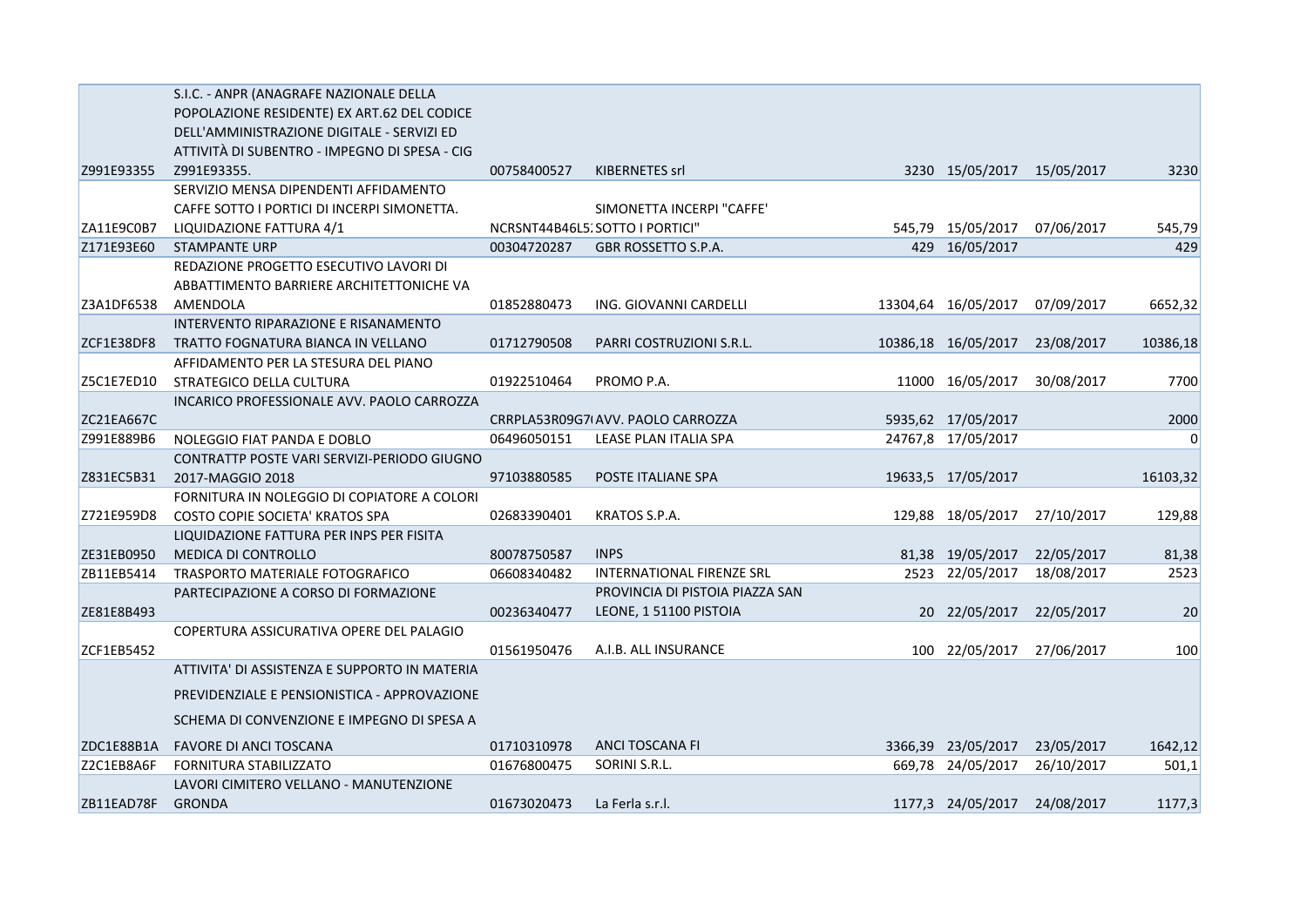| | | | | | | | |
|---|---|---|---|---|---|---|---|
| Z991E93355 | S.I.C. - ANPR (ANAGRAFE NAZIONALE DELLA POPOLAZIONE RESIDENTE) EX ART.62 DEL CODICE DELL'AMMINISTRAZIONE DIGITALE - SERVIZI ED ATTIVITÀ DI SUBENTRO - IMPEGNO DI SPESA - CIG Z991E93355. | 00758400527 | KIBERNETES srl | 3230 | 15/05/2017 | 15/05/2017 | 3230 |
| ZA11E9C0B7 | SERVIZIO MENSA DIPENDENTI AFFIDAMENTO CAFFE SOTTO I PORTICI DI INCERPI SIMONETTA. LIQUIDAZIONE FATTURA 4/1 | NCRSNT44B46L5 | SIMONETTA INCERPI "CAFFE' SOTTO I PORTICI" | 545,79 | 15/05/2017 | 07/06/2017 | 545,79 |
| Z171E93E60 | STAMPANTE URP | 00304720287 | GBR ROSSETTO S.P.A. | 429 | 16/05/2017 | | 429 |
| Z3A1DF6538 | REDAZIONE PROGETTO ESECUTIVO LAVORI DI ABBATTIMENTO BARRIERE ARCHITETTONICHE VA AMENDOLA | 01852880473 | ING. GIOVANNI CARDELLI | 13304,64 | 16/05/2017 | 07/09/2017 | 6652,32 |
| ZCF1E38DF8 | INTERVENTO RIPARAZIONE E RISANAMENTO TRATTO FOGNATURA BIANCA IN VELLANO | 01712790508 | PARRI COSTRUZIONI S.R.L. | 10386,18 | 16/05/2017 | 23/08/2017 | 10386,18 |
| Z5C1E7ED10 | AFFIDAMENTO PER LA STESURA DEL PIANO STRATEGICO DELLA CULTURA | 01922510464 | PROMO P.A. | 11000 | 16/05/2017 | 30/08/2017 | 7700 |
| ZC21EA667C | INCARICO PROFESSIONALE AVV. PAOLO CARROZZA | CRRPLA53R09G7 | AVV. PAOLO CARROZZA | 5935,62 | 17/05/2017 | | 2000 |
| Z991E889B6 | NOLEGGIO FIAT PANDA E DOBLO | 06496050151 | LEASE PLAN ITALIA SPA | 24767,8 | 17/05/2017 | | 0 |
| Z831EC5B31 | CONTRATTP POSTE VARI SERVIZI-PERIODO GIUGNO 2017-MAGGIO 2018 | 97103880585 | POSTE ITALIANE SPA | 19633,5 | 17/05/2017 | | 16103,32 |
| Z721E959D8 | FORNITURA IN NOLEGGIO DI COPIATORE A COLORI COSTO COPIE SOCIETA' KRATOS SPA | 02683390401 | KRATOS S.P.A. | 129,88 | 18/05/2017 | 27/10/2017 | 129,88 |
| ZE31EB0950 | LIQUIDAZIONE FATTURA PER INPS PER FISITA MEDICA DI CONTROLLO | 80078750587 | INPS | 81,38 | 19/05/2017 | 22/05/2017 | 81,38 |
| ZB11EB5414 | TRASPORTO MATERIALE FOTOGRAFICO | 06608340482 | INTERNATIONAL FIRENZE SRL | 2523 | 22/05/2017 | 18/08/2017 | 2523 |
| ZE81E8B493 | PARTECIPAZIONE A CORSO DI FORMAZIONE | 00236340477 | PROVINCIA DI PISTOIA PIAZZA SAN LEONE, 1 51100 PISTOIA | 20 | 22/05/2017 | 22/05/2017 | 20 |
| ZCF1EB5452 | COPERTURA ASSICURATIVA OPERE DEL PALAGIO | 01561950476 | A.I.B. ALL INSURANCE | 100 | 22/05/2017 | 27/06/2017 | 100 |
| ZDC1E88B1A | ATTIVITA' DI ASSISTENZA E SUPPORTO IN MATERIA PREVIDENZIALE E PENSIONISTICA - APPROVAZIONE SCHEMA DI CONVENZIONE E IMPEGNO DI SPESA A FAVORE DI ANCI TOSCANA | 01710310978 | ANCI TOSCANA FI | 3366,39 | 23/05/2017 | 23/05/2017 | 1642,12 |
| Z2C1EB8A6F | FORNITURA STABILIZZATO | 01676800475 | SORINI S.R.L. | 669,78 | 24/05/2017 | 26/10/2017 | 501,1 |
| ZB11EAD78F | LAVORI CIMITERO VELLANO - MANUTENZIONE GRONDA | 01673020473 | La Ferla s.r.l. | 1177,3 | 24/05/2017 | 24/08/2017 | 1177,3 |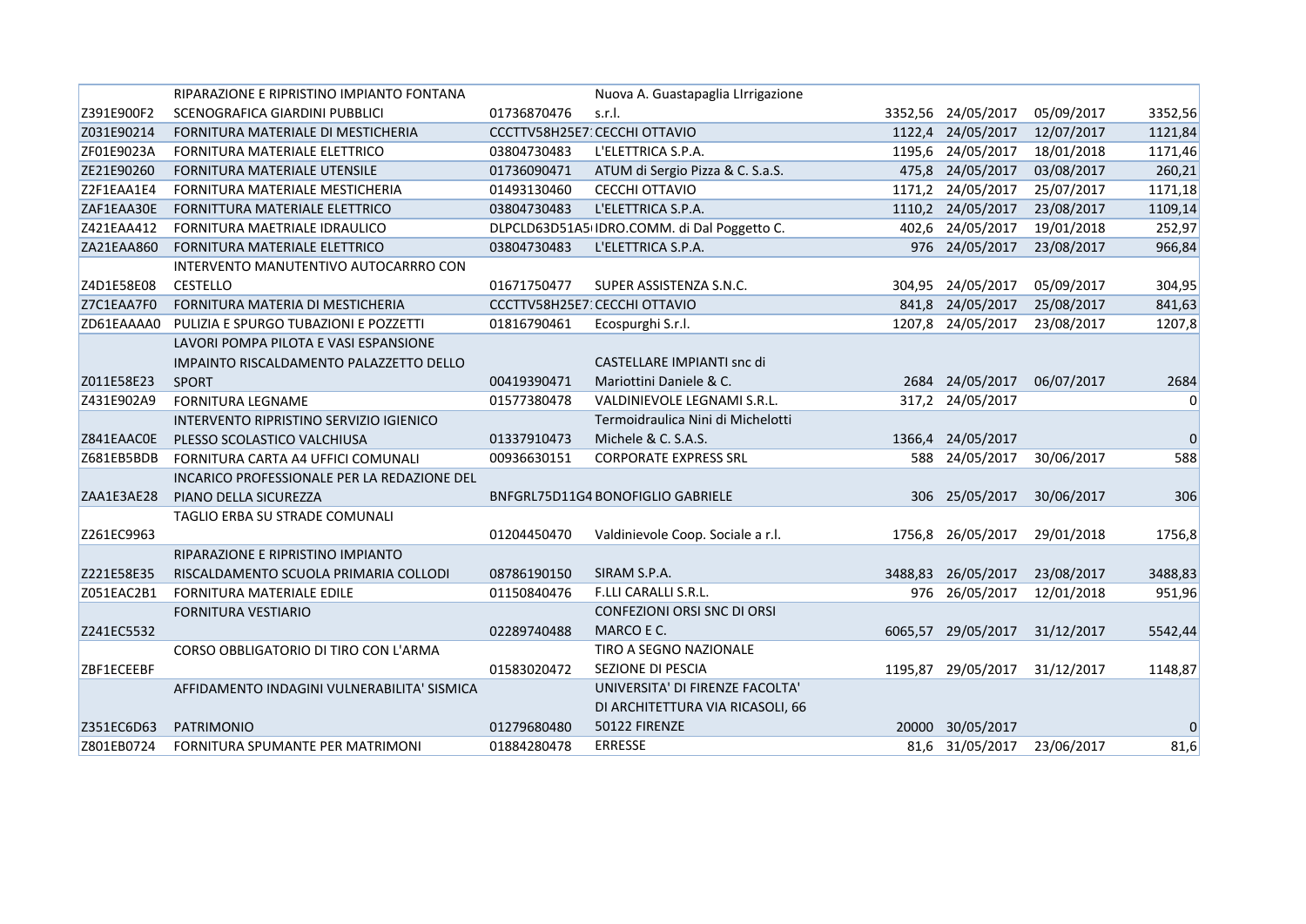| | | | | | | | |
|---|---|---|---|---|---|---|---|
| Z391E900F2 | RIPARAZIONE E RIPRISTINO IMPIANTO FONTANA SCENOGRAFICA GIARDINI PUBBLICI | 01736870476 | Nuova A. Guastapaglia LIrrigazione s.r.l. | 3352,56 | 24/05/2017 | 05/09/2017 | 3352,56 |
| Z031E90214 | FORNITURA MATERIALE DI MESTICHERIA | CCCTTV58H25E7 | CECCHI OTTAVIO | 1122,4 | 24/05/2017 | 12/07/2017 | 1121,84 |
| ZF01E9023A | FORNITURA MATERIALE ELETTRICO | 03804730483 | L'ELETTRICA S.P.A. | 1195,6 | 24/05/2017 | 18/01/2018 | 1171,46 |
| ZE21E90260 | FORNITURA MATERIALE UTENSILE | 01736090471 | ATUM di Sergio Pizza & C. S.a.S. | 475,8 | 24/05/2017 | 03/08/2017 | 260,21 |
| Z2F1EAA1E4 | FORNITURA MATERIALE MESTICHERIA | 01493130460 | CECCHI OTTAVIO | 1171,2 | 24/05/2017 | 25/07/2017 | 1171,18 |
| ZAF1EAA30E | FORNITTURA MATERIALE ELETTRICO | 03804730483 | L'ELETTRICA S.P.A. | 1110,2 | 24/05/2017 | 23/08/2017 | 1109,14 |
| Z421EAA412 | FORNITURA MAETRIALE IDRAULICO | DLPCLD63D51A5 | IDRO.COMM. di Dal Poggetto C. | 402,6 | 24/05/2017 | 19/01/2018 | 252,97 |
| ZA21EAA860 | FORNITURA MATERIALE ELETTRICO | 03804730483 | L'ELETTRICA S.P.A. | 976 | 24/05/2017 | 23/08/2017 | 966,84 |
| Z4D1E58E08 | INTERVENTO MANUTENTIVO AUTOCARRRO CON CESTELLO | 01671750477 | SUPER ASSISTENZA S.N.C. | 304,95 | 24/05/2017 | 05/09/2017 | 304,95 |
| Z7C1EAA7F0 | FORNITURA MATERIA DI MESTICHERIA | CCCTTV58H25E7 | CECCHI OTTAVIO | 841,8 | 24/05/2017 | 25/08/2017 | 841,63 |
| ZD61EAAAA0 | PULIZIA E SPURGO TUBAZIONI E POZZETTI | 01816790461 | Ecospurghi S.r.l. | 1207,8 | 24/05/2017 | 23/08/2017 | 1207,8 |
| Z011E58E23 | LAVORI POMPA PILOTA E VASI ESPANSIONE IMPAINTO RISCALDAMENTO PALAZZETTO DELLO SPORT | 00419390471 | CASTELLARE IMPIANTI snc di Mariottini Daniele & C. | 2684 | 24/05/2017 | 06/07/2017 | 2684 |
| Z431E902A9 | FORNITURA LEGNAME | 01577380478 | VALDINIEVOLE LEGNAMI S.R.L. | 317,2 | 24/05/2017 | | 0 |
| Z841EAAC0E | INTERVENTO RIPRISTINO SERVIZIO IGIENICO PLESSO SCOLASTICO VALCHIUSA | 01337910473 | Termoidraulica Nini di Michelotti Michele & C. S.A.S. | 1366,4 | 24/05/2017 | | 0 |
| Z681EB5BDB | FORNITURA CARTA A4 UFFICI COMUNALI | 00936630151 | CORPORATE EXPRESS SRL | 588 | 24/05/2017 | 30/06/2017 | 588 |
| ZAA1E3AE28 | INCARICO PROFESSIONALE PER LA REDAZIONE DEL PIANO DELLA SICUREZZA | BNFGRL75D11G4 | BONOFIGLIO GABRIELE | 306 | 25/05/2017 | 30/06/2017 | 306 |
| Z261EC9963 | TAGLIO ERBA SU STRADE COMUNALI | 01204450470 | Valdinievole Coop. Sociale a r.l. | 1756,8 | 26/05/2017 | 29/01/2018 | 1756,8 |
| Z221E58E35 | RIPARAZIONE E RIPRISTINO IMPIANTO RISCALDAMENTO SCUOLA PRIMARIA COLLODI | 08786190150 | SIRAM S.P.A. | 3488,83 | 26/05/2017 | 23/08/2017 | 3488,83 |
| Z051EAC2B1 | FORNITURA MATERIALE EDILE | 01150840476 | F.LLI CARALLI S.R.L. | 976 | 26/05/2017 | 12/01/2018 | 951,96 |
| Z241EC5532 | FORNITURA VESTIARIO | 02289740488 | CONFEZIONI ORSI SNC DI ORSI MARCO E C. | 6065,57 | 29/05/2017 | 31/12/2017 | 5542,44 |
| ZBF1ECEEBF | CORSO OBBLIGATORIO DI TIRO CON L'ARMA | 01583020472 | TIRO A SEGNO NAZIONALE SEZIONE DI PESCIA | 1195,87 | 29/05/2017 | 31/12/2017 | 1148,87 |
| Z351EC6D63 | AFFIDAMENTO INDAGINI VULNERABILITA' SISMICA PATRIMONIO | 01279680480 | UNIVERSITA' DI FIRENZE FACOLTA' DI ARCHITETTURA VIA RICASOLI, 66 50122 FIRENZE | 20000 | 30/05/2017 | | 0 |
| Z801EB0724 | FORNITURA SPUMANTE PER MATRIMONI | 01884280478 | ERRESSE | 81,6 | 31/05/2017 | 23/06/2017 | 81,6 |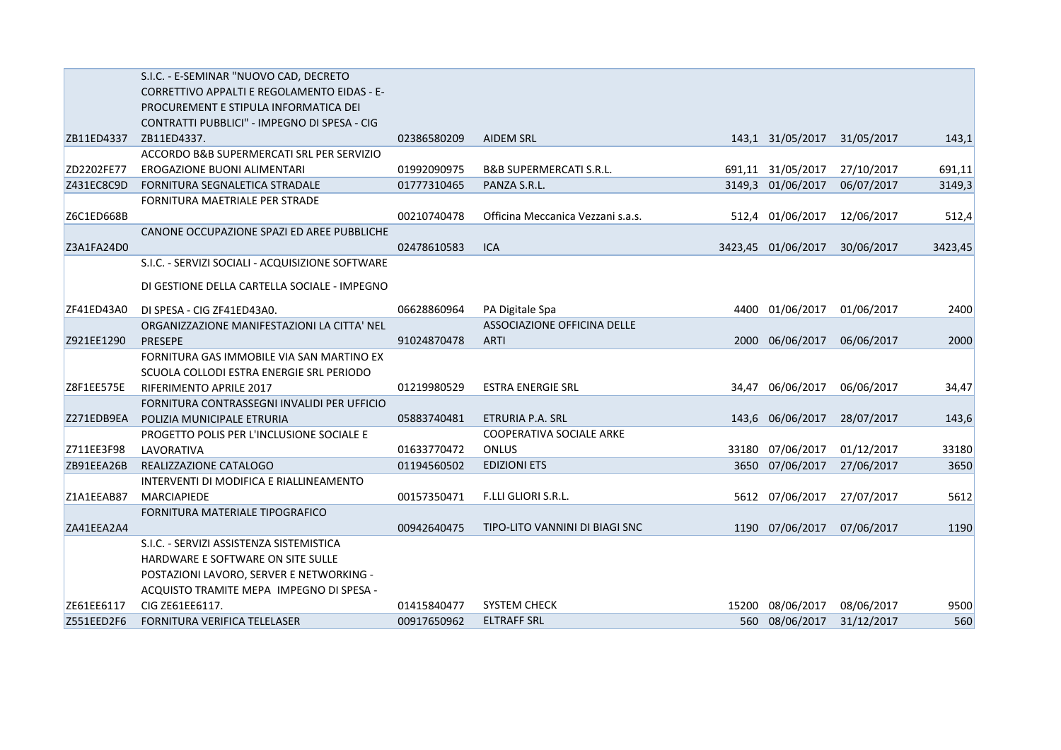| | | | | | | | |
|---|---|---|---|---|---|---|---|
| ZB11ED4337 | S.I.C. - E-SEMINAR "NUOVO CAD, DECRETO CORRETTIVO APPALTI E REGOLAMENTO EIDAS - E-PROCUREMENT E STIPULA INFORMATICA DEI CONTRATTI PUBBLICI" - IMPEGNO DI SPESA - CIG ZB11ED4337. | 02386580209 | AIDEM SRL | 143,1 | 31/05/2017 | 31/05/2017 | 143,1 |
| ZD2202FE77 | ACCORDO B&B SUPERMERCATI SRL PER SERVIZIO EROGAZIONE BUONI ALIMENTARI | 01992090975 | B&B SUPERMERCATI S.R.L. | 691,11 | 31/05/2017 | 27/10/2017 | 691,11 |
| Z431EC8C9D | FORNITURA SEGNALETICA STRADALE | 01777310465 | PANZA S.R.L. | 3149,3 | 01/06/2017 | 06/07/2017 | 3149,3 |
| Z6C1ED668B | FORNITURA MAETRIALE PER STRADE | 00210740478 | Officina Meccanica Vezzani s.a.s. | 512,4 | 01/06/2017 | 12/06/2017 | 512,4 |
| Z3A1FA24D0 | CANONE OCCUPAZIONE SPAZI ED AREE PUBBLICHE | 02478610583 | ICA | 3423,45 | 01/06/2017 | 30/06/2017 | 3423,45 |
| ZF41ED43A0 | S.I.C. - SERVIZI SOCIALI - ACQUISIZIONE SOFTWARE DI GESTIONE DELLA CARTELLA SOCIALE - IMPEGNO DI SPESA - CIG ZF41ED43A0. | 06628860964 | PA Digitale Spa | 4400 | 01/06/2017 | 01/06/2017 | 2400 |
| Z921EE1290 | ORGANIZZAZIONE MANIFESTAZIONI LA CITTA' NEL PRESEPE | 91024870478 | ASSOCIAZIONE OFFICINA DELLE ARTI | 2000 | 06/06/2017 | 06/06/2017 | 2000 |
| Z8F1EE575E | FORNITURA GAS IMMOBILE VIA SAN MARTINO EX SCUOLA COLLODI ESTRA ENERGIE SRL PERIODO RIFERIMENTO APRILE 2017 | 01219980529 | ESTRA ENERGIE SRL | 34,47 | 06/06/2017 | 06/06/2017 | 34,47 |
| Z271EDB9EA | FORNITURA CONTRASSEGNI INVALIDI PER UFFICIO POLIZIA MUNICIPALE ETRURIA | 05883740481 | ETRURIA P.A. SRL | 143,6 | 06/06/2017 | 28/07/2017 | 143,6 |
| Z711EE3F98 | PROGETTO POLIS PER L'INCLUSIONE SOCIALE E LAVORATIVA | 01633770472 | COOPERATIVA SOCIALE ARKE ONLUS | 33180 | 07/06/2017 | 01/12/2017 | 33180 |
| ZB91EEA26B | REALIZZAZIONE CATALOGO | 01194560502 | EDIZIONI ETS | 3650 | 07/06/2017 | 27/06/2017 | 3650 |
| Z1A1EEAB87 | INTERVENTI DI MODIFICA E RIALLINEAMENTO MARCIAPIEDE | 00157350471 | F.LLI GLIORI S.R.L. | 5612 | 07/06/2017 | 27/07/2017 | 5612 |
| ZA41EEA2A4 | FORNITURA MATERIALE TIPOGRAFICO | 00942640475 | TIPO-LITO VANNINI DI BIAGI SNC | 1190 | 07/06/2017 | 07/06/2017 | 1190 |
| ZE61EE6117 | S.I.C. - SERVIZI ASSISTENZA SISTEMISTICA HARDWARE E SOFTWARE ON SITE SULLE POSTAZIONI LAVORO, SERVER E NETWORKING - ACQUISTO TRAMITE MEPA IMPEGNO DI SPESA - CIG ZE61EE6117. | 01415840477 | SYSTEM CHECK | 15200 | 08/06/2017 | 08/06/2017 | 9500 |
| Z551EED2F6 | FORNITURA VERIFICA TELELASER | 00917650962 | ELTRAFF SRL | 560 | 08/06/2017 | 31/12/2017 | 560 |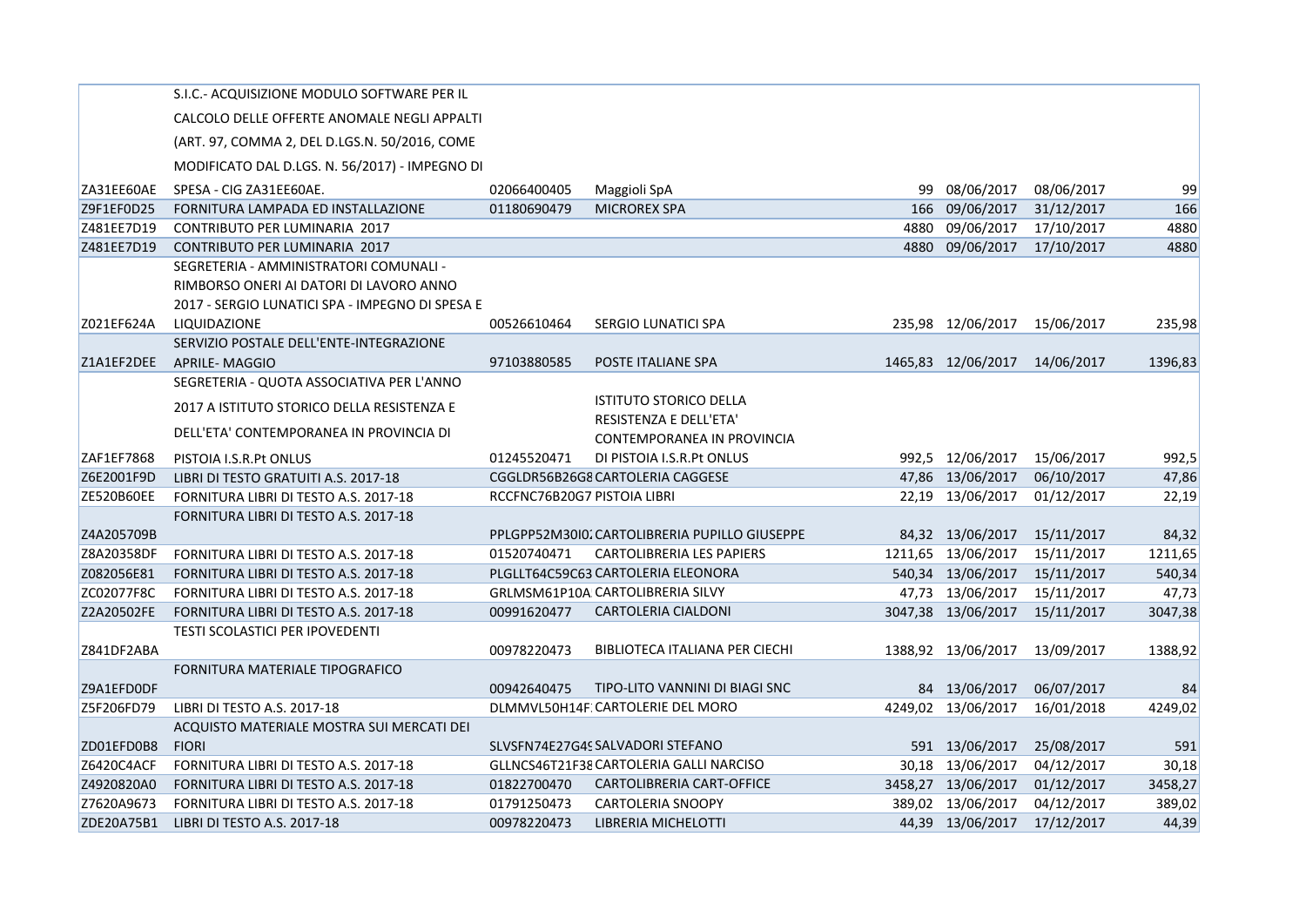| | | | | | | | |
|---|---|---|---|---|---|---|---|
| ZA31EE60AE | S.I.C.- ACQUISIZIONE MODULO SOFTWARE PER IL CALCOLO DELLE OFFERTE ANOMALE NEGLI APPALTI (ART. 97, COMMA 2, DEL D.LGS.N. 50/2016, COME MODIFICATO DAL D.LGS. N. 56/2017) - IMPEGNO DI SPESA - CIG ZA31EE60AE. | 02066400405 | Maggioli SpA | 99 | 08/06/2017 | 08/06/2017 | 99 |
| Z9F1EF0D25 | FORNITURA LAMPADA ED INSTALLAZIONE | 01180690479 | MICROREX SPA | 166 | 09/06/2017 | 31/12/2017 | 166 |
| Z481EE7D19 | CONTRIBUTO PER LUMINARIA 2017 | | | 4880 | 09/06/2017 | 17/10/2017 | 4880 |
| Z481EE7D19 | CONTRIBUTO PER LUMINARIA 2017 | | | 4880 | 09/06/2017 | 17/10/2017 | 4880 |
| Z021EF624A | SEGRETERIA - AMMINISTRATORI COMUNALI - RIMBORSO ONERI AI DATORI DI LAVORO ANNO 2017 - SERGIO LUNATICI SPA - IMPEGNO DI SPESA E LIQUIDAZIONE | 00526610464 | SERGIO LUNATICI SPA | 235,98 | 12/06/2017 | 15/06/2017 | 235,98 |
| Z1A1EF2DEE | SERVIZIO POSTALE DELL'ENTE-INTEGRAZIONE APRILE- MAGGIO | 97103880585 | POSTE ITALIANE SPA | 1465,83 | 12/06/2017 | 14/06/2017 | 1396,83 |
| ZAF1EF7868 | SEGRETERIA - QUOTA ASSOCIATIVA PER L'ANNO 2017 A ISTITUTO STORICO DELLA RESISTENZA E DELL'ETA' CONTEMPORANEA IN PROVINCIA DI PISTOIA I.S.R.Pt ONLUS | 01245520471 | ISTITUTO STORICO DELLA RESISTENZA E DELL'ETA' CONTEMPORANEA IN PROVINCIA DI PISTOIA I.S.R.Pt ONLUS | 992,5 | 12/06/2017 | 15/06/2017 | 992,5 |
| Z6E2001F9D | LIBRI DI TESTO GRATUITI A.S. 2017-18 | CGGLDR56B26G8 | CARTOLERIA CAGGESE | 47,86 | 13/06/2017 | 06/10/2017 | 47,86 |
| ZE520B60EE | FORNITURA LIBRI DI TESTO A.S. 2017-18 | RCCFNC76B20G7 | PISTOIA LIBRI | 22,19 | 13/06/2017 | 01/12/2017 | 22,19 |
| Z4A205709B | FORNITURA LIBRI DI TESTO A.S. 2017-18 | PPLGPP52M30I0 | CARTOLIBRERIA PUPILLO GIUSEPPE | 84,32 | 13/06/2017 | 15/11/2017 | 84,32 |
| Z8A20358DF | FORNITURA LIBRI DI TESTO A.S. 2017-18 | 01520740471 | CARTOLIBRERIA LES PAPIERS | 1211,65 | 13/06/2017 | 15/11/2017 | 1211,65 |
| Z082056E81 | FORNITURA LIBRI DI TESTO A.S. 2017-18 | PLGLLT64C59C63 | CARTOLERIA ELEONORA | 540,34 | 13/06/2017 | 15/11/2017 | 540,34 |
| ZC02077F8C | FORNITURA LIBRI DI TESTO A.S. 2017-18 | GRLMSM61P10A | CARTOLIBRERIA SILVY | 47,73 | 13/06/2017 | 15/11/2017 | 47,73 |
| Z2A20502FE | FORNITURA LIBRI DI TESTO A.S. 2017-18 | 00991620477 | CARTOLERIA CIALDONI | 3047,38 | 13/06/2017 | 15/11/2017 | 3047,38 |
| Z841DF2ABA | TESTI SCOLASTICI PER IPOVEDENTI | 00978220473 | BIBLIOTECA ITALIANA PER CIECHI | 1388,92 | 13/06/2017 | 13/09/2017 | 1388,92 |
| Z9A1EFD0DF | FORNITURA MATERIALE TIPOGRAFICO | 00942640475 | TIPO-LITO VANNINI DI BIAGI SNC | 84 | 13/06/2017 | 06/07/2017 | 84 |
| Z5F206FD79 | LIBRI DI TESTO A.S. 2017-18 | DLMMVL50H14F | CARTOLERIE DEL MORO | 4249,02 | 13/06/2017 | 16/01/2018 | 4249,02 |
| ZD01EFD0B8 | ACQUISTO MATERIALE MOSTRA SUI MERCATI DEI FIORI | SLVSFN74E27G4 | SALVADORI STEFANO | 591 | 13/06/2017 | 25/08/2017 | 591 |
| Z6420C4ACF | FORNITURA LIBRI DI TESTO A.S. 2017-18 | GLLNCS46T21F38 | CARTOLERIA GALLI NARCISO | 30,18 | 13/06/2017 | 04/12/2017 | 30,18 |
| Z4920820A0 | FORNITURA LIBRI DI TESTO A.S. 2017-18 | 01822700470 | CARTOLIBRERIA CART-OFFICE | 3458,27 | 13/06/2017 | 01/12/2017 | 3458,27 |
| Z7620A9673 | FORNITURA LIBRI DI TESTO A.S. 2017-18 | 01791250473 | CARTOLERIA SNOOPY | 389,02 | 13/06/2017 | 04/12/2017 | 389,02 |
| ZDE20A75B1 | LIBRI DI TESTO A.S. 2017-18 | 00978220473 | LIBRERIA MICHELOTTI | 44,39 | 13/06/2017 | 17/12/2017 | 44,39 |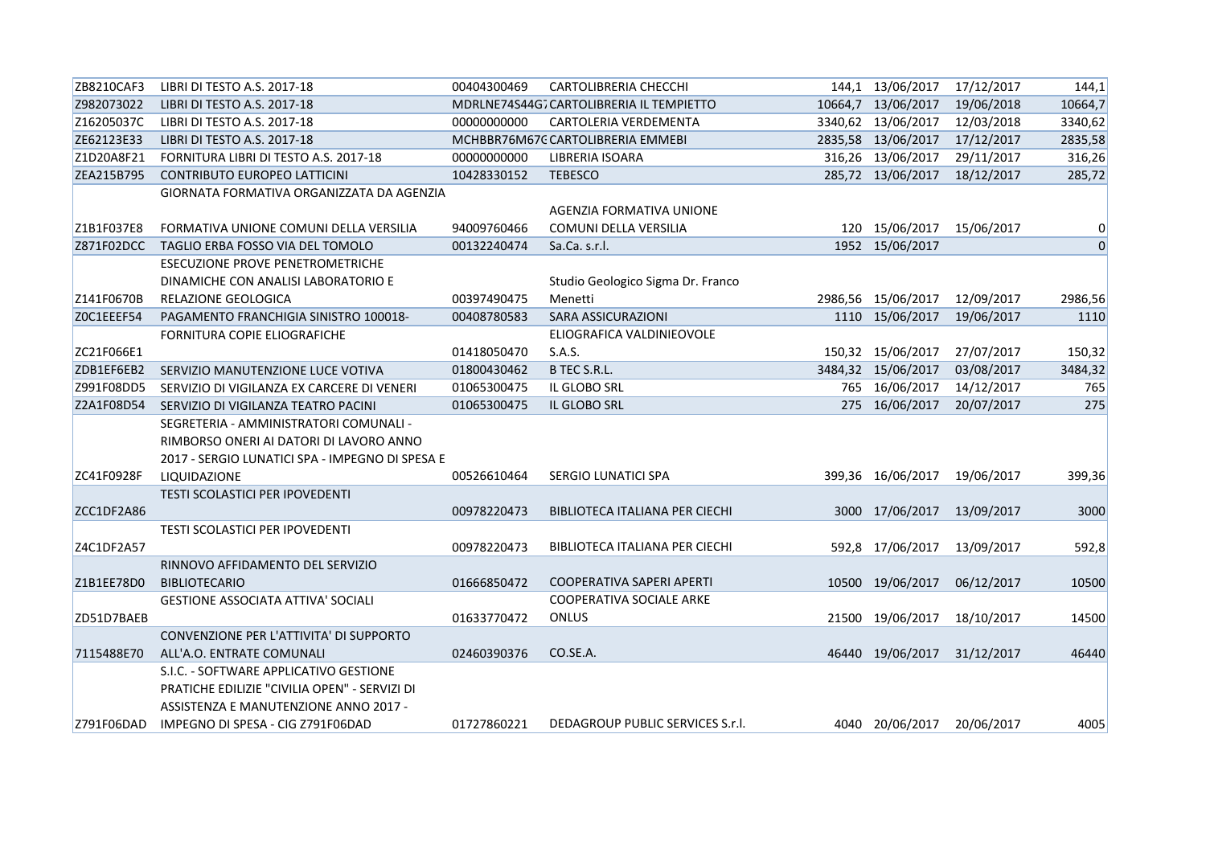| | | | | | | | |
|---|---|---|---|---|---|---|---|
| ZB8210CAF3 | LIBRI DI TESTO A.S. 2017-18 | 00404300469 | CARTOLIBRERIA CHECCHI | 144,1 | 13/06/2017 | 17/12/2017 | 144,1 |
| Z982073022 | LIBRI DI TESTO A.S. 2017-18 | MDRLNE74S44G7 | CARTOLIBRERIA IL TEMPIETTO | 10664,7 | 13/06/2017 | 19/06/2018 | 10664,7 |
| Z16205037C | LIBRI DI TESTO A.S. 2017-18 | 00000000000 | CARTOLERIA VERDEMENTA | 3340,62 | 13/06/2017 | 12/03/2018 | 3340,62 |
| ZE62123E33 | LIBRI DI TESTO A.S. 2017-18 | MCHBBR76M67G | CARTOLIBRERIA EMMEBI | 2835,58 | 13/06/2017 | 17/12/2017 | 2835,58 |
| Z1D20A8F21 | FORNITURA LIBRI DI TESTO A.S. 2017-18 | 00000000000 | LIBRERIA ISOARA | 316,26 | 13/06/2017 | 29/11/2017 | 316,26 |
| ZEA215B795 | CONTRIBUTO EUROPEO LATTICINI | 10428330152 | TEBESCO | 285,72 | 13/06/2017 | 18/12/2017 | 285,72 |
| Z1B1F037E8 | GIORNATA FORMATIVA ORGANIZZATA DA AGENZIA FORMATIVA UNIONE COMUNI DELLA VERSILIA | 94009760466 | AGENZIA FORMATIVA UNIONE COMUNI DELLA VERSILIA | 120 | 15/06/2017 | 15/06/2017 | 0 |
| Z871F02DCC | TAGLIO ERBA FOSSO VIA DEL TOMOLO | 00132240474 | Sa.Ca. s.r.l. | 1952 | 15/06/2017 | | 0 |
| Z141F0670B | ESECUZIONE PROVE PENETROMETRICHE DINAMICHE CON ANALISI LABORATORIO E RELAZIONE GEOLOGICA | 00397490475 | Studio Geologico Sigma Dr. Franco Menetti | 2986,56 | 15/06/2017 | 12/09/2017 | 2986,56 |
| Z0C1EEEF54 | PAGAMENTO FRANCHIGIA SINISTRO 100018- | 00408780583 | SARA ASSICURAZIONI | 1110 | 15/06/2017 | 19/06/2017 | 1110 |
| ZC21F066E1 | FORNITURA COPIE ELIOGRAFICHE | 01418050470 | ELIOGRAFICA VALDINIEVOLE S.A.S. | 150,32 | 15/06/2017 | 27/07/2017 | 150,32 |
| ZDB1EF6EB2 | SERVIZIO MANUTENZIONE LUCE VOTIVA | 01800430462 | B TEC S.R.L. | 3484,32 | 15/06/2017 | 03/08/2017 | 3484,32 |
| Z991F08DD5 | SERVIZIO DI VIGILANZA EX CARCERE DI VENERI | 01065300475 | IL GLOBO SRL | 765 | 16/06/2017 | 14/12/2017 | 765 |
| Z2A1F08D54 | SERVIZIO DI VIGILANZA TEATRO PACINI | 01065300475 | IL GLOBO SRL | 275 | 16/06/2017 | 20/07/2017 | 275 |
| ZC41F0928F | SEGRETERIA - AMMINISTRATORI COMUNALI - RIMBORSO ONERI AI DATORI DI LAVORO ANNO 2017 - SERGIO LUNATICI SPA - IMPEGNO DI SPESA E LIQUIDAZIONE | 00526610464 | SERGIO LUNATICI SPA | 399,36 | 16/06/2017 | 19/06/2017 | 399,36 |
| ZCC1DF2A86 | TESTI SCOLASTICI PER IPOVEDENTI | 00978220473 | BIBLIOTECA ITALIANA PER CIECHI | 3000 | 17/06/2017 | 13/09/2017 | 3000 |
| Z4C1DF2A57 | TESTI SCOLASTICI PER IPOVEDENTI | 00978220473 | BIBLIOTECA ITALIANA PER CIECHI | 592,8 | 17/06/2017 | 13/09/2017 | 592,8 |
| Z1B1EE78D0 | RINNOVO AFFIDAMENTO DEL SERVIZIO BIBLIOTECARIO | 01666850472 | COOPERATIVA SAPERI APERTI | 10500 | 19/06/2017 | 06/12/2017 | 10500 |
| ZD51D7BAEB | GESTIONE ASSOCIATA ATTIVA' SOCIALI | 01633770472 | COOPERATIVA SOCIALE ARKE ONLUS | 21500 | 19/06/2017 | 18/10/2017 | 14500 |
| 7115488E70 | CONVENZIONE PER L'ATTIVITA' DI SUPPORTO ALL'A.O. ENTRATE COMUNALI | 02460390376 | CO.SE.A. | 46440 | 19/06/2017 | 31/12/2017 | 46440 |
| Z791F06DAD | S.I.C. - SOFTWARE APPLICATIVO GESTIONE PRATICHE EDILIZIE "CIVILIA OPEN" - SERVIZI DI ASSISTENZA E MANUTENZIONE ANNO 2017 - IMPEGNO DI SPESA - CIG Z791F06DAD | 01727860221 | DEDAGROUP PUBLIC SERVICES S.r.l. | 4040 | 20/06/2017 | 20/06/2017 | 4005 |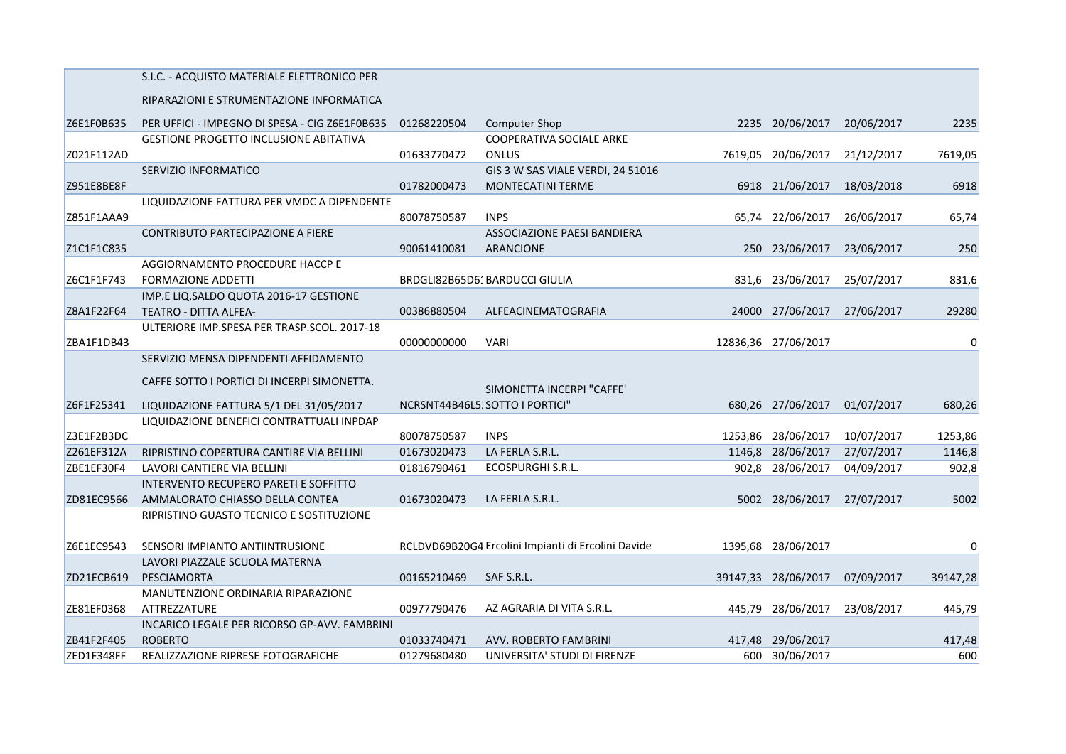| | | | | | | | |
|---|---|---|---|---|---|---|---|
| Z6E1F0B635 | S.I.C. - ACQUISTO MATERIALE ELETTRONICO PER RIPARAZIONI E STRUMENTAZIONE INFORMATICA PER UFFICI - IMPEGNO DI SPESA - CIG Z6E1F0B635 | 01268220504 | Computer Shop | 2235 | 20/06/2017 | 20/06/2017 | 2235 |
| Z021F112AD | GESTIONE PROGETTO INCLUSIONE ABITATIVA | 01633770472 | COOPERATIVA SOCIALE ARKE ONLUS | 7619,05 | 20/06/2017 | 21/12/2017 | 7619,05 |
| Z951E8BE8F | SERVIZIO INFORMATICO | 01782000473 | GIS 3 W SAS VIALE VERDI, 24 51016 MONTECATINI TERME | 6918 | 21/06/2017 | 18/03/2018 | 6918 |
| Z851F1AAA9 | LIQUIDAZIONE FATTURA PER VMDC A DIPENDENTE | 80078750587 | INPS | 65,74 | 22/06/2017 | 26/06/2017 | 65,74 |
| Z1C1F1C835 | CONTRIBUTO PARTECIPAZIONE A FIERE | 90061410081 | ASSOCIAZIONE PAESI BANDIERA ARANCIONE | 250 | 23/06/2017 | 23/06/2017 | 250 |
| Z6C1F1F743 | AGGIORNAMENTO PROCEDURE HACCP E FORMAZIONE ADDETTI | BRDGLI82B65D61 | BARDUCCI GIULIA | 831,6 | 23/06/2017 | 25/07/2017 | 831,6 |
| Z8A1F22F64 | IMP.E LIQ.SALDO QUOTA 2016-17 GESTIONE TEATRO - DITTA ALFEA- | 00386880504 | ALFEACINEMATOGRAFIA | 24000 | 27/06/2017 | 27/06/2017 | 29280 |
| ZBA1F1DB43 | ULTERIORE IMP.SPESA PER TRASP.SCOL. 2017-18 | 00000000000 | VARI | 12836,36 | 27/06/2017 | | 0 |
| Z6F1F25341 | SERVIZIO MENSA DIPENDENTI AFFIDAMENTO CAFFE SOTTO I PORTICI DI INCERPI SIMONETTA. LIQUIDAZIONE FATTURA 5/1 DEL 31/05/2017 | NCRSNT44B46L5 | SIMONETTA INCERPI "CAFFE' SOTTO I PORTICI" | 680,26 | 27/06/2017 | 01/07/2017 | 680,26 |
| Z3E1F2B3DC | LIQUIDAZIONE BENEFICI CONTRATTUALI INPDAP | 80078750587 | INPS | 1253,86 | 28/06/2017 | 10/07/2017 | 1253,86 |
| Z261EF312A | RIPRISTINO COPERTURA CANTIRE VIA BELLINI | 01673020473 | LA FERLA S.R.L. | 1146,8 | 28/06/2017 | 27/07/2017 | 1146,8 |
| ZBE1EF30F4 | LAVORI CANTIERE VIA BELLINI | 01816790461 | ECOSPURGHI S.R.L. | 902,8 | 28/06/2017 | 04/09/2017 | 902,8 |
| ZD81EC9566 | INTERVENTO RECUPERO PARETI E SOFFITTO AMMALORATO CHIASSO DELLA CONTEA | 01673020473 | LA FERLA S.R.L. | 5002 | 28/06/2017 | 27/07/2017 | 5002 |
| Z6E1EC9543 | RIPRISTINO GUASTO TECNICO E SOSTITUZIONE SENSORI IMPIANTO ANTIINTRUSIONE | RCLDVD69B20G4 | Ercolini Impianti di Ercolini Davide | 1395,68 | 28/06/2017 | | 0 |
| ZD21ECB619 | LAVORI PIAZZALE SCUOLA MATERNA PESCIAMORTA | 00165210469 | SAF S.R.L. | 39147,33 | 28/06/2017 | 07/09/2017 | 39147,28 |
| ZE81EF0368 | MANUTENZIONE ORDINARIA RIPARAZIONE ATTREZZATURE | 00977790476 | AZ AGRARIA DI VITA S.R.L. | 445,79 | 28/06/2017 | 23/08/2017 | 445,79 |
| ZB41F2F405 | INCARICO LEGALE PER RICORSO GP-AVV. FAMBRINI ROBERTO | 01033740471 | AVV. ROBERTO FAMBRINI | 417,48 | 29/06/2017 | | 417,48 |
| ZED1F348FF | REALIZZAZIONE RIPRESE FOTOGRAFICHE | 01279680480 | UNIVERSITA' STUDI DI FIRENZE | 600 | 30/06/2017 | | 600 |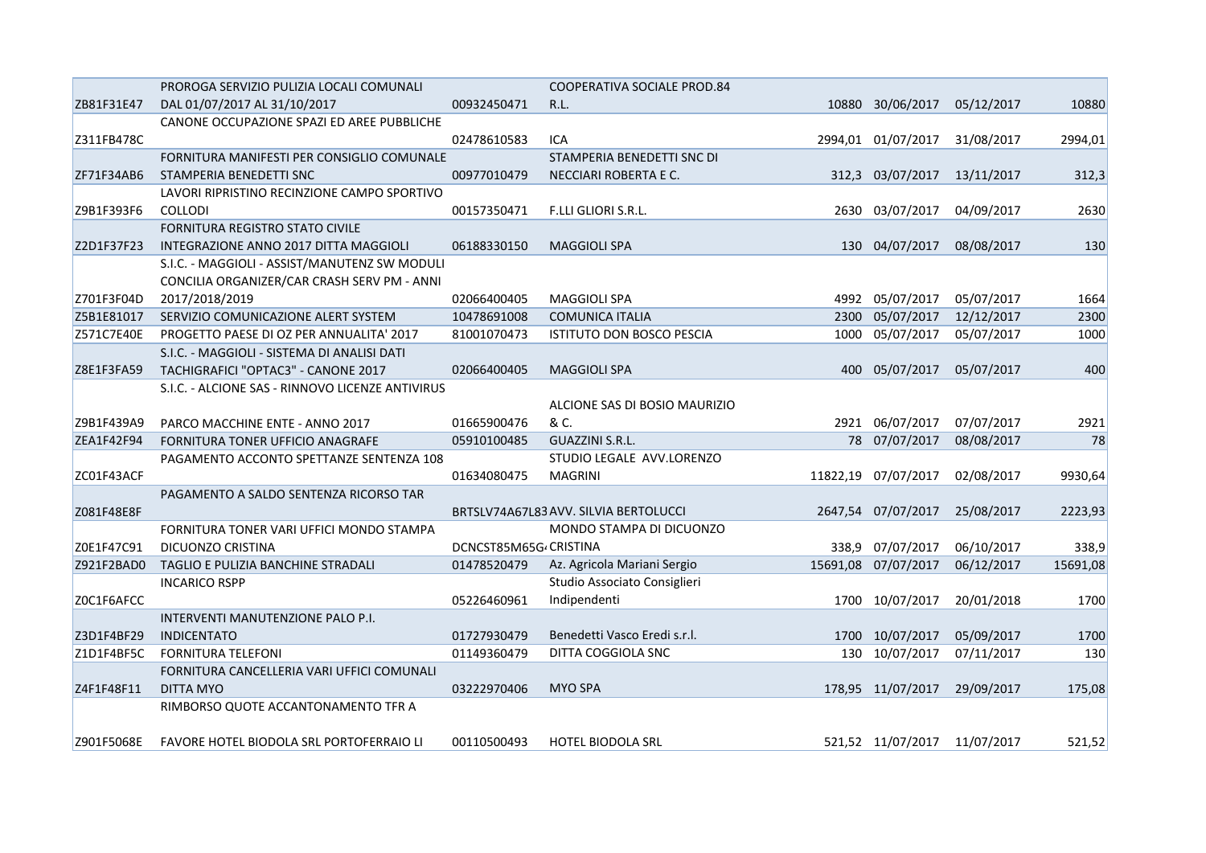| | | | | | | | |
|---|---|---|---|---|---|---|---|
| ZB81F31E47 | PROROGA SERVIZIO PULIZIA LOCALI COMUNALI DAL 01/07/2017 AL 31/10/2017 | 00932450471 | COOPERATIVA SOCIALE PROD.84 R.L. | 10880 | 30/06/2017 | 05/12/2017 | 10880 |
| Z311FB478C | CANONE OCCUPAZIONE SPAZI ED AREE PUBBLICHE | 02478610583 | ICA | 2994,01 | 01/07/2017 | 31/08/2017 | 2994,01 |
| ZF71F34AB6 | FORNITURA MANIFESTI PER CONSIGLIO COMUNALE STAMPERIA BENEDETTI SNC | 00977010479 | STAMPERIA BENEDETTI SNC DI NECCIARI ROBERTA E C. | 312,3 | 03/07/2017 | 13/11/2017 | 312,3 |
| Z9B1F393F6 | LAVORI RIPRISTINO RECINZIONE CAMPO SPORTIVO COLLODI | 00157350471 | F.LLI GLIORI S.R.L. | 2630 | 03/07/2017 | 04/09/2017 | 2630 |
| Z2D1F37F23 | FORNITURA REGISTRO STATO CIVILE INTEGRAZIONE ANNO 2017 DITTA MAGGIOLI | 06188330150 | MAGGIOLI SPA | 130 | 04/07/2017 | 08/08/2017 | 130 |
| Z701F3F04D | S.I.C. - MAGGIOLI - ASSIST/MANUTENZ SW MODULI CONCILIA ORGANIZER/CAR CRASH SERV PM - ANNI 2017/2018/2019 | 02066400405 | MAGGIOLI SPA | 4992 | 05/07/2017 | 05/07/2017 | 1664 |
| Z5B1E81017 | SERVIZIO COMUNICAZIONE ALERT SYSTEM | 10478691008 | COMUNICA ITALIA | 2300 | 05/07/2017 | 12/12/2017 | 2300 |
| Z571C7E40E | PROGETTO PAESE DI OZ PER ANNUALITA' 2017 | 81001070473 | ISTITUTO DON BOSCO PESCIA | 1000 | 05/07/2017 | 05/07/2017 | 1000 |
| Z8E1F3FA59 | S.I.C. - MAGGIOLI - SISTEMA DI ANALISI DATI TACHIGRAFICI "OPTAC3" - CANONE 2017 | 02066400405 | MAGGIOLI SPA | 400 | 05/07/2017 | 05/07/2017 | 400 |
| Z9B1F439A9 | S.I.C. - ALCIONE SAS - RINNOVO LICENZE ANTIVIRUS PARCO MACCHINE ENTE - ANNO 2017 | 01665900476 | ALCIONE SAS DI BOSIO MAURIZIO & C. | 2921 | 06/07/2017 | 07/07/2017 | 2921 |
| ZEA1F42F94 | FORNITURA TONER UFFICIO ANAGRAFE | 05910100485 | GUAZZINI S.R.L. | 78 | 07/07/2017 | 08/08/2017 | 78 |
| ZC01F43ACF | PAGAMENTO ACCONTO SPETTANZE SENTENZA 108 | 01634080475 | STUDIO LEGALE AVV.LORENZO MAGRINI | 11822,19 | 07/07/2017 | 02/08/2017 | 9930,64 |
| Z081F48E8F | PAGAMENTO A SALDO SENTENZA RICORSO TAR | BRTSLV74A67L83 | AVV. SILVIA BERTOLUCCI | 2647,54 | 07/07/2017 | 25/08/2017 | 2223,93 |
| Z0E1F47C91 | FORNITURA TONER VARI UFFICI MONDO STAMPA DICUONZO CRISTINA | DCNCST85M65G | MONDO STAMPA DI DICUONZO CRISTINA | 338,9 | 07/07/2017 | 06/10/2017 | 338,9 |
| Z921F2BAD0 | TAGLIO E PULIZIA BANCHINE STRADALI | 01478520479 | Az. Agricola Mariani Sergio | 15691,08 | 07/07/2017 | 06/12/2017 | 15691,08 |
| Z0C1F6AFCC | INCARICO RSPP | 05226460961 | Studio Associato Consiglieri Indipendenti | 1700 | 10/07/2017 | 20/01/2018 | 1700 |
| Z3D1F4BF29 | INTERVENTI MANUTENZIONE PALO P.I. INDICENTATO | 01727930479 | Benedetti Vasco Eredi s.r.l. | 1700 | 10/07/2017 | 05/09/2017 | 1700 |
| Z1D1F4BF5C | FORNITURA TELEFONI | 01149360479 | DITTA COGGIOLA SNC | 130 | 10/07/2017 | 07/11/2017 | 130 |
| Z4F1F48F11 | FORNITURA CANCELLERIA VARI UFFICI COMUNALI DITTA MYO | 03222970406 | MYO SPA | 178,95 | 11/07/2017 | 29/09/2017 | 175,08 |
| Z901F5068E | RIMBORSO QUOTE ACCANTONAMENTO TFR A FAVORE HOTEL BIODOLA SRL PORTOFERRAIO LI | 00110500493 | HOTEL BIODOLA SRL | 521,52 | 11/07/2017 | 11/07/2017 | 521,52 |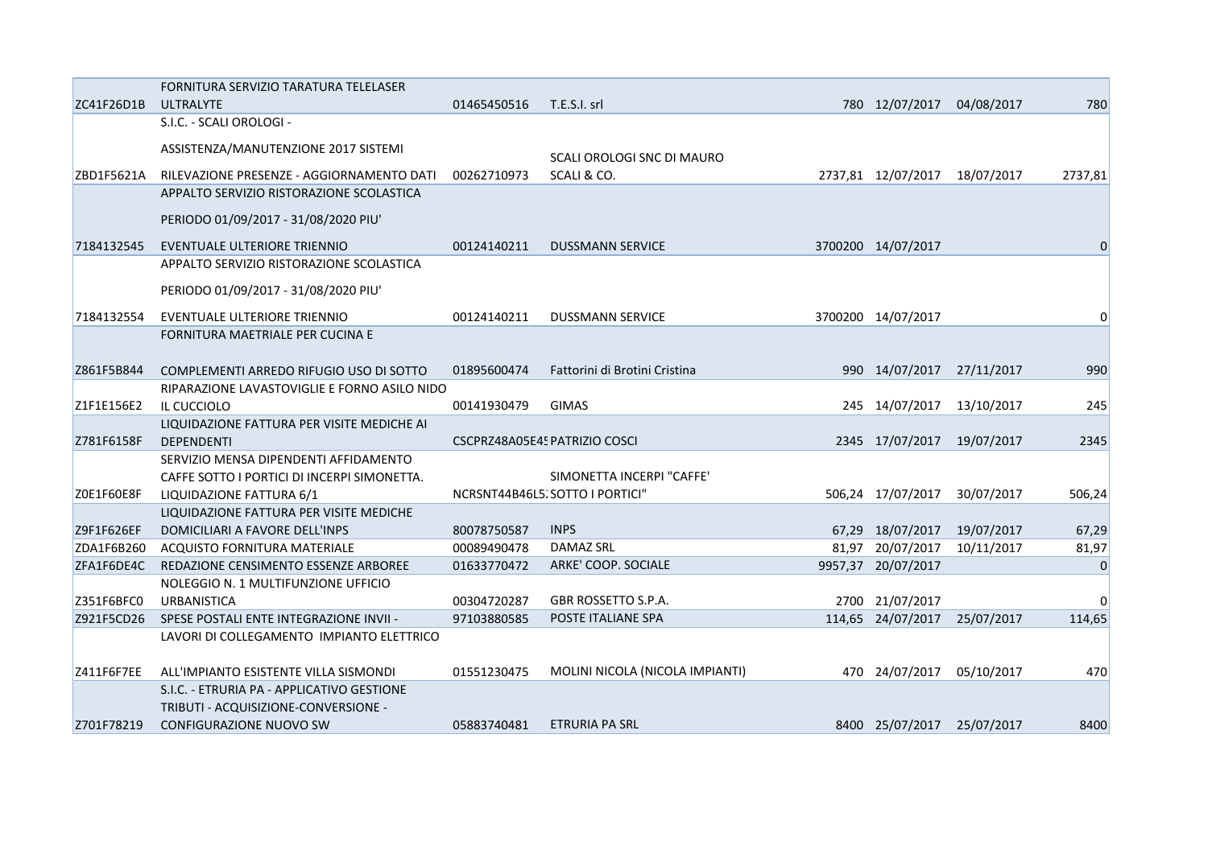| | | | | | | | |
|---|---|---|---|---|---|---|---|
| ZC41F26D1B | FORNITURA SERVIZIO TARATURA TELELASER ULTRALYTE | 01465450516 | T.E.S.I. srl | 780 | 12/07/2017 | 04/08/2017 | 780 |
| ZBD1F5621A | S.I.C. - SCALI OROLOGI - ASSISTENZA/MANUTENZIONE 2017 SISTEMI RILEVAZIONE PRESENZE - AGGIORNAMENTO DATI | 00262710973 | SCALI OROLOGI SNC DI MAURO SCALI & CO. | 2737,81 | 12/07/2017 | 18/07/2017 | 2737,81 |
| 7184132545 | APPALTO SERVIZIO RISTORAZIONE SCOLASTICA PERIODO 01/09/2017 - 31/08/2020 PIU' EVENTUALE ULTERIORE TRIENNIO | 00124140211 | DUSSMANN SERVICE | 3700200 | 14/07/2017 | | 0 |
| 7184132554 | APPALTO SERVIZIO RISTORAZIONE SCOLASTICA PERIODO 01/09/2017 - 31/08/2020 PIU' EVENTUALE ULTERIORE TRIENNIO | 00124140211 | DUSSMANN SERVICE | 3700200 | 14/07/2017 | | 0 |
| Z861F5B844 | FORNITURA MAETRIALE PER CUCINA E COMPLEMENTI ARREDO RIFUGIO USO DI SOTTO | 01895600474 | Fattorini di Brotini Cristina | 990 | 14/07/2017 | 27/11/2017 | 990 |
| Z1F1E156E2 | RIPARAZIONE LAVASTOVIGLIE E FORNO ASILO NIDO IL CUCCIOLO | 00141930479 | GIMAS | 245 | 14/07/2017 | 13/10/2017 | 245 |
| Z781F6158F | LIQUIDAZIONE FATTURA PER VISITE MEDICHE AI DEPENDENTI | CSCPRZ48A05E45 | PATRIZIO COSCI | 2345 | 17/07/2017 | 19/07/2017 | 2345 |
| Z0E1F60E8F | SERVIZIO MENSA DIPENDENTI AFFIDAMENTO CAFFE SOTTO I PORTICI DI INCERPI SIMONETTA. LIQUIDAZIONE FATTURA 6/1 | NCRSNT44B46L5 | SIMONETTA INCERPI "CAFFE' SOTTO I PORTICI" | 506,24 | 17/07/2017 | 30/07/2017 | 506,24 |
| Z9F1F626EF | LIQUIDAZIONE FATTURA PER VISITE MEDICHE DOMICILIARI A FAVORE DELL'INPS | 80078750587 | INPS | 67,29 | 18/07/2017 | 19/07/2017 | 67,29 |
| ZDA1F6B260 | ACQUISTO FORNITURA MATERIALE | 00089490478 | DAMAZ SRL | 81,97 | 20/07/2017 | 10/11/2017 | 81,97 |
| ZFA1F6DE4C | REDAZIONE CENSIMENTO ESSENZE ARBOREE | 01633770472 | ARKE' COOP. SOCIALE | 9957,37 | 20/07/2017 | | 0 |
| Z351F6BFC0 | NOLEGGIO N. 1 MULTIFUNZIONE UFFICIO URBANISTICA | 00304720287 | GBR ROSSETTO S.P.A. | 2700 | 21/07/2017 | | 0 |
| Z921F5CD26 | SPESE POSTALI ENTE INTEGRAZIONE INVII - | 97103880585 | POSTE ITALIANE SPA | 114,65 | 24/07/2017 | 25/07/2017 | 114,65 |
| Z411F6F7EE | LAVORI DI COLLEGAMENTO IMPIANTO ELETTRICO ALL'IMPIANTO ESISTENTE VILLA SISMONDI | 01551230475 | MOLINI NICOLA (NICOLA IMPIANTI) | 470 | 24/07/2017 | 05/10/2017 | 470 |
| Z701F78219 | S.I.C. - ETRURIA PA - APPLICATIVO GESTIONE TRIBUTI - ACQUISIZIONE-CONVERSIONE - CONFIGURAZIONE NUOVO SW | 05883740481 | ETRURIA PA SRL | 8400 | 25/07/2017 | 25/07/2017 | 8400 |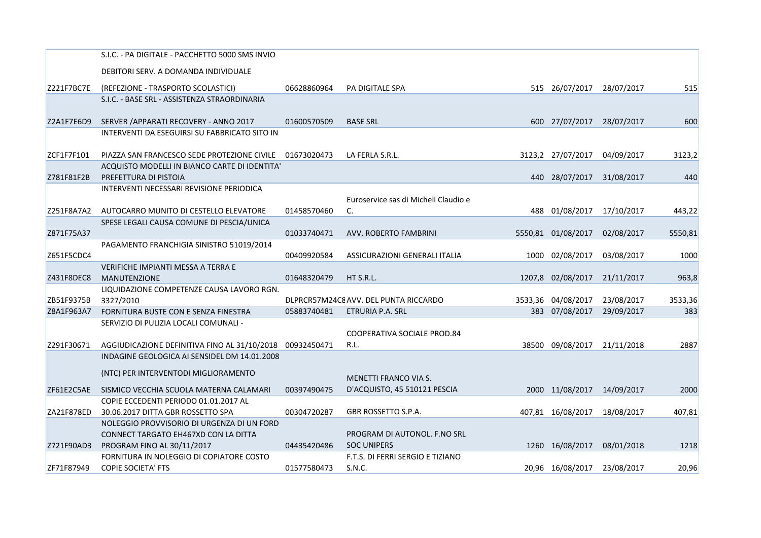|  |  |  |  |  |  |  |  |
|---|---|---|---|---|---|---|---|
| Z221F7BC7E | S.I.C. - PA DIGITALE - PACCHETTO 5000 SMS INVIO DEBITORI SERV. A DOMANDA INDIVIDUALE (REFEZIONE - TRASPORTO SCOLASTICI) | 06628860964 | PA DIGITALE SPA | 515 | 26/07/2017 | 28/07/2017 | 515 |
| Z2A1F7E6D9 | S.I.C. - BASE SRL - ASSISTENZA STRAORDINARIA SERVER /APPARATI RECOVERY - ANNO 2017 | 01600570509 | BASE SRL | 600 | 27/07/2017 | 28/07/2017 | 600 |
| ZCF1F7F101 | INTERVENTI DA ESEGUIRSI SU FABBRICATO SITO IN PIAZZA SAN FRANCESCO SEDE PROTEZIONE CIVILE | 01673020473 | LA FERLA S.R.L. | 3123,2 | 27/07/2017 | 04/09/2017 | 3123,2 |
| Z781F81F2B | ACQUISTO MODELLI IN BIANCO CARTE DI IDENTITA' PREFETTURA DI PISTOIA |  |  | 440 | 28/07/2017 | 31/08/2017 | 440 |
| Z251F8A7A2 | INTERVENTI NECESSARI REVISIONE PERIODICA AUTOCARRO MUNITO DI CESTELLO ELEVATORE | 01458570460 | Euroservice sas di Micheli Claudio e C. | 488 | 01/08/2017 | 17/10/2017 | 443,22 |
| Z871F75A37 | SPESE LEGALI CAUSA COMUNE DI PESCIA/UNICA | 01033740471 | AVV. ROBERTO FAMBRINI | 5550,81 | 01/08/2017 | 02/08/2017 | 5550,81 |
| Z651F5CDC4 | PAGAMENTO FRANCHIGIA SINISTRO 51019/2014 | 00409920584 | ASSICURAZIONI GENERALI ITALIA | 1000 | 02/08/2017 | 03/08/2017 | 1000 |
| Z431F8DEC8 | VERIFICHE IMPIANTI MESSA A TERRA E MANUTENZIONE | 01648320479 | HT S.R.L. | 1207,8 | 02/08/2017 | 21/11/2017 | 963,8 |
| ZB51F9375B | LIQUIDAZIONE COMPETENZE CAUSA LAVORO RGN. 3327/2010 | DLPRCR57M24C8 | AVV. DEL PUNTA RICCARDO | 3533,36 | 04/08/2017 | 23/08/2017 | 3533,36 |
| Z8A1F963A7 | FORNITURA BUSTE CON E SENZA FINESTRA | 05883740481 | ETRURIA P.A. SRL | 383 | 07/08/2017 | 29/09/2017 | 383 |
| Z291F30671 | SERVIZIO DI PULIZIA LOCALI COMUNALI - AGGIUDICAZIONE DEFINITIVA FINO AL 31/10/2018 | 00932450471 | COOPERATIVA SOCIALE PROD.84 R.L. | 38500 | 09/08/2017 | 21/11/2018 | 2887 |
| ZF61E2C5AE | INDAGINE GEOLOGICA AI SENSIDEL DM 14.01.2008 (NTC) PER INTERVENTODI MIGLIORAMENTO SISMICO VECCHIA SCUOLA MATERNA CALAMARI | 00397490475 | MENETTI FRANCO VIA S. D'ACQUISTO, 45 510121 PESCIA | 2000 | 11/08/2017 | 14/09/2017 | 2000 |
| ZA21F878ED | COPIE ECCEDENTI PERIODO 01.01.2017 AL 30.06.2017 DITTA GBR ROSSETTO SPA | 00304720287 | GBR ROSSETTO S.P.A. | 407,81 | 16/08/2017 | 18/08/2017 | 407,81 |
| Z721F90AD3 | NOLEGGIO PROVVISORIO DI URGENZA DI UN FORD CONNECT TARGATO EH467XD CON LA DITTA PROGRAM FINO AL 30/11/2017 | 04435420486 | PROGRAM DI AUTONOL. F.NO SRL SOC UNIPERS | 1260 | 16/08/2017 | 08/01/2018 | 1218 |
| ZF71F87949 | FORNITURA IN NOLEGGIO DI COPIATORE COSTO COPIE SOCIETA' FTS | 01577580473 | F.T.S. DI FERRI SERGIO E TIZIANO S.N.C. | 20,96 | 16/08/2017 | 23/08/2017 | 20,96 |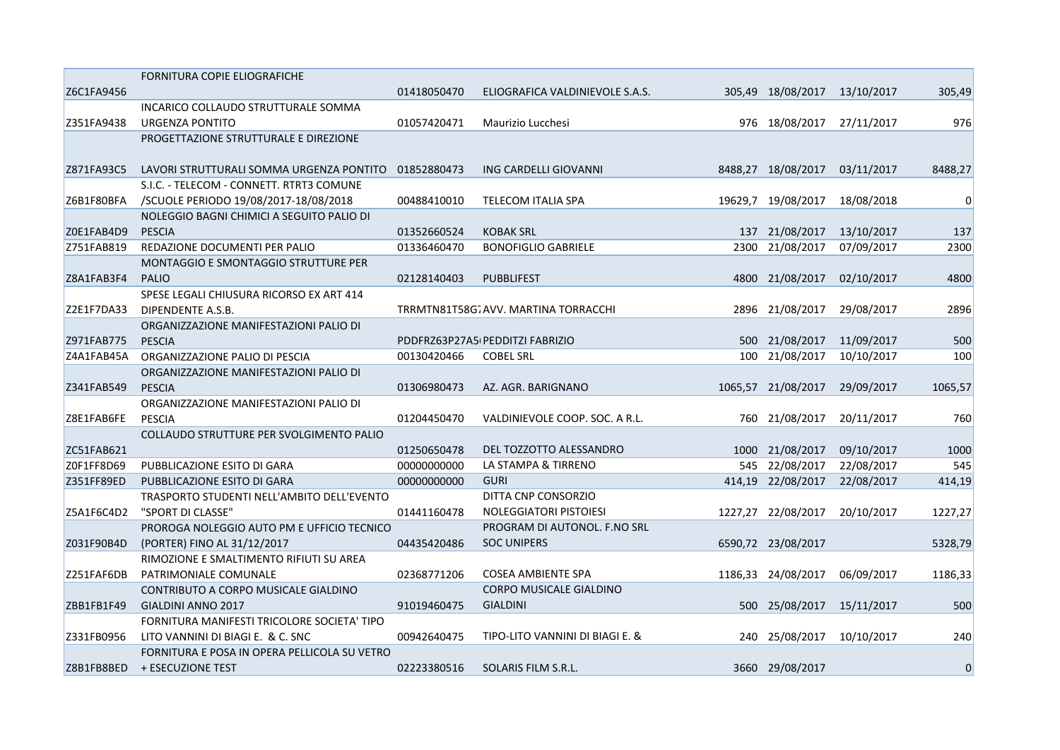| | | | | | | | |
|---|---|---|---|---|---|---|---|
| Z6C1FA9456 | FORNITURA COPIE ELIOGRAFICHE | 01418050470 | ELIOGRAFICA VALDINIEVOLE S.A.S. | 305,49 | 18/08/2017 | 13/10/2017 | 305,49 |
| Z351FA9438 | INCARICO COLLAUDO STRUTTURALE SOMMA URGENZA PONTITO | 01057420471 | Maurizio Lucchesi | 976 | 18/08/2017 | 27/11/2017 | 976 |
| Z871FA93C5 | PROGETTAZIONE STRUTTURALE E DIREZIONE LAVORI STRUTTURALI SOMMA URGENZA PONTITO | 01852880473 | ING CARDELLI GIOVANNI | 8488,27 | 18/08/2017 | 03/11/2017 | 8488,27 |
| Z6B1F80BFA | S.I.C. - TELECOM - CONNETT. RTRT3 COMUNE /SCUOLE PERIODO 19/08/2017-18/08/2018 | 00488410010 | TELECOM ITALIA SPA | 19629,7 | 19/08/2017 | 18/08/2018 | 0 |
| Z0E1FAB4D9 | NOLEGGIO BAGNI CHIMICI A SEGUITO PALIO DI PESCIA | 01352660524 | KOBAK SRL | 137 | 21/08/2017 | 13/10/2017 | 137 |
| Z751FAB819 | REDAZIONE DOCUMENTI PER PALIO | 01336460470 | BONOFIGLIO GABRIELE | 2300 | 21/08/2017 | 07/09/2017 | 2300 |
| Z8A1FAB3F4 | MONTAGGIO E SMONTAGGIO STRUTTURE PER PALIO | 02128140403 | PUBBLIFEST | 4800 | 21/08/2017 | 02/10/2017 | 4800 |
| Z2E1F7DA33 | SPESE LEGALI CHIUSURA RICORSO EX ART 414 DIPENDENTE A.S.B. | TRRMTN81T58G7 | AVV. MARTINA TORRACCHI | 2896 | 21/08/2017 | 29/08/2017 | 2896 |
| Z971FAB775 | ORGANIZZAZIONE MANIFESTAZIONI PALIO DI PESCIA | PDDFRZ63P27A5 | PEDDITZI FABRIZIO | 500 | 21/08/2017 | 11/09/2017 | 500 |
| Z4A1FAB45A | ORGANIZZAZIONE PALIO DI PESCIA | 00130420466 | COBEL SRL | 100 | 21/08/2017 | 10/10/2017 | 100 |
| Z341FAB549 | ORGANIZZAZIONE MANIFESTAZIONI PALIO DI PESCIA | 01306980473 | AZ. AGR. BARIGNANO | 1065,57 | 21/08/2017 | 29/09/2017 | 1065,57 |
| Z8E1FAB6FE | ORGANIZZAZIONE MANIFESTAZIONI PALIO DI PESCIA | 01204450470 | VALDINIEVOLE COOP. SOC. A R.L. | 760 | 21/08/2017 | 20/11/2017 | 760 |
| ZC51FAB621 | COLLAUDO STRUTTURE PER SVOLGIMENTO PALIO | 01250650478 | DEL TOZZOTTO ALESSANDRO | 1000 | 21/08/2017 | 09/10/2017 | 1000 |
| Z0F1FF8D69 | PUBBLICAZIONE ESITO DI GARA | 00000000000 | LA STAMPA & TIRRENO | 545 | 22/08/2017 | 22/08/2017 | 545 |
| Z351FF89ED | PUBBLICAZIONE ESITO DI GARA | 00000000000 | GURI | 414,19 | 22/08/2017 | 22/08/2017 | 414,19 |
| Z5A1F6C4D2 | TRASPORTO STUDENTI NELL'AMBITO DELL'EVENTO "SPORT DI CLASSE" | 01441160478 | DITTA CNP CONSORZIO NOLEGGIATORI PISTOIESI | 1227,27 | 22/08/2017 | 20/10/2017 | 1227,27 |
| Z031F90B4D | PROROGA NOLEGGIO AUTO PM E UFFICIO TECNICO (PORTER) FINO AL 31/12/2017 | 04435420486 | PROGRAM DI AUTONOL. F.NO SRL SOC UNIPERS | 6590,72 | 23/08/2017 | | 5328,79 |
| Z251FAF6DB | RIMOZIONE E SMALTIMENTO RIFIUTI SU AREA PATRIMONIALE COMUNALE | 02368771206 | COSEA AMBIENTE SPA | 1186,33 | 24/08/2017 | 06/09/2017 | 1186,33 |
| ZBB1FB1F49 | CONTRIBUTO A CORPO MUSICALE GIALDINO GIALDINI ANNO 2017 | 91019460475 | CORPO MUSICALE GIALDINO GIALDINI | 500 | 25/08/2017 | 15/11/2017 | 500 |
| Z331FB0956 | FORNITURA MANIFESTI TRICOLORE SOCIETA' TIPO LITO VANNINI DI BIAGI E. & C. SNC | 00942640475 | TIPO-LITO VANNINI DI BIAGI E. & | 240 | 25/08/2017 | 10/10/2017 | 240 |
| Z8B1FB8BED | FORNITURA E POSA IN OPERA PELLICOLA SU VETRO + ESECUZIONE TEST | 02223380516 | SOLARIS FILM S.R.L. | 3660 | 29/08/2017 | | 0 |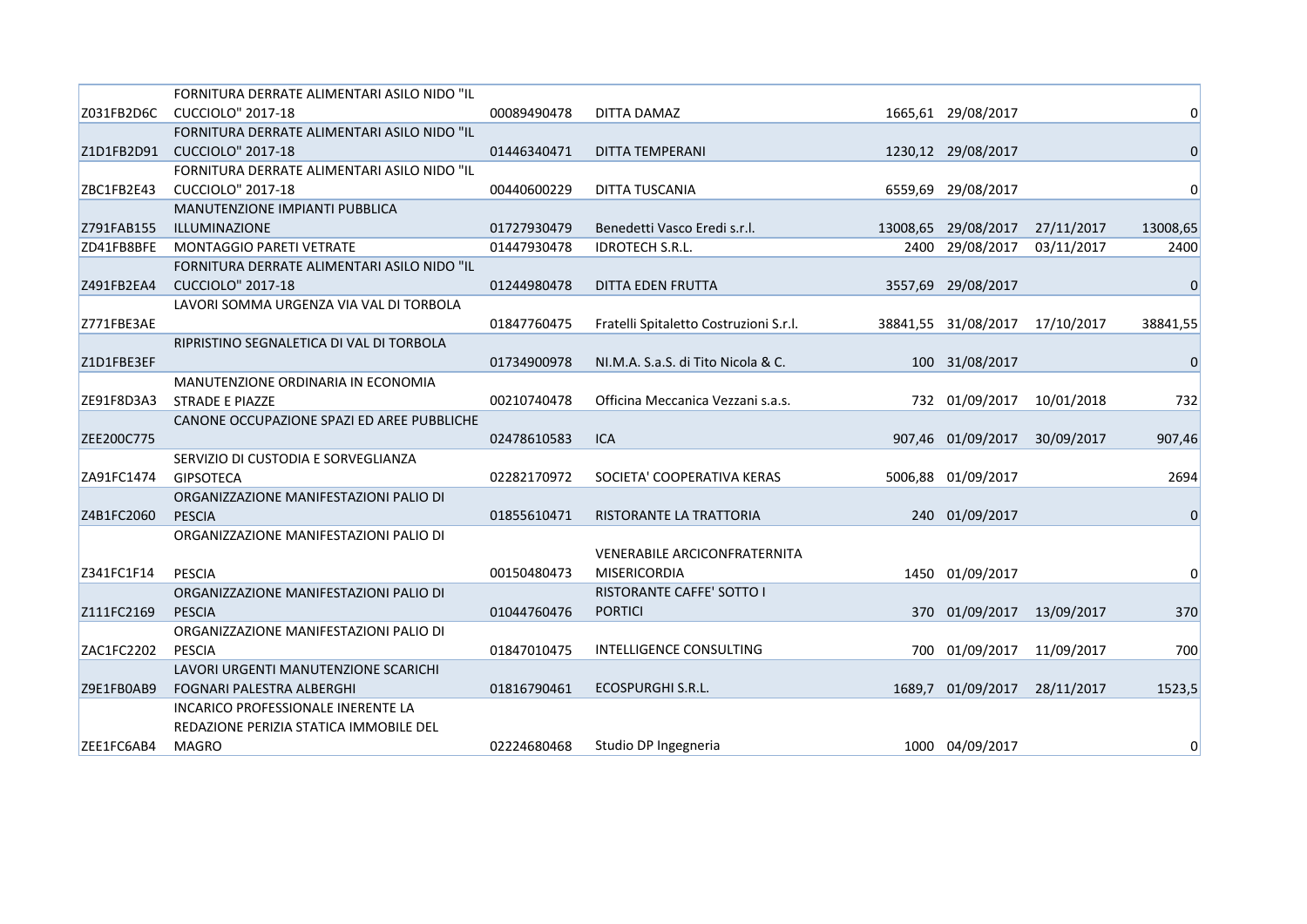| | | | | | | | |
|---|---|---|---|---|---|---|---|
| Z031FB2D6C | FORNITURA DERRATE ALIMENTARI ASILO NIDO "IL CUCCIOLO" 2017-18 | 00089490478 | DITTA DAMAZ | 1665,61 | 29/08/2017 | | 0 |
| Z1D1FB2D91 | FORNITURA DERRATE ALIMENTARI ASILO NIDO "IL CUCCIOLO" 2017-18 | 01446340471 | DITTA TEMPERANI | 1230,12 | 29/08/2017 | | 0 |
| ZBC1FB2E43 | FORNITURA DERRATE ALIMENTARI ASILO NIDO "IL CUCCIOLO" 2017-18 | 00440600229 | DITTA TUSCANIA | 6559,69 | 29/08/2017 | | 0 |
| Z791FAB155 | MANUTENZIONE IMPIANTI PUBBLICA ILLUMINAZIONE | 01727930479 | Benedetti Vasco Eredi s.r.l. | 13008,65 | 29/08/2017 | 27/11/2017 | 13008,65 |
| ZD41FB8BFE | MONTAGGIO PARETI VETRATE | 01447930478 | IDROTECH S.R.L. | 2400 | 29/08/2017 | 03/11/2017 | 2400 |
| Z491FB2EA4 | FORNITURA DERRATE ALIMENTARI ASILO NIDO "IL CUCCIOLO" 2017-18 | 01244980478 | DITTA EDEN FRUTTA | 3557,69 | 29/08/2017 | | 0 |
| Z771FBE3AE | LAVORI SOMMA URGENZA VIA VAL DI TORBOLA | 01847760475 | Fratelli Spitaletto Costruzioni S.r.l. | 38841,55 | 31/08/2017 | 17/10/2017 | 38841,55 |
| Z1D1FBE3EF | RIPRISTINO SEGNALETICA DI VAL DI TORBOLA | 01734900978 | NI.M.A. S.a.S. di Tito Nicola & C. | 100 | 31/08/2017 | | 0 |
| ZE91F8D3A3 | MANUTENZIONE ORDINARIA IN ECONOMIA STRADE E PIAZZE | 00210740478 | Officina Meccanica Vezzani s.a.s. | 732 | 01/09/2017 | 10/01/2018 | 732 |
| ZEE200C775 | CANONE OCCUPAZIONE SPAZI ED AREE PUBBLICHE | 02478610583 | ICA | 907,46 | 01/09/2017 | 30/09/2017 | 907,46 |
| ZA91FC1474 | SERVIZIO DI CUSTODIA E SORVEGLIANZA GIPSOTECA | 02282170972 | SOCIETA' COOPERATIVA KERAS | 5006,88 | 01/09/2017 | | 2694 |
| Z4B1FC2060 | ORGANIZZAZIONE MANIFESTAZIONI PALIO DI PESCIA | 01855610471 | RISTORANTE LA TRATTORIA | 240 | 01/09/2017 | | 0 |
| Z341FC1F14 | ORGANIZZAZIONE MANIFESTAZIONI PALIO DI PESCIA | 00150480473 | VENERABILE ARCICONFRATERNITA MISERICORDIA | 1450 | 01/09/2017 | | 0 |
| Z111FC2169 | ORGANIZZAZIONE MANIFESTAZIONI PALIO DI PESCIA | 01044760476 | RISTORANTE CAFFE' SOTTO I PORTICI | 370 | 01/09/2017 | 13/09/2017 | 370 |
| ZAC1FC2202 | ORGANIZZAZIONE MANIFESTAZIONI PALIO DI PESCIA | 01847010475 | INTELLIGENCE CONSULTING | 700 | 01/09/2017 | 11/09/2017 | 700 |
| Z9E1FB0AB9 | LAVORI URGENTI MANUTENZIONE SCARICHI FOGNARI PALESTRA ALBERGHI | 01816790461 | ECOSPURGHI S.R.L. | 1689,7 | 01/09/2017 | 28/11/2017 | 1523,5 |
| ZEE1FC6AB4 | INCARICO PROFESSIONALE INERENTE LA REDAZIONE PERIZIA STATICA IMMOBILE DEL MAGRO | 02224680468 | Studio DP Ingegneria | 1000 | 04/09/2017 | | 0 |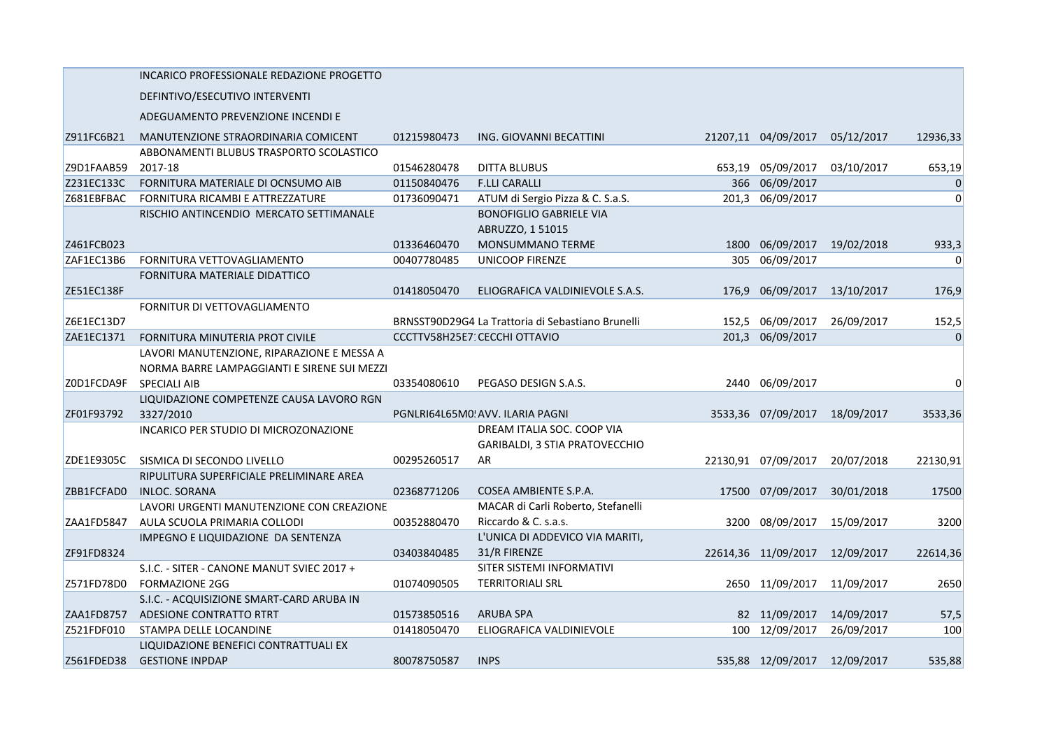| | | | | | | | |
|---|---|---|---|---|---|---|---|
| Z911FC6B21 | INCARICO PROFESSIONALE REDAZIONE PROGETTO DEFINTIVO/ESECUTIVO INTERVENTI ADEGUAMENTO PREVENZIONE INCENDI E MANUTENZIONE STRAORDINARIA COMICENT | 01215980473 | ING. GIOVANNI BECATTINI | 21207,11 | 04/09/2017 | 05/12/2017 | 12936,33 |
| Z9D1FAAB59 | ABBONAMENTI BLUBUS TRASPORTO SCOLASTICO 2017-18 | 01546280478 | DITTA BLUBUS | 653,19 | 05/09/2017 | 03/10/2017 | 653,19 |
| Z231EC133C | FORNITURA MATERIALE DI OCNSUMO AIB | 01150840476 | F.LLI CARALLI | 366 | 06/09/2017 | | 0 |
| Z681EBFBAC | FORNITURA RICAMBI E ATTREZZATURE | 01736090471 | ATUM di Sergio Pizza & C. S.a.S. | 201,3 | 06/09/2017 | | 0 |
| Z461FCB023 | RISCHIO ANTINCENDIO MERCATO SETTIMANALE | 01336460470 | BONOFIGLIO GABRIELE VIA ABRUZZO, 1 51015 MONSUMMANO TERME | 1800 | 06/09/2017 | 19/02/2018 | 933,3 |
| ZAF1EC13B6 | FORNITURA VETTOVAGLIAMENTO | 00407780485 | UNICOOP FIRENZE | 305 | 06/09/2017 | | 0 |
| ZE51EC138F | FORNITURA MATERIALE DIDATTICO | 01418050470 | ELIOGRAFICA VALDINIEVOLE S.A.S. | 176,9 | 06/09/2017 | 13/10/2017 | 176,9 |
| Z6E1EC13D7 | FORNITUR DI VETTOVAGLIAMENTO | BRNSST90D29G4 | La Trattoria di Sebastiano Brunelli | 152,5 | 06/09/2017 | 26/09/2017 | 152,5 |
| ZAE1EC1371 | FORNITURA MINUTERIA PROT CIVILE | CCCTTV58H25E7 | CECCHI OTTAVIO | 201,3 | 06/09/2017 | | 0 |
| Z0D1FCDA9F | LAVORI MANUTENZIONE, RIPARAZIONE E MESSA A NORMA BARRE LAMPAGGIANTI E SIRENE SUI MEZZI SPECIALI AIB | 03354080610 | PEGASO DESIGN S.A.S. | 2440 | 06/09/2017 | | 0 |
| ZF01F93792 | LIQUIDAZIONE COMPETENZE CAUSA LAVORO RGN 3327/2010 | PGNLRI64L65M0 | AVV. ILARIA PAGNI | 3533,36 | 07/09/2017 | 18/09/2017 | 3533,36 |
| ZDE1E9305C | INCARICO PER STUDIO DI MICROZONAZIONE SISMICA DI SECONDO LIVELLO | 00295260517 | DREAM ITALIA SOC. COOP VIA GARIBALDI, 3 STIA PRATOVECCHIO AR | 22130,91 | 07/09/2017 | 20/07/2018 | 22130,91 |
| ZBB1FCFAD0 | RIPULITURA SUPERFICIALE PRELIMINARE AREA INLOC. SORANA | 02368771206 | COSEA AMBIENTE S.P.A. | 17500 | 07/09/2017 | 30/01/2018 | 17500 |
| ZAA1FD5847 | LAVORI URGENTI MANUTENZIONE CON CREAZIONE AULA SCUOLA PRIMARIA COLLODI | 00352880470 | MACAR di Carli Roberto, Stefanelli Riccardo & C. s.a.s. | 3200 | 08/09/2017 | 15/09/2017 | 3200 |
| ZF91FD8324 | IMPEGNO E LIQUIDAZIONE DA SENTENZA | 03403840485 | L'UNICA DI ADDEVICO VIA MARITI, 31/R FIRENZE | 22614,36 | 11/09/2017 | 12/09/2017 | 22614,36 |
| Z571FD78D0 | S.I.C. - SITER - CANONE MANUT SVIEC 2017 + FORMAZIONE 2GG | 01074090505 | SITER SISTEMI INFORMATIVI TERRITORIALI SRL | 2650 | 11/09/2017 | 11/09/2017 | 2650 |
| ZAA1FD8757 | S.I.C. - ACQUISIZIONE SMART-CARD ARUBA IN ADESIONE CONTRATTO RTRT | 01573850516 | ARUBA SPA | 82 | 11/09/2017 | 14/09/2017 | 57,5 |
| Z521FDF010 | STAMPA DELLE LOCANDINE | 01418050470 | ELIOGRAFICA VALDINIEVOLE | 100 | 12/09/2017 | 26/09/2017 | 100 |
| Z561FDED38 | LIQUIDAZIONE BENEFICI CONTRATTUALI EX GESTIONE INPDAP | 80078750587 | INPS | 535,88 | 12/09/2017 | 12/09/2017 | 535,88 |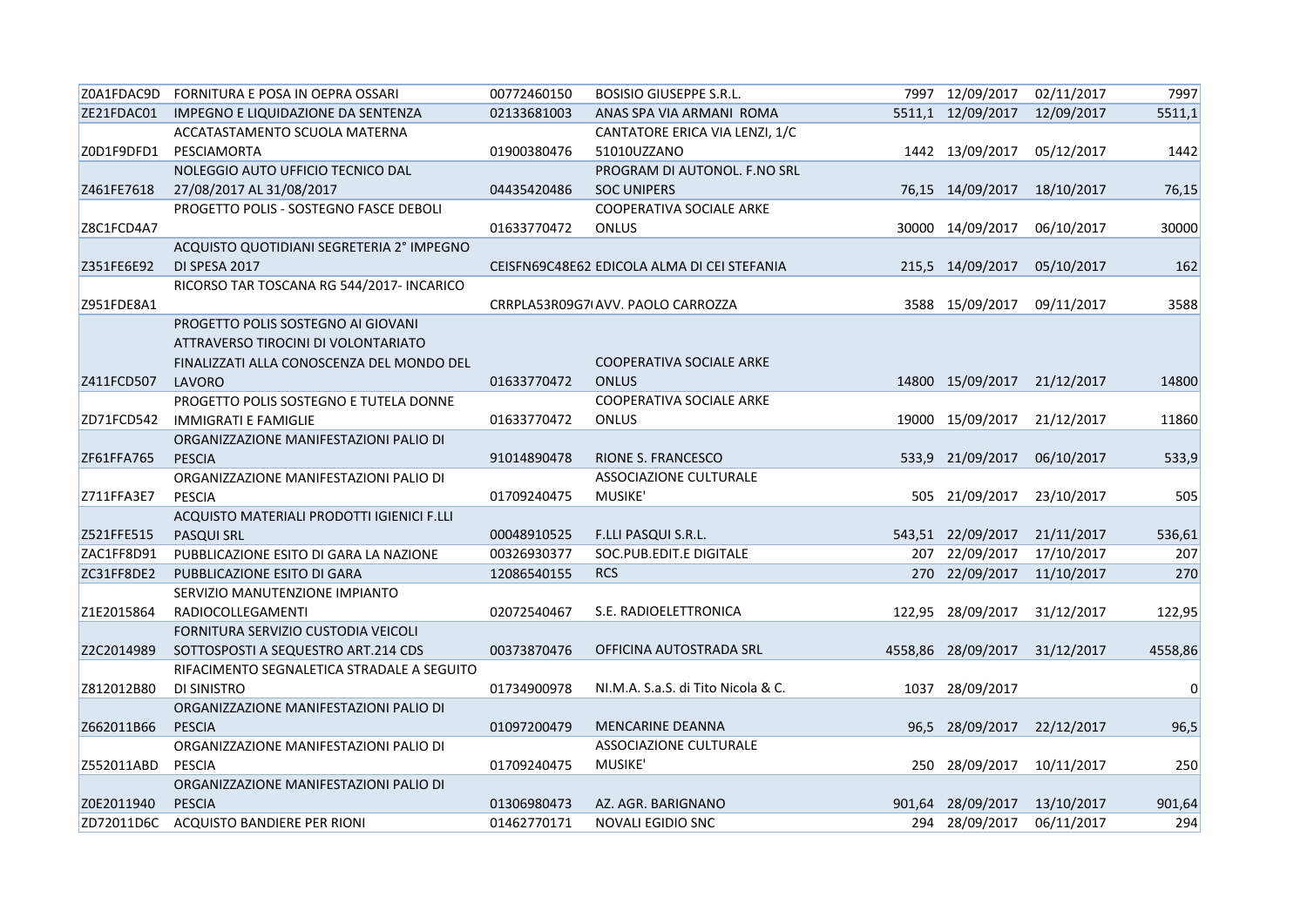| | | | | | | | |
|---|---|---|---|---|---|---|---|
| Z0A1FDAC9D | FORNITURA E POSA IN OEPRA OSSARI | 00772460150 | BOSISIO GIUSEPPE S.R.L. | 7997 | 12/09/2017 | 02/11/2017 | 7997 |
| ZE21FDAC01 | IMPEGNO E LIQUIDAZIONE DA SENTENZA | 02133681003 | ANAS SPA VIA ARMANI ROMA | 5511,1 | 12/09/2017 | 12/09/2017 | 5511,1 |
| Z0D1F9DFD1 | ACCATASTAMENTO SCUOLA MATERNA PESCIAMORTA | 01900380476 | CANTATORE ERICA VIA LENZI, 1/C 51010UZZANO | 1442 | 13/09/2017 | 05/12/2017 | 1442 |
| Z461FE7618 | NOLEGGIO AUTO UFFICIO TECNICO DAL 27/08/2017 AL 31/08/2017 | 04435420486 | PROGRAM DI AUTONOL. F.NO SRL SOC UNIPERS | 76,15 | 14/09/2017 | 18/10/2017 | 76,15 |
| Z8C1FCD4A7 | PROGETTO POLIS - SOSTEGNO FASCE DEBOLI | 01633770472 | COOPERATIVA SOCIALE ARKE ONLUS | 30000 | 14/09/2017 | 06/10/2017 | 30000 |
| Z351FE6E92 | ACQUISTO QUOTIDIANI SEGRETERIA 2° IMPEGNO DI SPESA 2017 | CEISFN69C48E62 | EDICOLA ALMA DI CEI STEFANIA | 215,5 | 14/09/2017 | 05/10/2017 | 162 |
| Z951FDE8A1 | RICORSO TAR TOSCANA RG 544/2017- INCARICO | CRRPLA53R09G7( | AVV. PAOLO CARROZZA | 3588 | 15/09/2017 | 09/11/2017 | 3588 |
| Z411FCD507 | PROGETTO POLIS SOSTEGNO AI GIOVANI ATTRAVERSO TIROCINI DI VOLONTARIATO FINALIZZATI ALLA CONOSCENZA DEL MONDO DEL LAVORO | 01633770472 | COOPERATIVA SOCIALE ARKE ONLUS | 14800 | 15/09/2017 | 21/12/2017 | 14800 |
| ZD71FCD542 | PROGETTO POLIS SOSTEGNO E TUTELA DONNE IMMIGRATI E FAMIGLIE | 01633770472 | COOPERATIVA SOCIALE ARKE ONLUS | 19000 | 15/09/2017 | 21/12/2017 | 11860 |
| ZF61FFA765 | ORGANIZZAZIONE MANIFESTAZIONI PALIO DI PESCIA | 91014890478 | RIONE S. FRANCESCO | 533,9 | 21/09/2017 | 06/10/2017 | 533,9 |
| Z711FFA3E7 | ORGANIZZAZIONE MANIFESTAZIONI PALIO DI PESCIA | 01709240475 | ASSOCIAZIONE CULTURALE MUSIKE' | 505 | 21/09/2017 | 23/10/2017 | 505 |
| Z521FFE515 | ACQUISTO MATERIALI PRODOTTI IGIENICI F.LLI PASQUI SRL | 00048910525 | F.LLI PASQUI S.R.L. | 543,51 | 22/09/2017 | 21/11/2017 | 536,61 |
| ZAC1FF8D91 | PUBBLICAZIONE ESITO DI GARA LA NAZIONE | 00326930377 | SOC.PUB.EDIT.E DIGITALE | 207 | 22/09/2017 | 17/10/2017 | 207 |
| ZC31FF8DE2 | PUBBLICAZIONE ESITO DI GARA | 12086540155 | RCS | 270 | 22/09/2017 | 11/10/2017 | 270 |
| Z1E2015864 | SERVIZIO MANUTENZIONE IMPIANTO RADIOCOLLEGAMENTI | 02072540467 | S.E. RADIOELETTRONICA | 122,95 | 28/09/2017 | 31/12/2017 | 122,95 |
| Z2C2014989 | FORNITURA SERVIZIO CUSTODIA VEICOLI SOTTOSPOSTI A SEQUESTRO ART.214 CDS | 00373870476 | OFFICINA AUTOSTRADA SRL | 4558,86 | 28/09/2017 | 31/12/2017 | 4558,86 |
| Z812012B80 | RIFACIMENTO SEGNALETICA STRADALE A SEGUITO DI SINISTRO | 01734900978 | NI.M.A. S.a.S. di Tito Nicola & C. | 1037 | 28/09/2017 | | 0 |
| Z662011B66 | ORGANIZZAZIONE MANIFESTAZIONI PALIO DI PESCIA | 01097200479 | MENCARINE DEANNA | 96,5 | 28/09/2017 | 22/12/2017 | 96,5 |
| Z552011ABD | ORGANIZZAZIONE MANIFESTAZIONI PALIO DI PESCIA | 01709240475 | ASSOCIAZIONE CULTURALE MUSIKE' | 250 | 28/09/2017 | 10/11/2017 | 250 |
| Z0E2011940 | ORGANIZZAZIONE MANIFESTAZIONI PALIO DI PESCIA | 01306980473 | AZ. AGR. BARIGNANO | 901,64 | 28/09/2017 | 13/10/2017 | 901,64 |
| ZD72011D6C | ACQUISTO BANDIERE PER RIONI | 01462770171 | NOVALI EGIDIO SNC | 294 | 28/09/2017 | 06/11/2017 | 294 |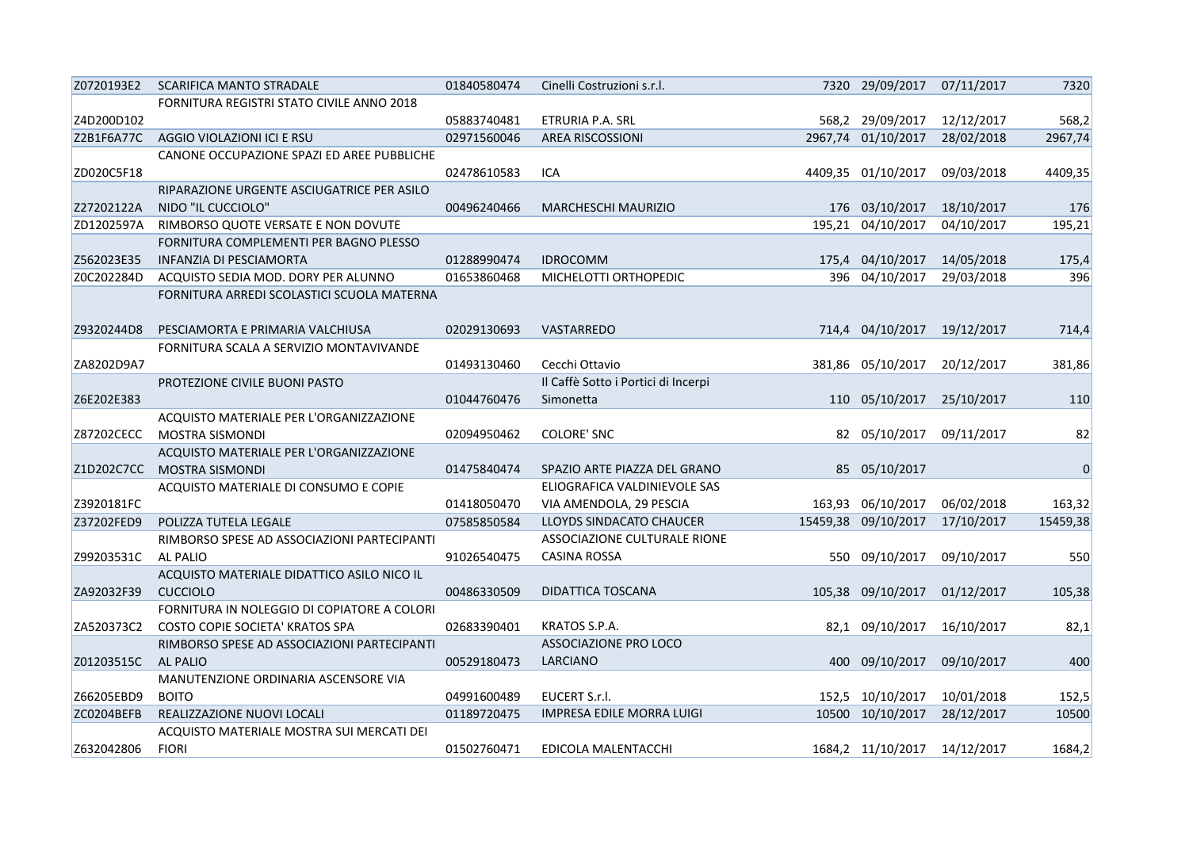| | | | | | | | |
|---|---|---|---|---|---|---|---|
| Z0720193E2 | SCARIFICA MANTO STRADALE | 01840580474 | Cinelli Costruzioni s.r.l. | 7320 | 29/09/2017 | 07/11/2017 | 7320 |
| Z4D200D102 | FORNITURA REGISTRI STATO CIVILE ANNO 2018 | 05883740481 | ETRURIA P.A. SRL | 568,2 | 29/09/2017 | 12/12/2017 | 568,2 |
| Z2B1F6A77C | AGGIO VIOLAZIONI ICI E RSU | 02971560046 | AREA RISCOSSIONI | 2967,74 | 01/10/2017 | 28/02/2018 | 2967,74 |
| ZD020C5F18 | CANONE OCCUPAZIONE SPAZI ED AREE PUBBLICHE | 02478610583 | ICA | 4409,35 | 01/10/2017 | 09/03/2018 | 4409,35 |
| Z27202122A | RIPARAZIONE URGENTE ASCIUGATRICE PER ASILO NIDO "IL CUCCIOLO" | 00496240466 | MARCHESCHI MAURIZIO | 176 | 03/10/2017 | 18/10/2017 | 176 |
| ZD1202597A | RIMBORSO QUOTE VERSATE E NON DOVUTE | | | 195,21 | 04/10/2017 | 04/10/2017 | 195,21 |
| Z562023E35 | FORNITURA COMPLEMENTI PER BAGNO PLESSO INFANZIA DI PESCIAMORTA | 01288990474 | IDROCOMM | 175,4 | 04/10/2017 | 14/05/2018 | 175,4 |
| Z0C202284D | ACQUISTO SEDIA MOD. DORY PER ALUNNO | 01653860468 | MICHELOTTI ORTHOPEDIC | 396 | 04/10/2017 | 29/03/2018 | 396 |
| Z9320244D8 | FORNITURA ARREDI SCOLASTICI SCUOLA MATERNA PESCIAMORTA E PRIMARIA VALCHIUSA | 02029130693 | VASTARREDO | 714,4 | 04/10/2017 | 19/12/2017 | 714,4 |
| ZA8202D9A7 | FORNITURA SCALA A SERVIZIO MONTAVIVANDE | 01493130460 | Cecchi Ottavio | 381,86 | 05/10/2017 | 20/12/2017 | 381,86 |
| Z6E202E383 | PROTEZIONE CIVILE BUONI PASTO | 01044760476 | Il Caffè Sotto i Portici di Incerpi Simonetta | 110 | 05/10/2017 | 25/10/2017 | 110 |
| Z87202CECC | ACQUISTO MATERIALE PER L'ORGANIZZAZIONE MOSTRA SISMONDI | 02094950462 | COLORE' SNC | 82 | 05/10/2017 | 09/11/2017 | 82 |
| Z1D202C7CC | ACQUISTO MATERIALE PER L'ORGANIZZAZIONE MOSTRA SISMONDI | 01475840474 | SPAZIO ARTE PIAZZA DEL GRANO | 85 | 05/10/2017 | | 0 |
| Z3920181FC | ACQUISTO MATERIALE DI CONSUMO E COPIE | 01418050470 | ELIOGRAFICA VALDINIEVOLE SAS VIA AMENDOLA, 29 PESCIA | 163,93 | 06/10/2017 | 06/02/2018 | 163,32 |
| Z37202FED9 | POLIZZA TUTELA LEGALE | 07585850584 | LLOYDS SINDACATO CHAUCER | 15459,38 | 09/10/2017 | 17/10/2017 | 15459,38 |
| Z99203531C | RIMBORSO SPESE AD ASSOCIAZIONI PARTECIPANTI AL PALIO | 91026540475 | ASSOCIAZIONE CULTURALE RIONE CASINA ROSSA | 550 | 09/10/2017 | 09/10/2017 | 550 |
| ZA92032F39 | ACQUISTO MATERIALE DIDATTICO ASILO NICO IL CUCCIOLO | 00486330509 | DIDATTICA TOSCANA | 105,38 | 09/10/2017 | 01/12/2017 | 105,38 |
| ZA520373C2 | FORNITURA IN NOLEGGIO DI COPIATORE A COLORI COSTO COPIE SOCIETA' KRATOS SPA | 02683390401 | KRATOS S.P.A. | 82,1 | 09/10/2017 | 16/10/2017 | 82,1 |
| Z01203515C | RIMBORSO SPESE AD ASSOCIAZIONI PARTECIPANTI AL PALIO | 00529180473 | ASSOCIAZIONE PRO LOCO LARCIANO | 400 | 09/10/2017 | 09/10/2017 | 400 |
| Z66205EBD9 | MANUTENZIONE ORDINARIA ASCENSORE VIA BOITO | 04991600489 | EUCERT S.r.l. | 152,5 | 10/10/2017 | 10/01/2018 | 152,5 |
| ZC0204BEFB | REALIZZAZIONE NUOVI LOCALI | 01189720475 | IMPRESA EDILE MORRA LUIGI | 10500 | 10/10/2017 | 28/12/2017 | 10500 |
| Z632042806 | ACQUISTO MATERIALE MOSTRA SUI MERCATI DEI FIORI | 01502760471 | EDICOLA MALENTACCHI | 1684,2 | 11/10/2017 | 14/12/2017 | 1684,2 |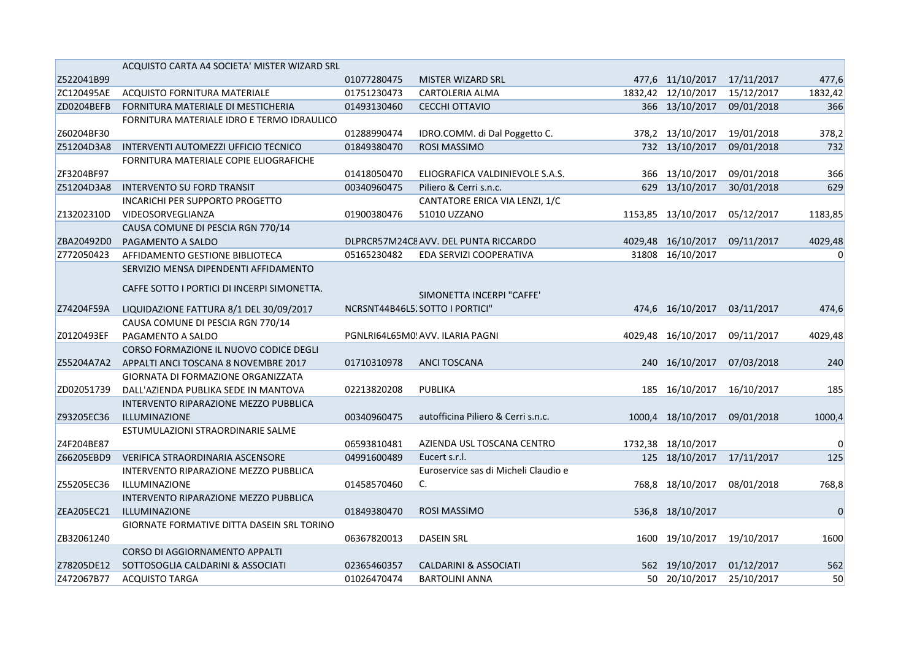| | | | | | | | |
|---|---|---|---|---|---|---|---|
| Z522041B99 | ACQUISTO CARTA A4 SOCIETA' MISTER WIZARD SRL | 01077280475 | MISTER WIZARD SRL | 477,6 | 11/10/2017 | 17/11/2017 | 477,6 |
| ZC120495AE | ACQUISTO FORNITURA MATERIALE | 01751230473 | CARTOLERIA ALMA | 1832,42 | 12/10/2017 | 15/12/2017 | 1832,42 |
| ZD0204BEFB | FORNITURA MATERIALE DI MESTICHERIA | 01493130460 | CECCHI OTTAVIO | 366 | 13/10/2017 | 09/01/2018 | 366 |
| Z60204BF30 | FORNITURA MATERIALE IDRO E TERMO IDRAULICO | 01288990474 | IDRO.COMM. di Dal Poggetto C. | 378,2 | 13/10/2017 | 19/01/2018 | 378,2 |
| Z51204D3A8 | INTERVENTI AUTOMEZZI UFFICIO TECNICO | 01849380470 | ROSI MASSIMO | 732 | 13/10/2017 | 09/01/2018 | 732 |
| ZF3204BF97 | FORNITURA MATERIALE COPIE ELIOGRAFICHE | 01418050470 | ELIOGRAFICA VALDINIEVOLE S.A.S. | 366 | 13/10/2017 | 09/01/2018 | 366 |
| Z51204D3A8 | INTERVENTO SU FORD TRANSIT | 00340960475 | Piliero & Cerri s.n.c. | 629 | 13/10/2017 | 30/01/2018 | 629 |
| Z13202310D | INCARICHI PER SUPPORTO PROGETTO VIDEOSORVEGLIANZA | 01900380476 | CANTATORE ERICA VIA LENZI, 1/C 51010 UZZANO | 1153,85 | 13/10/2017 | 05/12/2017 | 1183,85 |
| ZBA20492D0 | CAUSA COMUNE DI PESCIA RGN 770/14 PAGAMENTO A SALDO | DLPRCR57M24C8 | AVV. DEL PUNTA RICCARDO | 4029,48 | 16/10/2017 | 09/11/2017 | 4029,48 |
| Z772050423 | AFFIDAMENTO GESTIONE BIBLIOTECA | 05165230482 | EDA SERVIZI COOPERATIVA | 31808 | 16/10/2017 | | 0 |
| Z74204F59A | SERVIZIO MENSA DIPENDENTI AFFIDAMENTO CAFFE SOTTO I PORTICI DI INCERPI SIMONETTA. LIQUIDAZIONE FATTURA 8/1 DEL 30/09/2017 | NCRSNT44B46L5 | SIMONETTA INCERPI "CAFFE' SOTTO I PORTICI" | 474,6 | 16/10/2017 | 03/11/2017 | 474,6 |
| Z0120493EF | CAUSA COMUNE DI PESCIA RGN 770/14 PAGAMENTO A SALDO | PGNLRI64L65M0 | AVV. ILARIA PAGNI | 4029,48 | 16/10/2017 | 09/11/2017 | 4029,48 |
| Z55204A7A2 | CORSO FORMAZIONE IL NUOVO CODICE DEGLI APPALTI ANCI TOSCANA 8 NOVEMBRE 2017 | 01710310978 | ANCI TOSCANA | 240 | 16/10/2017 | 07/03/2018 | 240 |
| ZD02051739 | GIORNATA DI FORMAZIONE ORGANIZZATA DALL'AZIENDA PUBLIKA SEDE IN MANTOVA | 02213820208 | PUBLIKA | 185 | 16/10/2017 | 16/10/2017 | 185 |
| Z93205EC36 | INTERVENTO RIPARAZIONE MEZZO PUBBLICA ILLUMINAZIONE | 00340960475 | autofficina Piliero & Cerri s.n.c. | 1000,4 | 18/10/2017 | 09/01/2018 | 1000,4 |
| Z4F204BE87 | ESTUMULAZIONI STRAORDINARIE SALME | 06593810481 | AZIENDA USL TOSCANA CENTRO | 1732,38 | 18/10/2017 | | 0 |
| Z66205EBD9 | VERIFICA STRAORDINARIA ASCENSORE | 04991600489 | Eucert s.r.l. | 125 | 18/10/2017 | 17/11/2017 | 125 |
| Z55205EC36 | INTERVENTO RIPARAZIONE MEZZO PUBBLICA ILLUMINAZIONE | 01458570460 | Euroservice sas di Micheli Claudio e C. | 768,8 | 18/10/2017 | 08/01/2018 | 768,8 |
| ZEA205EC21 | INTERVENTO RIPARAZIONE MEZZO PUBBLICA ILLUMINAZIONE | 01849380470 | ROSI MASSIMO | 536,8 | 18/10/2017 | | 0 |
| ZB32061240 | GIORNATE FORMATIVE DITTA DASEIN SRL TORINO | 06367820013 | DASEIN SRL | 1600 | 19/10/2017 | 19/10/2017 | 1600 |
| Z78205DE12 | CORSO DI AGGIORNAMENTO APPALTI SOTTOSOGLIA CALDARINI & ASSOCIATI | 02365460357 | CALDARINI & ASSOCIATI | 562 | 19/10/2017 | 01/12/2017 | 562 |
| Z472067B77 | ACQUISTO TARGA | 01026470474 | BARTOLINI ANNA | 50 | 20/10/2017 | 25/10/2017 | 50 |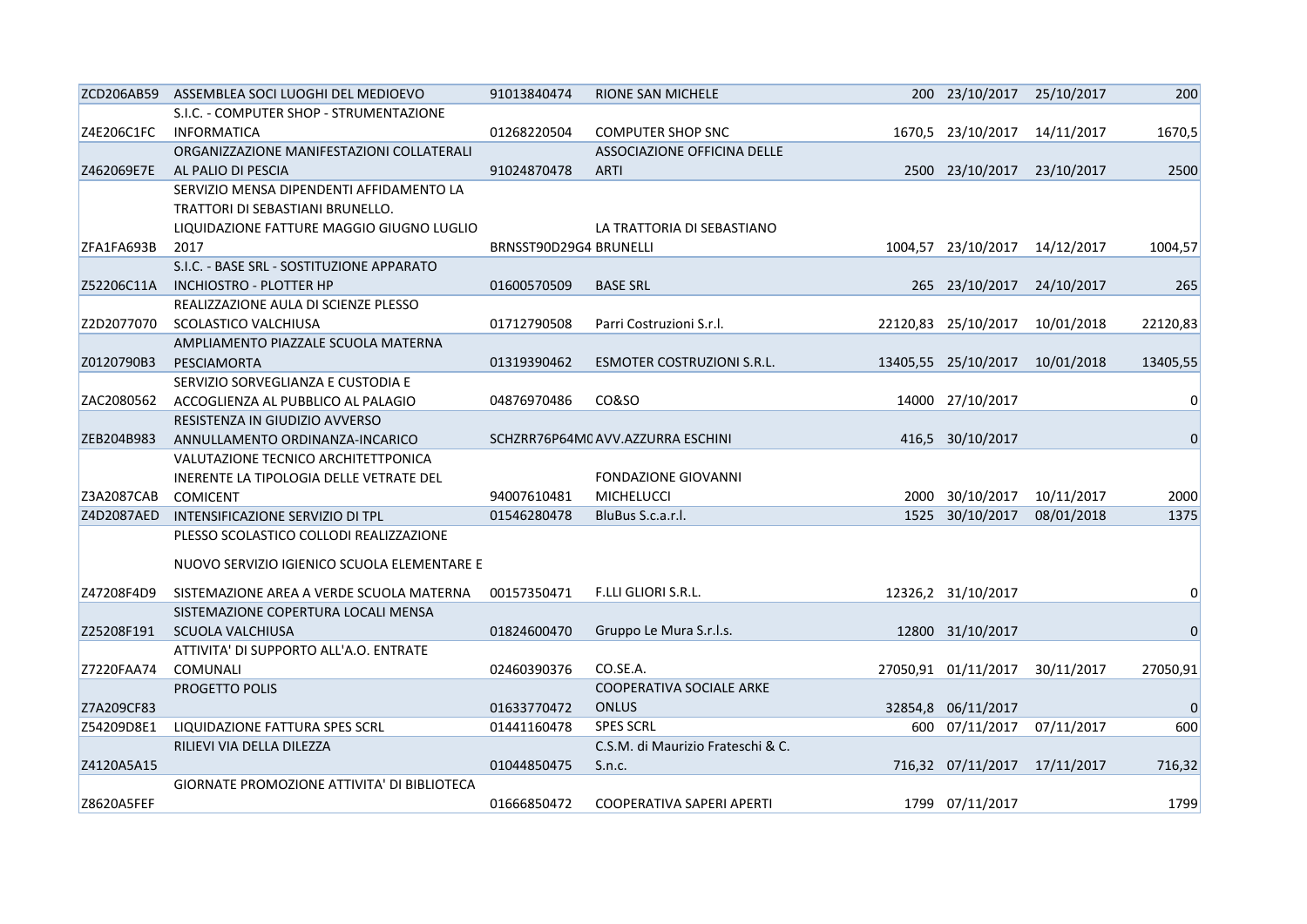| | | | | | | | |
|---|---|---|---|---|---|---|---|
| ZCD206AB59 | ASSEMBLEA SOCI LUOGHI DEL MEDIOEVO | 91013840474 | RIONE SAN MICHELE | 200 | 23/10/2017 | 25/10/2017 | 200 |
| Z4E206C1FC | S.I.C. - COMPUTER SHOP - STRUMENTAZIONE INFORMATICA | 01268220504 | COMPUTER SHOP SNC | 1670,5 | 23/10/2017 | 14/11/2017 | 1670,5 |
| Z462069E7E | ORGANIZZAZIONE MANIFESTAZIONI COLLATERALI AL PALIO DI PESCIA | 91024870478 | ASSOCIAZIONE OFFICINA DELLE ARTI | 2500 | 23/10/2017 | 23/10/2017 | 2500 |
| ZFA1FA693B | SERVIZIO MENSA DIPENDENTI AFFIDAMENTO LA TRATTORI DI SEBASTIANI BRUNELLO. LIQUIDAZIONE FATTURE MAGGIO GIUGNO LUGLIO 2017 | BRNSST90D29G4 | LA TRATTORIA DI SEBASTIANO BRUNELLI | 1004,57 | 23/10/2017 | 14/12/2017 | 1004,57 |
| Z52206C11A | S.I.C. - BASE SRL - SOSTITUZIONE APPARATO INCHIOSTRO - PLOTTER HP | 01600570509 | BASE SRL | 265 | 23/10/2017 | 24/10/2017 | 265 |
| Z2D2077070 | REALIZZAZIONE AULA DI SCIENZE PLESSO SCOLASTICO VALCHIUSA | 01712790508 | Parri Costruzioni S.r.l. | 22120,83 | 25/10/2017 | 10/01/2018 | 22120,83 |
| Z0120790B3 | AMPLIAMENTO PIAZZALE SCUOLA MATERNA PESCIAMORTA | 01319390462 | ESMOTER COSTRUZIONI S.R.L. | 13405,55 | 25/10/2017 | 10/01/2018 | 13405,55 |
| ZAC2080562 | SERVIZIO SORVEGLIANZA E CUSTODIA E ACCOGLIENZA AL PUBBLICO AL PALAGIO | 04876970486 | CO&SO | 14000 | 27/10/2017 | | 0 |
| ZEB204B983 | RESISTENZA IN GIUDIZIO AVVERSO ANNULLAMENTO ORDINANZA-INCARICO | SCHZRR76P64M0 | AVV.AZZURRA ESCHINI | 416,5 | 30/10/2017 | | 0 |
| Z3A2087CAB | VALUTAZIONE TECNICO ARCHITETTPONICA INERENTE LA TIPOLOGIA DELLE VETRATE DEL COMICENT | 94007610481 | FONDAZIONE GIOVANNI MICHELUCCI | 2000 | 30/10/2017 | 10/11/2017 | 2000 |
| Z4D2087AED | INTENSIFICAZIONE SERVIZIO DI TPL | 01546280478 | BluBus S.c.a.r.l. | 1525 | 30/10/2017 | 08/01/2018 | 1375 |
| Z47208F4D9 | PLESSO SCOLASTICO COLLODI REALIZZAZIONE NUOVO SERVIZIO IGIENICO SCUOLA ELEMENTARE E SISTEMAZIONE AREA A VERDE SCUOLA MATERNA | 00157350471 | F.LLI GLIORI S.R.L. | 12326,2 | 31/10/2017 | | 0 |
| Z25208F191 | SISTEMAZIONE COPERTURA LOCALI MENSA SCUOLA VALCHIUSA | 01824600470 | Gruppo Le Mura S.r.l.s. | 12800 | 31/10/2017 | | 0 |
| Z7220FAA74 | ATTIVITA' DI SUPPORTO ALL'A.O. ENTRATE COMUNALI | 02460390376 | CO.SE.A. | 27050,91 | 01/11/2017 | 30/11/2017 | 27050,91 |
| Z7A209CF83 | PROGETTO POLIS | 01633770472 | COOPERATIVA SOCIALE ARKE ONLUS | 32854,8 | 06/11/2017 | | 0 |
| Z54209D8E1 | LIQUIDAZIONE FATTURA SPES SCRL | 01441160478 | SPES SCRL | 600 | 07/11/2017 | 07/11/2017 | 600 |
| Z4120A5A15 | RILIEVI VIA DELLA DILEZZA | 01044850475 | C.S.M. di Maurizio Frateschi & C. S.n.c. | 716,32 | 07/11/2017 | 17/11/2017 | 716,32 |
| Z8620A5FEF | GIORNATE PROMOZIONE ATTIVITA' DI BIBLIOTECA | 01666850472 | COOPERATIVA SAPERI APERTI | 1799 | 07/11/2017 | | 1799 |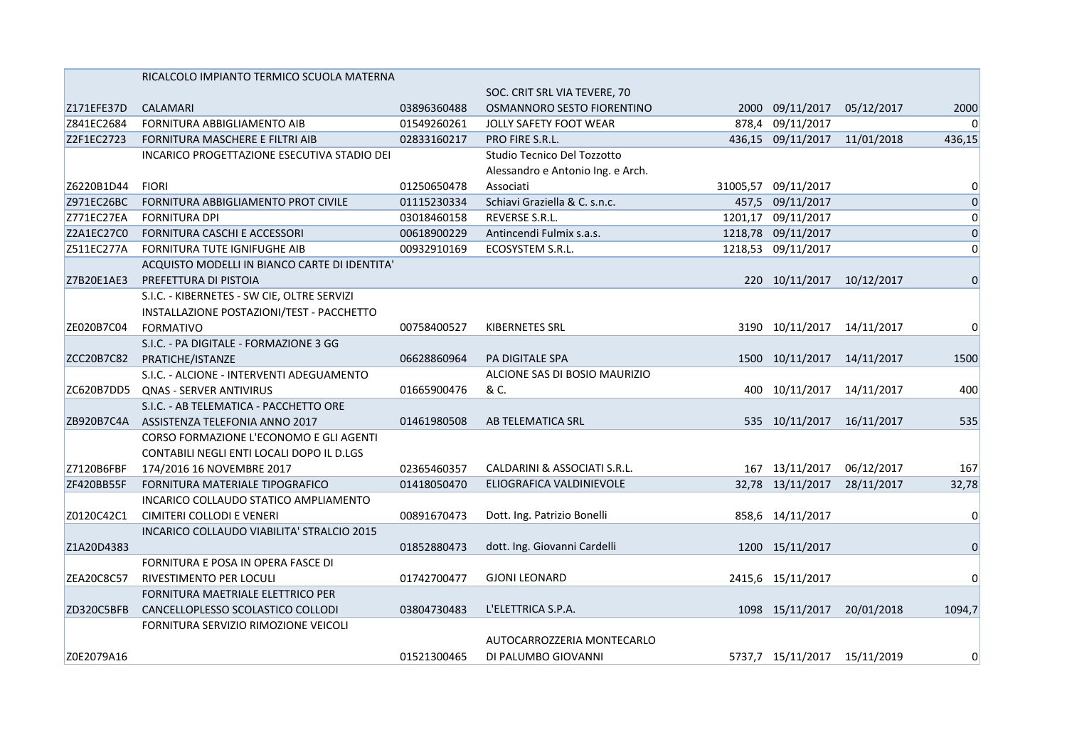| | | | | | | | |
|---|---|---|---|---|---|---|---|
| Z171EFE37D | RICALCOLO IMPIANTO TERMICO SCUOLA MATERNA CALAMARI | 03896360488 | SOC. CRIT SRL VIA TEVERE, 70 OSMANNORO SESTO FIORENTINO | 2000 | 09/11/2017 | 05/12/2017 | 2000 |
| Z841EC2684 | FORNITURA ABBIGLIAMENTO AIB | 01549260261 | JOLLY SAFETY FOOT WEAR | 878,4 | 09/11/2017 | | 0 |
| Z2F1EC2723 | FORNITURA MASCHERE E FILTRI AIB | 02833160217 | PRO FIRE S.R.L. | 436,15 | 09/11/2017 | 11/01/2018 | 436,15 |
| Z6220B1D44 | INCARICO PROGETTAZIONE ESECUTIVA STADIO DEI FIORI | 01250650478 | Studio Tecnico Del Tozzotto Alessandro e Antonio Ing. e Arch. Associati | 31005,57 | 09/11/2017 | | 0 |
| Z971EC26BC | FORNITURA ABBIGLIAMENTO PROT CIVILE | 01115230334 | Schiavi Graziella & C. s.n.c. | 457,5 | 09/11/2017 | | 0 |
| Z771EC27EA | FORNITURA DPI | 03018460158 | REVERSE S.R.L. | 1201,17 | 09/11/2017 | | 0 |
| Z2A1EC27C0 | FORNITURA CASCHI E ACCESSORI | 00618900229 | Antincendi Fulmix s.a.s. | 1218,78 | 09/11/2017 | | 0 |
| Z511EC277A | FORNITURA TUTE IGNIFUGHE AIB | 00932910169 | ECOSYSTEM S.R.L. | 1218,53 | 09/11/2017 | | 0 |
| Z7B20E1AE3 | ACQUISTO MODELLI IN BIANCO CARTE DI IDENTITA' PREFETTURA DI PISTOIA | | | 220 | 10/11/2017 | 10/12/2017 | 0 |
| ZE020B7C04 | S.I.C. - KIBERNETES - SW CIE, OLTRE SERVIZI INSTALLAZIONE POSTAZIONI/TEST - PACCHETTO FORMATIVO | 00758400527 | KIBERNETES SRL | 3190 | 10/11/2017 | 14/11/2017 | 0 |
| ZCC20B7C82 | S.I.C. - PA DIGITALE - FORMAZIONE 3 GG PRATICHE/ISTANZE | 06628860964 | PA DIGITALE SPA | 1500 | 10/11/2017 | 14/11/2017 | 1500 |
| ZC620B7DD5 | S.I.C. - ALCIONE - INTERVENTI ADEGUAMENTO QNAS - SERVER ANTIVIRUS | 01665900476 | ALCIONE SAS DI BOSIO MAURIZIO & C. | 400 | 10/11/2017 | 14/11/2017 | 400 |
| ZB920B7C4A | S.I.C. - AB TELEMATICA - PACCHETTO ORE ASSISTENZA TELEFONIA ANNO 2017 | 01461980508 | AB TELEMATICA SRL | 535 | 10/11/2017 | 16/11/2017 | 535 |
| Z7120B6FBF | CORSO FORMAZIONE L'ECONOMO E GLI AGENTI CONTABILI NEGLI ENTI LOCALI DOPO IL D.LGS 174/2016 16 NOVEMBRE 2017 | 02365460357 | CALDARINI & ASSOCIATI S.R.L. | 167 | 13/11/2017 | 06/12/2017 | 167 |
| ZF420BB55F | FORNITURA MATERIALE TIPOGRAFICO | 01418050470 | ELIOGRAFICA VALDINIEVOLE | 32,78 | 13/11/2017 | 28/11/2017 | 32,78 |
| Z0120C42C1 | INCARICO COLLAUDO STATICO AMPLIAMENTO CIMITERI COLLODI E VENERI | 00891670473 | Dott. Ing. Patrizio Bonelli | 858,6 | 14/11/2017 | | 0 |
| Z1A20D4383 | INCARICO COLLAUDO VIABILITA' STRALCIO 2015 | 01852880473 | dott. Ing. Giovanni Cardelli | 1200 | 15/11/2017 | | 0 |
| ZEA20C8C57 | FORNITURA E POSA IN OPERA FASCE DI RIVESTIMENTO PER LOCULI | 01742700477 | GJONI LEONARD | 2415,6 | 15/11/2017 | | 0 |
| ZD320C5BFB | FORNITURA MAETRIALE ELETTRICO PER CANCELLOPLESSO SCOLASTICO COLLODI | 03804730483 | L'ELETTRICA S.P.A. | 1098 | 15/11/2017 | 20/01/2018 | 1094,7 |
| Z0E2079A16 | FORNITURA SERVIZIO RIMOZIONE VEICOLI | 01521300465 | AUTOCARROZZERIA MONTECARLO DI PALUMBO GIOVANNI | 5737,7 | 15/11/2017 | 15/11/2019 | 0 |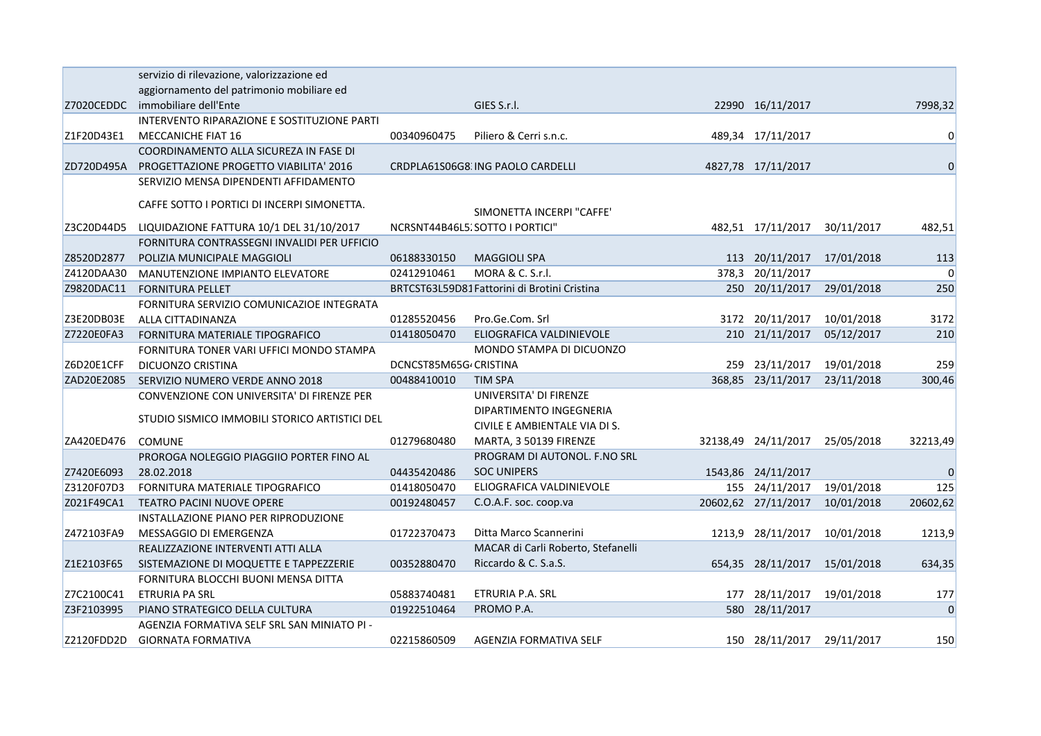| | | | | | | | |
|---|---|---|---|---|---|---|---|
| Z7020CEDDC | servizio di rilevazione, valorizzazione ed aggiornamento del patrimonio mobiliare ed immobiliare dell'Ente | | GIES S.r.l. | 22990 | 16/11/2017 | | 7998,32 |
| Z1F20D43E1 | INTERVENTO RIPARAZIONE E SOSTITUZIONE PARTI MECCANICHE FIAT 16 | 00340960475 | Piliero & Cerri s.n.c. | 489,34 | 17/11/2017 | | 0 |
| ZD720D495A | COORDINAMENTO ALLA SICUREZA IN FASE DI PROGETTAZIONE PROGETTO VIABILITA' 2016 | CRDPLA61S06G8: | ING PAOLO CARDELLI | 4827,78 | 17/11/2017 | | 0 |
| Z3C20D44D5 | SERVIZIO MENSA DIPENDENTI AFFIDAMENTO CAFFE SOTTO I PORTICI DI INCERPI SIMONETTA. LIQUIDAZIONE FATTURA 10/1 DEL 31/10/2017 | NCRSNT44B46L5: | SIMONETTA INCERPI "CAFFE' SOTTO I PORTICI" | 482,51 | 17/11/2017 | 30/11/2017 | 482,51 |
| Z8520D2877 | FORNITURA CONTRASSEGNI INVALIDI PER UFFICIO POLIZIA MUNICIPALE MAGGIOLI | 06188330150 | MAGGIOLI SPA | 113 | 20/11/2017 | 17/01/2018 | 113 |
| Z4120DAA30 | MANUTENZIONE IMPIANTO ELEVATORE | 02412910461 | MORA & C. S.r.l. | 378,3 | 20/11/2017 | | 0 |
| Z9820DAC11 | FORNITURA PELLET | BRTCST63L59D81 | Fattorini di Brotini Cristina | 250 | 20/11/2017 | 29/01/2018 | 250 |
| Z3E20DB03E | FORNITURA SERVIZIO COMUNICAZIOE INTEGRATA ALLA CITTADINANZA | 01285520456 | Pro.Ge.Com. Srl | 3172 | 20/11/2017 | 10/01/2018 | 3172 |
| Z7220E0FA3 | FORNITURA MATERIALE TIPOGRAFICO | 01418050470 | ELIOGRAFICA VALDINIEVOLE | 210 | 21/11/2017 | 05/12/2017 | 210 |
| Z6D20E1CFF | FORNITURA TONER VARI UFFICI MONDO STAMPA DICUONZO CRISTINA | DCNCST85M65G | MONDO STAMPA DI DICUONZO CRISTINA | 259 | 23/11/2017 | 19/01/2018 | 259 |
| ZAD20E2085 | SERVIZIO NUMERO VERDE ANNO 2018 | 00488410010 | TIM SPA | 368,85 | 23/11/2017 | 23/11/2018 | 300,46 |
| ZA420ED476 | CONVENZIONE CON UNIVERSITA' DI FIRENZE PER STUDIO SISMICO IMMOBILI STORICO ARTISTICI DEL COMUNE | 01279680480 | UNIVERSITA' DI FIRENZE DIPARTIMENTO INGEGNERIA CIVILE E AMBIENTALE VIA DI S. MARTA, 3 50139 FIRENZE | 32138,49 | 24/11/2017 | 25/05/2018 | 32213,49 |
| Z7420E6093 | PROROGA NOLEGGIO PIAGGIIO PORTER FINO AL 28.02.2018 | 04435420486 | PROGRAM DI AUTONOL. F.NO SRL SOC UNIPERS | 1543,86 | 24/11/2017 | | 0 |
| Z3120F07D3 | FORNITURA MATERIALE TIPOGRAFICO | 01418050470 | ELIOGRAFICA VALDINIEVOLE | 155 | 24/11/2017 | 19/01/2018 | 125 |
| Z021F49CA1 | TEATRO PACINI NUOVE OPERE | 00192480457 | C.O.A.F. soc. coop.va | 20602,62 | 27/11/2017 | 10/01/2018 | 20602,62 |
| Z472103FA9 | INSTALLAZIONE PIANO PER RIPRODUZIONE MESSAGGIO DI EMERGENZA | 01722370473 | Ditta Marco Scannerini | 1213,9 | 28/11/2017 | 10/01/2018 | 1213,9 |
| Z1E2103F65 | REALIZZAZIONE INTERVENTI ATTI ALLA SISTEMAZIONE DI MOQUETTE E TAPPEZZERIE | 00352880470 | MACAR di Carli Roberto, Stefanelli Riccardo & C. S.a.S. | 654,35 | 28/11/2017 | 15/01/2018 | 634,35 |
| Z7C2100C41 | FORNITURA BLOCCHI BUONI MENSA DITTA ETRURIA PA SRL | 05883740481 | ETRURIA P.A. SRL | 177 | 28/11/2017 | 19/01/2018 | 177 |
| Z3F2103995 | PIANO STRATEGICO DELLA CULTURA | 01922510464 | PROMO P.A. | 580 | 28/11/2017 | | 0 |
| Z2120FDD2D | AGENZIA FORMATIVA SELF SRL SAN MINIATO PI - GIORNATA FORMATIVA | 02215860509 | AGENZIA FORMATIVA SELF | 150 | 28/11/2017 | 29/11/2017 | 150 |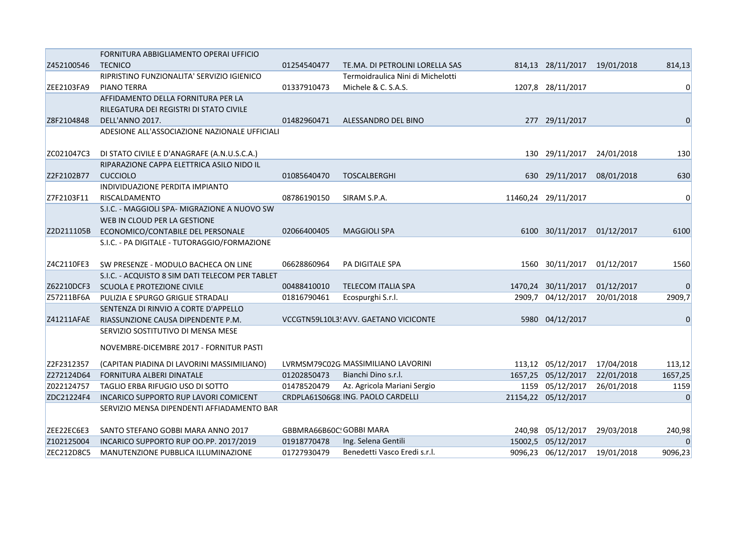| | | | | | | | |
|---|---|---|---|---|---|---|---|
| Z452100546 | FORNITURA ABBIGLIAMENTO OPERAI UFFICIO TECNICO | 01254540477 | TE.MA. DI PETROLINI LORELLA SAS | 814,13 | 28/11/2017 | 19/01/2018 | 814,13 |
| ZEE2103FA9 | RIPRISTINO FUNZIONALITA' SERVIZIO IGIENICO PIANO TERRA | 01337910473 | Termoidraulica Nini di Michelotti Michele & C. S.A.S. | 1207,8 | 28/11/2017 | | 0 |
| Z8F2104848 | AFFIDAMENTO DELLA FORNITURA PER LA RILEGATURA DEI REGISTRI DI STATO CIVILE DELL'ANNO 2017. | 01482960471 | ALESSANDRO DEL BINO | 277 | 29/11/2017 | | 0 |
| ZC021047C3 | ADESIONE ALL'ASSOCIAZIONE NAZIONALE UFFICIALI DI STATO CIVILE E D'ANAGRAFE (A.N.U.S.C.A.) | | | 130 | 29/11/2017 | 24/01/2018 | 130 |
| Z2F2102B77 | RIPARAZIONE CAPPA ELETTRICA ASILO NIDO IL CUCCIOLO | 01085640470 | TOSCALBERGHI | 630 | 29/11/2017 | 08/01/2018 | 630 |
| Z7F2103F11 | INDIVIDUAZIONE PERDITA IMPIANTO RISCALDAMENTO | 08786190150 | SIRAM S.P.A. | 11460,24 | 29/11/2017 | | 0 |
| Z2D211105B | S.I.C. - MAGGIOLI SPA- MIGRAZIONE A NUOVO SW WEB IN CLOUD PER LA GESTIONE ECONOMICO/CONTABILE DEL PERSONALE | 02066400405 | MAGGIOLI SPA | 6100 | 30/11/2017 | 01/12/2017 | 6100 |
| Z4C2110FE3 | S.I.C. - PA DIGITALE - TUTORAGGIO/FORMAZIONE SW PRESENZE - MODULO BACHECA ON LINE | 06628860964 | PA DIGITALE SPA | 1560 | 30/11/2017 | 01/12/2017 | 1560 |
| Z62210DCF3 | S.I.C. - ACQUISTO 8 SIM DATI TELECOM PER TABLET SCUOLA E PROTEZIONE CIVILE | 00488410010 | TELECOM ITALIA SPA | 1470,24 | 30/11/2017 | 01/12/2017 | 0 |
| Z57211BF6A | PULIZIA E SPURGO GRIGLIE STRADALI | 01816790461 | Ecospurghi S.r.l. | 2909,7 | 04/12/2017 | 20/01/2018 | 2909,7 |
| Z41211AFAE | SENTENZA DI RINVIO A CORTE D'APPELLO RIASSUNZIONE CAUSA DIPENDENTE P.M. | VCCGTN59L10L3! | AVV. GAETANO VICICONTE | 5980 | 04/12/2017 | | 0 |
| Z2F2312357 | SERVIZIO SOSTITUTIVO DI MENSA MESE NOVEMBRE-DICEMBRE 2017 - FORNITUR PASTI (CAPITAN PIADINA DI LAVORINI MASSIMILIANO) | LVRMSM79C02G | MASSIMILIANO LAVORINI | 113,12 | 05/12/2017 | 17/04/2018 | 113,12 |
| Z272124D64 | FORNITURA ALBERI DINATALE | 01202850473 | Bianchi Dino s.r.l. | 1657,25 | 05/12/2017 | 22/01/2018 | 1657,25 |
| Z022124757 | TAGLIO ERBA RIFUGIO USO DI SOTTO | 01478520479 | Az. Agricola Mariani Sergio | 1159 | 05/12/2017 | 26/01/2018 | 1159 |
| ZDC21224F4 | INCARICO SUPPORTO RUP LAVORI COMICENT | CRDPLA61S06G8 | ING. PAOLO CARDELLI | 21154,22 | 05/12/2017 | | 0 |
| ZEE22EC6E3 | SERVIZIO MENSA DIPENDENTI AFFIADAMENTO BAR SANTO STEFANO GOBBI MARA ANNO 2017 | GBBMRA66B60C! | GOBBI MARA | 240,98 | 05/12/2017 | 29/03/2018 | 240,98 |
| Z102125004 | INCARICO SUPPORTO RUP OO.PP. 2017/2019 | 01918770478 | Ing. Selena Gentili | 15002,5 | 05/12/2017 | | 0 |
| ZEC212D8C5 | MANUTENZIONE PUBBLICA ILLUMINAZIONE | 01727930479 | Benedetti Vasco Eredi s.r.l. | 9096,23 | 06/12/2017 | 19/01/2018 | 9096,23 |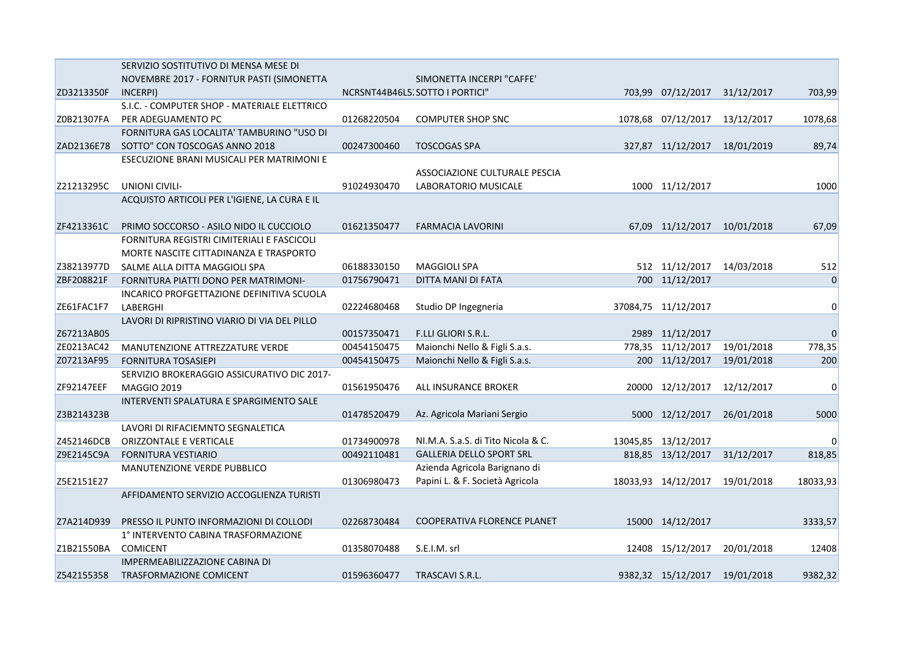| | | | | | | | |
|---|---|---|---|---|---|---|---|
| ZD3213350F | SERVIZIO SOSTITUTIVO DI MENSA MESE DI NOVEMBRE 2017 - FORNITUR PASTI (SIMONETTA INCERPI) | NCRSNT44B46L5. | SIMONETTA INCERPI "CAFFE' SOTTO I PORTICI" | 703,99 | 07/12/2017 | 31/12/2017 | 703,99 |
| Z0B21307FA | S.I.C. - COMPUTER SHOP - MATERIALE ELETTRICO PER ADEGUAMENTO PC | 01268220504 | COMPUTER SHOP SNC | 1078,68 | 07/12/2017 | 13/12/2017 | 1078,68 |
| ZAD2136E78 | FORNITURA GAS LOCALITA' TAMBURINO "USO DI SOTTO" CON TOSCOGAS ANNO 2018 | 00247300460 | TOSCOGAS SPA | 327,87 | 11/12/2017 | 18/01/2019 | 89,74 |
| Z21213295C | ESECUZIONE BRANI MUSICALI PER MATRIMONI E UNIONI CIVILI- | 91024930470 | ASSOCIAZIONE CULTURALE PESCIA LABORATORIO MUSICALE | 1000 | 11/12/2017 | | 1000 |
| ZF4213361C | ACQUISTO ARTICOLI PER L'IGIENE, LA CURA E IL PRIMO SOCCORSO - ASILO NIDO IL CUCCIOLO | 01621350477 | FARMACIA LAVORINI | 67,09 | 11/12/2017 | 10/01/2018 | 67,09 |
| Z38213977D | FORNITURA REGISTRI CIMITERIALI E FASCICOLI MORTE NASCITE CITTADINANZA E TRASPORTO SALME ALLA DITTA MAGGIOLI SPA | 06188330150 | MAGGIOLI SPA | 512 | 11/12/2017 | 14/03/2018 | 512 |
| ZBF208821F | FORNITURA PIATTI DONO PER MATRIMONI- | 01756790471 | DITTA MANI DI FATA | 700 | 11/12/2017 | | 0 |
| ZE61FAC1F7 | INCARICO PROFGETTAZIONE DEFINITIVA SCUOLA LABERGHI | 02224680468 | Studio DP Ingegneria | 37084,75 | 11/12/2017 | | 0 |
| Z67213AB05 | LAVORI DI RIPRISTINO VIARIO DI VIA DEL PILLO | 00157350471 | F.LLI GLIORI S.R.L. | 2989 | 11/12/2017 | | 0 |
| ZE0213AC42 | MANUTENZIONE ATTREZZATURE VERDE | 00454150475 | Maionchi Nello & Figli S.a.s. | 778,35 | 11/12/2017 | 19/01/2018 | 778,35 |
| Z07213AF95 | FORNITURA TOSASIEPI | 00454150475 | Maionchi Nello & Figli S.a.s. | 200 | 11/12/2017 | 19/01/2018 | 200 |
| ZF92147EEF | SERVIZIO BROKERAGGIO ASSICURATIVO DIC 2017- MAGGIO 2019 | 01561950476 | ALL INSURANCE BROKER | 20000 | 12/12/2017 | 12/12/2017 | 0 |
| Z3B214323B | INTERVENTI SPALATURA E SPARGIMENTO SALE | 01478520479 | Az. Agricola Mariani Sergio | 5000 | 12/12/2017 | 26/01/2018 | 5000 |
| Z452146DCB | LAVORI DI RIFACIEMNTO SEGNALETICA ORIZZONTALE E VERTICALE | 01734900978 | NI.M.A. S.a.S. di Tito Nicola & C. | 13045,85 | 13/12/2017 | | 0 |
| Z9E2145C9A | FORNITURA VESTIARIO | 00492110481 | GALLERIA DELLO SPORT SRL | 818,85 | 13/12/2017 | 31/12/2017 | 818,85 |
| Z5E2151E27 | MANUTENZIONE VERDE PUBBLICO | 01306980473 | Azienda Agricola Barignano di Papini L. & F. Società Agricola | 18033,93 | 14/12/2017 | 19/01/2018 | 18033,93 |
| Z7A214D939 | AFFIDAMENTO SERVIZIO ACCOGLIENZA TURISTI PRESSO IL PUNTO INFORMAZIONI DI COLLODI | 02268730484 | COOPERATIVA FLORENCE PLANET | 15000 | 14/12/2017 | | 3333,57 |
| Z1B21550BA | 1° INTERVENTO CABINA TRASFORMAZIONE COMICENT | 01358070488 | S.E.I.M. srl | 12408 | 15/12/2017 | 20/01/2018 | 12408 |
| Z542155358 | IMPERMEABILIZZAZIONE CABINA DI TRASFORMAZIONE COMICENT | 01596360477 | TRASCAVI S.R.L. | 9382,32 | 15/12/2017 | 19/01/2018 | 9382,32 |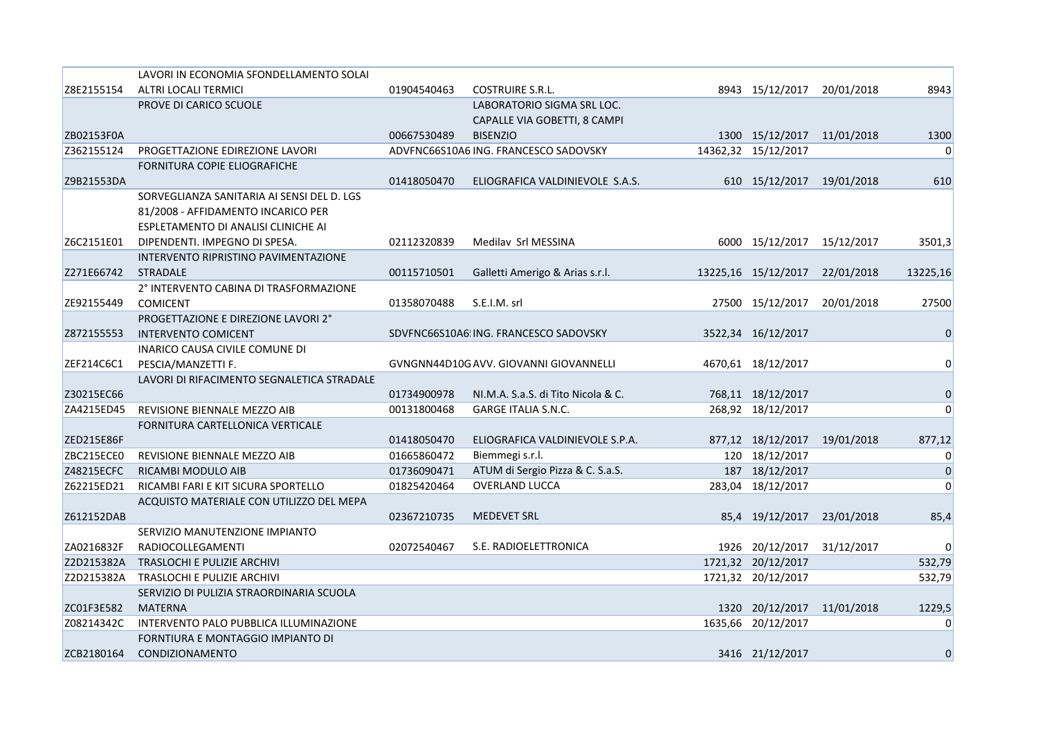| | | | | | | | |
|---|---|---|---|---|---|---|---|
| Z8E2155154 | LAVORI IN ECONOMIA SFONDELLAMENTO SOLAI ALTRI LOCALI TERMICI | 01904540463 | COSTRUIRE S.R.L. | 8943 | 15/12/2017 | 20/01/2018 | 8943 |
| ZB02153F0A | PROVE DI CARICO SCUOLE | 00667530489 | LABORATORIO SIGMA SRL LOC. CAPALLE VIA GOBETTI, 8 CAMPI BISENZIO | 1300 | 15/12/2017 | 11/01/2018 | 1300 |
| Z362155124 | PROGETTAZIONE EDIREZIONE LAVORI | ADVFNC66S10A6 | ING. FRANCESCO SADOVSKY | 14362,32 | 15/12/2017 | | 0 |
| Z9B21553DA | FORNITURA COPIE ELIOGRAFICHE | 01418050470 | ELIOGRAFICA VALDINIEVOLE S.A.S. | 610 | 15/12/2017 | 19/01/2018 | 610 |
| Z6C2151E01 | SORVEGLIANZA SANITARIA AI SENSI DEL D. LGS 81/2008 - AFFIDAMENTO INCARICO PER ESPLETAMENTO DI ANALISI CLINICHE AI DIPENDENTI. IMPEGNO DI SPESA. | 02112320839 | Medilav Srl MESSINA | 6000 | 15/12/2017 | 15/12/2017 | 3501,3 |
| Z271E66742 | INTERVENTO RIPRISTINO PAVIMENTAZIONE STRADALE | 00115710501 | Galletti Amerigo & Arias s.r.l. | 13225,16 | 15/12/2017 | 22/01/2018 | 13225,16 |
| ZE92155449 | 2° INTERVENTO CABINA DI TRASFORMAZIONE COMICENT | 01358070488 | S.E.I.M. srl | 27500 | 15/12/2017 | 20/01/2018 | 27500 |
| Z872155553 | PROGETTAZIONE E DIREZIONE LAVORI 2° INTERVENTO COMICENT | SDVFNC66S10A6 | ING. FRANCESCO SADOVSKY | 3522,34 | 16/12/2017 | | 0 |
| ZEF214C6C1 | INARICO CAUSA CIVILE COMUNE DI PESCIA/MANZETTI F. | GVNGNN44D10G | AVV. GIOVANNI GIOVANNELLI | 4670,61 | 18/12/2017 | | 0 |
| Z30215EC66 | LAVORI DI RIFACIMENTO SEGNALETICA STRADALE | 01734900978 | NI.M.A. S.a.S. di Tito Nicola & C. | 768,11 | 18/12/2017 | | 0 |
| ZA4215ED45 | REVISIONE BIENNALE MEZZO AIB | 00131800468 | GARGE ITALIA S.N.C. | 268,92 | 18/12/2017 | | 0 |
| ZED215E86F | FORNITURA CARTELLONICA VERTICALE | 01418050470 | ELIOGRAFICA VALDINIEVOLE S.P.A. | 877,12 | 18/12/2017 | 19/01/2018 | 877,12 |
| ZBC215ECE0 | REVISIONE BIENNALE MEZZO AIB | 01665860472 | Biemmegi s.r.l. | 120 | 18/12/2017 | | 0 |
| Z48215ECFC | RICAMBI MODULO AIB | 01736090471 | ATUM di Sergio Pizza & C. S.a.S. | 187 | 18/12/2017 | | 0 |
| Z62215ED21 | RICAMBI FARI E KIT SICURA SPORTELLO | 01825420464 | OVERLAND LUCCA | 283,04 | 18/12/2017 | | 0 |
| Z612152DAB | ACQUISTO MATERIALE CON UTILIZZO DEL MEPA | 02367210735 | MEDEVET SRL | 85,4 | 19/12/2017 | 23/01/2018 | 85,4 |
| ZA0216832F | SERVIZIO MANUTENZIONE IMPIANTO RADIOCOLLEGAMENTI | 02072540467 | S.E. RADIOELETTRONICA | 1926 | 20/12/2017 | 31/12/2017 | 0 |
| Z2D215382A | TRASLOCHI E PULIZIE ARCHIVI | | | 1721,32 | 20/12/2017 | | 532,79 |
| Z2D215382A | TRASLOCHI E PULIZIE ARCHIVI | | | 1721,32 | 20/12/2017 | | 532,79 |
| ZC01F3E582 | SERVIZIO DI PULIZIA STRAORDINARIA SCUOLA MATERNA | | | 1320 | 20/12/2017 | 11/01/2018 | 1229,5 |
| Z08214342C | INTERVENTO PALO PUBBLICA ILLUMINAZIONE | | | 1635,66 | 20/12/2017 | | 0 |
| ZCB2180164 | FORNTIURA E MONTAGGIO IMPIANTO DI CONDIZIONAMENTO | | | 3416 | 21/12/2017 | | 0 |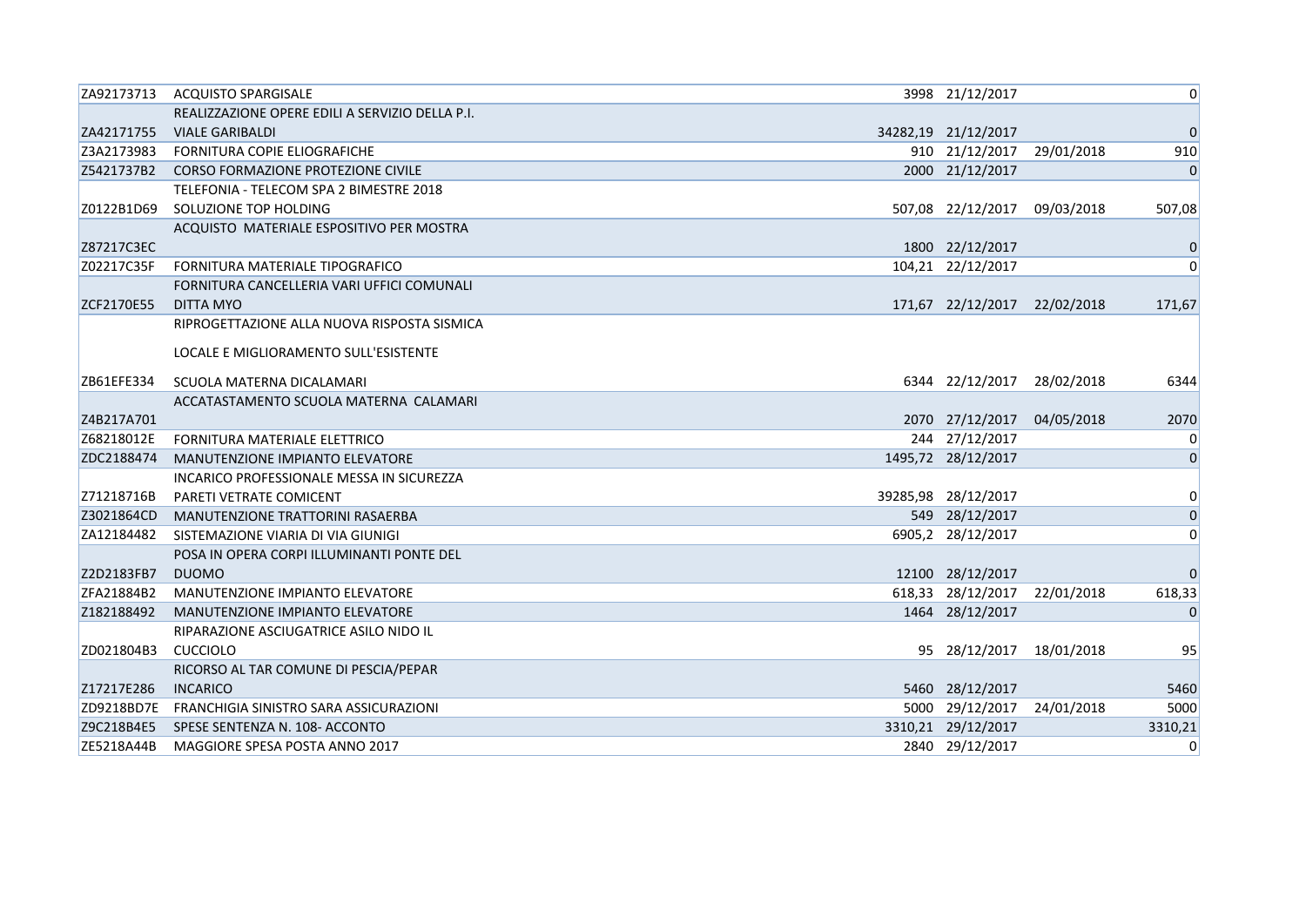| | | | | | |
|---|---|---|---|---|---|
| ZA92173713 | ACQUISTO SPARGISALE | 3998 | 21/12/2017 | | 0 |
| ZA42171755 | REALIZZAZIONE OPERE EDILI A SERVIZIO DELLA P.I. VIALE GARIBALDI | 34282,19 | 21/12/2017 | | 0 |
| Z3A2173983 | FORNITURA COPIE ELIOGRAFICHE | 910 | 21/12/2017 | 29/01/2018 | 910 |
| Z5421737B2 | CORSO FORMAZIONE PROTEZIONE CIVILE | 2000 | 21/12/2017 | | 0 |
| Z0122B1D69 | TELEFONIA - TELECOM SPA 2 BIMESTRE 2018 SOLUZIONE TOP HOLDING | 507,08 | 22/12/2017 | 09/03/2018 | 507,08 |
| Z87217C3EC | ACQUISTO MATERIALE ESPOSITIVO PER MOSTRA | 1800 | 22/12/2017 | | 0 |
| Z02217C35F | FORNITURA MATERIALE TIPOGRAFICO | 104,21 | 22/12/2017 | | 0 |
| ZCF2170E55 | FORNITURA CANCELLERIA VARI UFFICI COMUNALI DITTA MYO | 171,67 | 22/12/2017 | 22/02/2018 | 171,67 |
| ZB61EFE334 | RIPROGETTAZIONE ALLA NUOVA RISPOSTA SISMICA LOCALE E MIGLIORAMENTO SULL'ESISTENTE SCUOLA MATERNA DICALAMARI | 6344 | 22/12/2017 | 28/02/2018 | 6344 |
| Z4B217A701 | ACCATASTAMENTO SCUOLA MATERNA CALAMARI | 2070 | 27/12/2017 | 04/05/2018 | 2070 |
| Z68218012E | FORNITURA MATERIALE ELETTRICO | 244 | 27/12/2017 | | 0 |
| ZDC2188474 | MANUTENZIONE IMPIANTO ELEVATORE | 1495,72 | 28/12/2017 | | 0 |
| Z71218716B | INCARICO PROFESSIONALE MESSA IN SICUREZZA PARETI VETRATE COMICENT | 39285,98 | 28/12/2017 | | 0 |
| Z3021864CD | MANUTENZIONE TRATTORINI RASAERBA | 549 | 28/12/2017 | | 0 |
| ZA12184482 | SISTEMAZIONE VIARIA DI VIA GIUNIGI | 6905,2 | 28/12/2017 | | 0 |
| Z2D2183FB7 | POSA IN OPERA CORPI ILLUMINANTI PONTE DEL DUOMO | 12100 | 28/12/2017 | | 0 |
| ZFA21884B2 | MANUTENZIONE IMPIANTO ELEVATORE | 618,33 | 28/12/2017 | 22/01/2018 | 618,33 |
| Z182188492 | MANUTENZIONE IMPIANTO ELEVATORE | 1464 | 28/12/2017 | | 0 |
| ZD021804B3 | RIPARAZIONE ASCIUGATRICE ASILO NIDO IL CUCCIOLO | 95 | 28/12/2017 | 18/01/2018 | 95 |
| Z17217E286 | RICORSO AL TAR COMUNE DI PESCIA/PEPAR INCARICO | 5460 | 28/12/2017 | | 5460 |
| ZD9218BD7E | FRANCHIGIA SINISTRO SARA ASSICURAZIONI | 5000 | 29/12/2017 | 24/01/2018 | 5000 |
| Z9C218B4E5 | SPESE SENTENZA N. 108- ACCONTO | 3310,21 | 29/12/2017 | | 3310,21 |
| ZE5218A44B | MAGGIORE SPESA POSTA ANNO 2017 | 2840 | 29/12/2017 | | 0 |